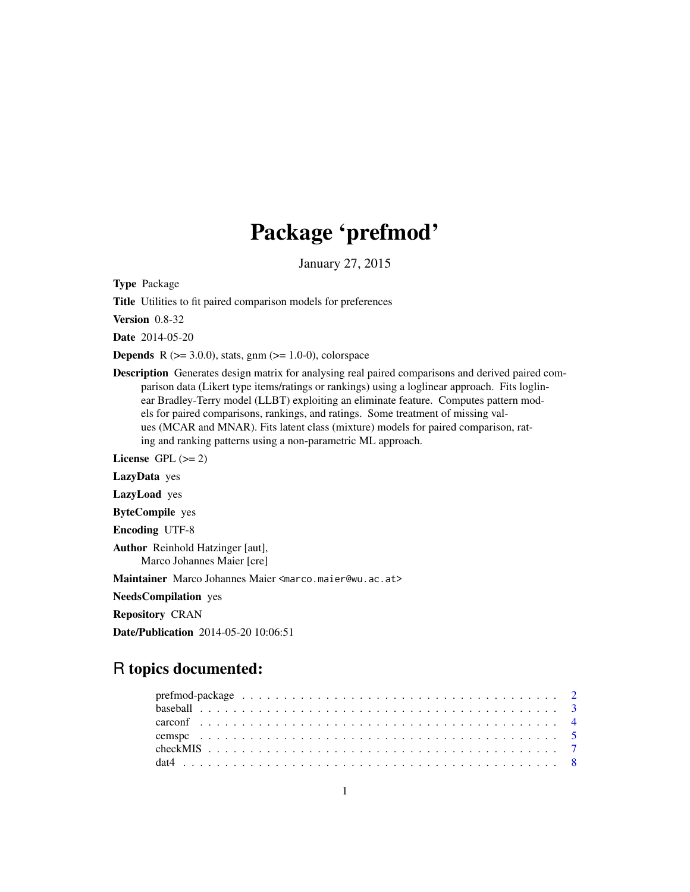# Package 'prefmod'

January 27, 2015

**Type** Package

**Title** Utilities to fit paired comparison models for preferences

**Version** 0.8-32

**Date** 2014-05-20

**Depends** R (>= 3.0.0), stats, gnm (>= 1.0-0), colorspace

**Description** Generates design matrix for analysing real paired comparisons and derived paired comparison data (Likert type items/ratings or rankings) using a loglinear approach. Fits loglinear Bradley-Terry model (LLBT) exploiting an eliminate feature. Computes pattern models for paired comparisons, rankings, and ratings. Some treatment of missing values (MCAR and MNAR). Fits latent class (mixture) models for paired comparison, rating and ranking patterns using a non-parametric ML approach.

**License** GPL (>= 2)

**LazyData** yes

**LazyLoad** yes

**ByteCompile** yes

**Encoding** UTF-8

**Author** Reinhold Hatzinger [aut],
Marco Johannes Maier [cre]

**Maintainer** Marco Johannes Maier <marco.maier@wu.ac.at>

**NeedsCompilation** yes

**Repository** CRAN

**Date/Publication** 2014-05-20 10:06:51

## R topics documented:

| | |
|---|---|
| prefmod-package | 2 |
| baseball | 3 |
| carconf | 4 |
| cemspc | 5 |
| checkMIS | 7 |
| dat4 | 8 |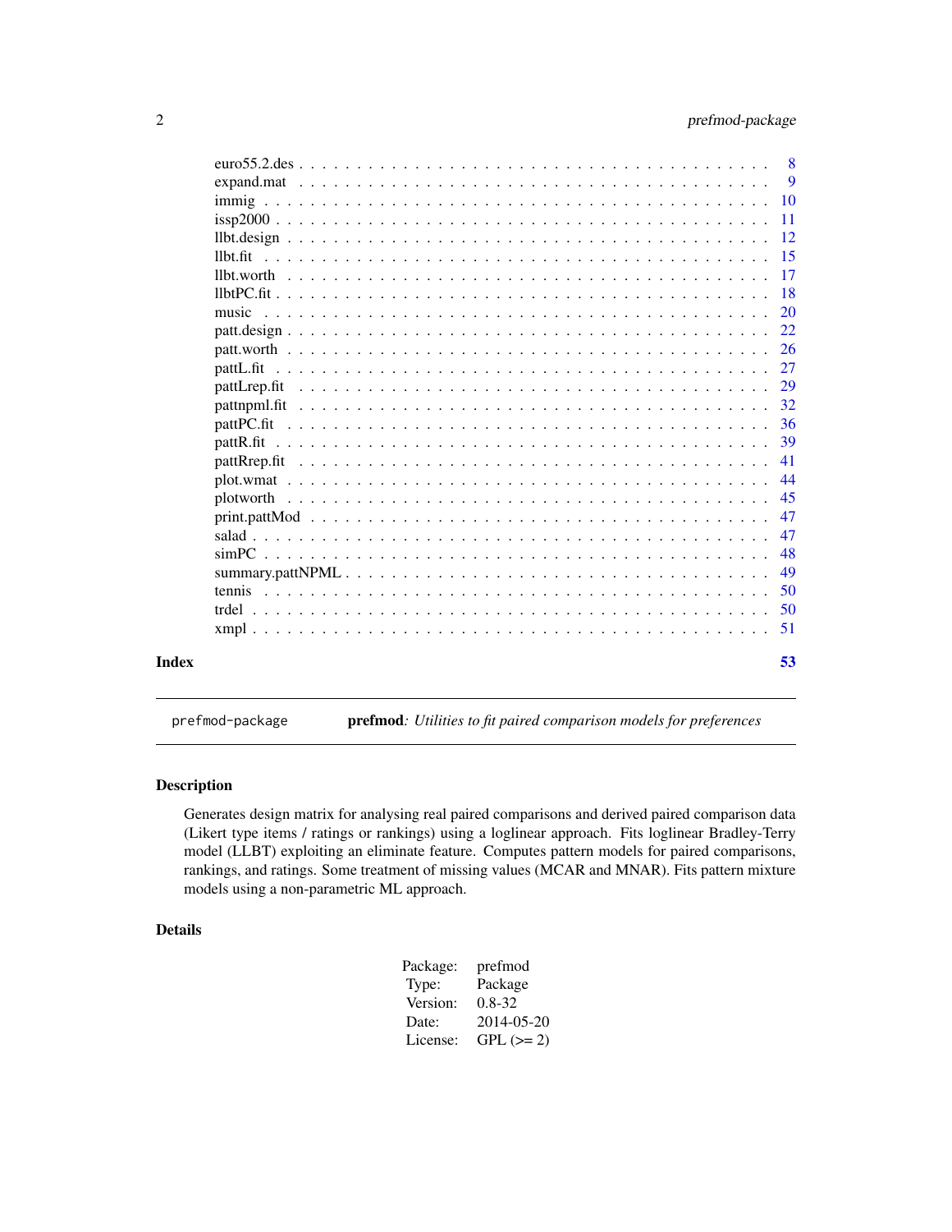| | |
|---|---|
| euro55.2.des | 8 |
| expand.mat | 9 |
| immig | 10 |
| issp2000 | 11 |
| llbt.design | 12 |
| llbt.fit | 15 |
| llbt.worth | 17 |
| llbtPC.fit | 18 |
| music | 20 |
| patt.design | 22 |
| patt.worth | 26 |
| pattL.fit | 27 |
| pattLrep.fit | 29 |
| pattnpml.fit | 32 |
| pattPC.fit | 36 |
| pattR.fit | 39 |
| pattRrep.fit | 41 |
| plot.wmat | 44 |
| plotworth | 45 |
| print.pattMod | 47 |
| salad | 47 |
| simPC | 48 |
| summary.pattNPML | 49 |
| tennis | 50 |
| trdel | 50 |
| xmpl | 51 |
| **Index** | **53** |

---

`prefmod-package` **prefmod**: *Utilities to fit paired comparison models for preferences*

---

## Description

Generates design matrix for analysing real paired comparisons and derived paired comparison data (Likert type items / ratings or rankings) using a loglinear approach. Fits loglinear Bradley-Terry model (LLBT) exploiting an eliminate feature. Computes pattern models for paired comparisons, rankings, and ratings. Some treatment of missing values (MCAR and MNAR). Fits pattern mixture models using a non-parametric ML approach.

## Details

| | |
|---|---|
| Package: | prefmod |
| Type: | Package |
| Version: | 0.8-32 |
| Date: | 2014-05-20 |
| License: | GPL (>= 2) |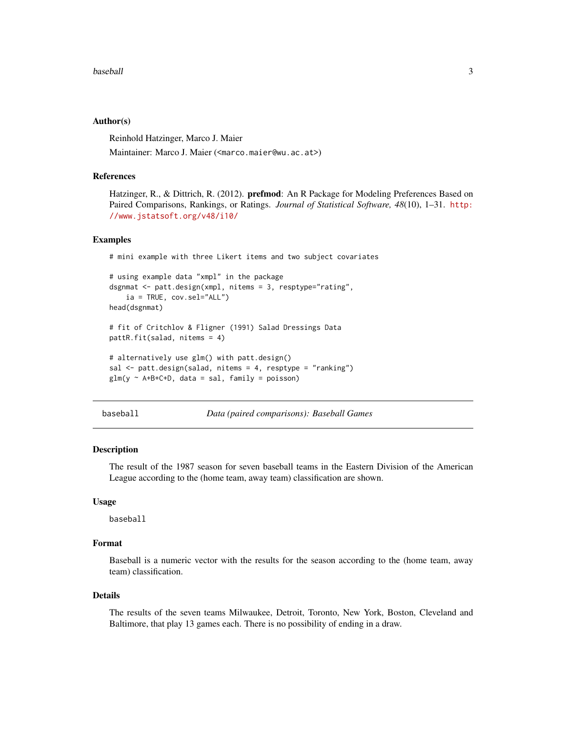## Author(s)

Reinhold Hatzinger, Marco J. Maier

Maintainer: Marco J. Maier (<marco.maier@wu.ac.at>)

## References

Hatzinger, R., & Dittrich, R. (2012). **prefmod**: An R Package for Modeling Preferences Based on Paired Comparisons, Rankings, or Ratings. *Journal of Statistical Software, 48*(10), 1–31. http://www.jstatsoft.org/v48/i10/

## Examples

```
# mini example with three Likert items and two subject covariates

# using example data "xmpl" in the package
dsgnmat <- patt.design(xmpl, nitems = 3, resptype="rating",
    ia = TRUE, cov.sel="ALL")
head(dsgnmat)

# fit of Critchlov & Fligner (1991) Salad Dressings Data
pattR.fit(salad, nitems = 4)

# alternatively use glm() with patt.design()
sal <- patt.design(salad, nitems = 4, resptype = "ranking")
glm(y ~ A+B+C+D, data = sal, family = poisson)
```

---

# baseball — *Data (paired comparisons): Baseball Games*

---

## Description

The result of the 1987 season for seven baseball teams in the Eastern Division of the American League according to the (home team, away team) classification are shown.

## Usage

```
baseball
```

## Format

Baseball is a numeric vector with the results for the season according to the (home team, away team) classification.

## Details

The results of the seven teams Milwaukee, Detroit, Toronto, New York, Boston, Cleveland and Baltimore, that play 13 games each. There is no possibility of ending in a draw.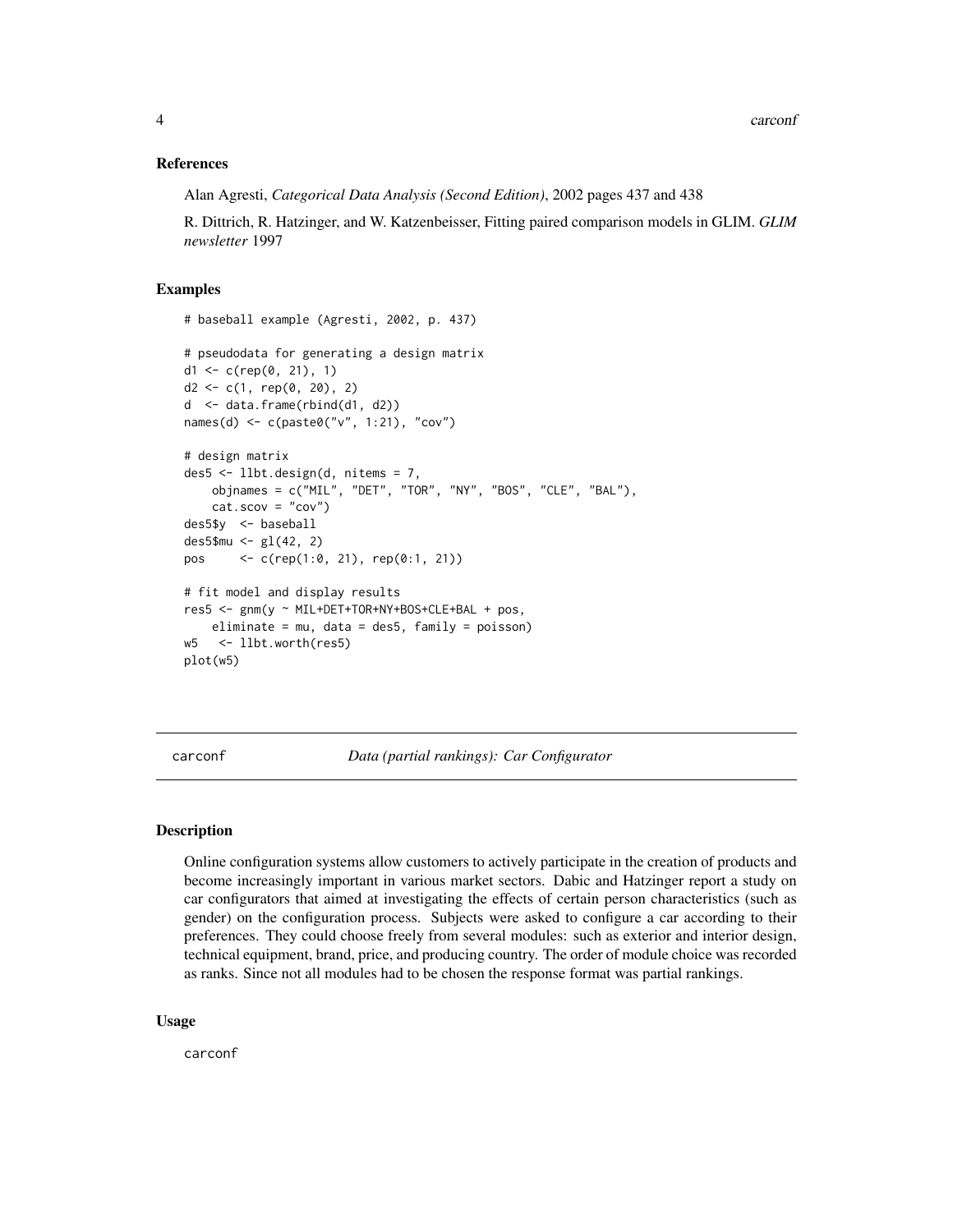### References

Alan Agresti, *Categorical Data Analysis (Second Edition)*, 2002 pages 437 and 438

R. Dittrich, R. Hatzinger, and W. Katzenbeisser, Fitting paired comparison models in GLIM. *GLIM newsletter* 1997

### Examples

```
# baseball example (Agresti, 2002, p. 437)

# pseudodata for generating a design matrix
d1 <- c(rep(0, 21), 1)
d2 <- c(1, rep(0, 20), 2)
d  <- data.frame(rbind(d1, d2))
names(d) <- c(paste0("v", 1:21), "cov")

# design matrix
des5 <- llbt.design(d, nitems = 7,
    objnames = c("MIL", "DET", "TOR", "NY", "BOS", "CLE", "BAL"),
    cat.scov = "cov")
des5$y  <- baseball
des5$mu <- gl(42, 2)
pos     <- c(rep(1:0, 21), rep(0:1, 21))

# fit model and display results
res5 <- gnm(y ~ MIL+DET+TOR+NY+BOS+CLE+BAL + pos,
    eliminate = mu, data = des5, family = poisson)
w5   <- llbt.worth(res5)
plot(w5)
```

---

## carconf — *Data (partial rankings): Car Configurator*

---

### Description

Online configuration systems allow customers to actively participate in the creation of products and become increasingly important in various market sectors. Dabic and Hatzinger report a study on car configurators that aimed at investigating the effects of certain person characteristics (such as gender) on the configuration process. Subjects were asked to configure a car according to their preferences. They could choose freely from several modules: such as exterior and interior design, technical equipment, brand, price, and producing country. The order of module choice was recorded as ranks. Since not all modules had to be chosen the response format was partial rankings.

### Usage

```
carconf
```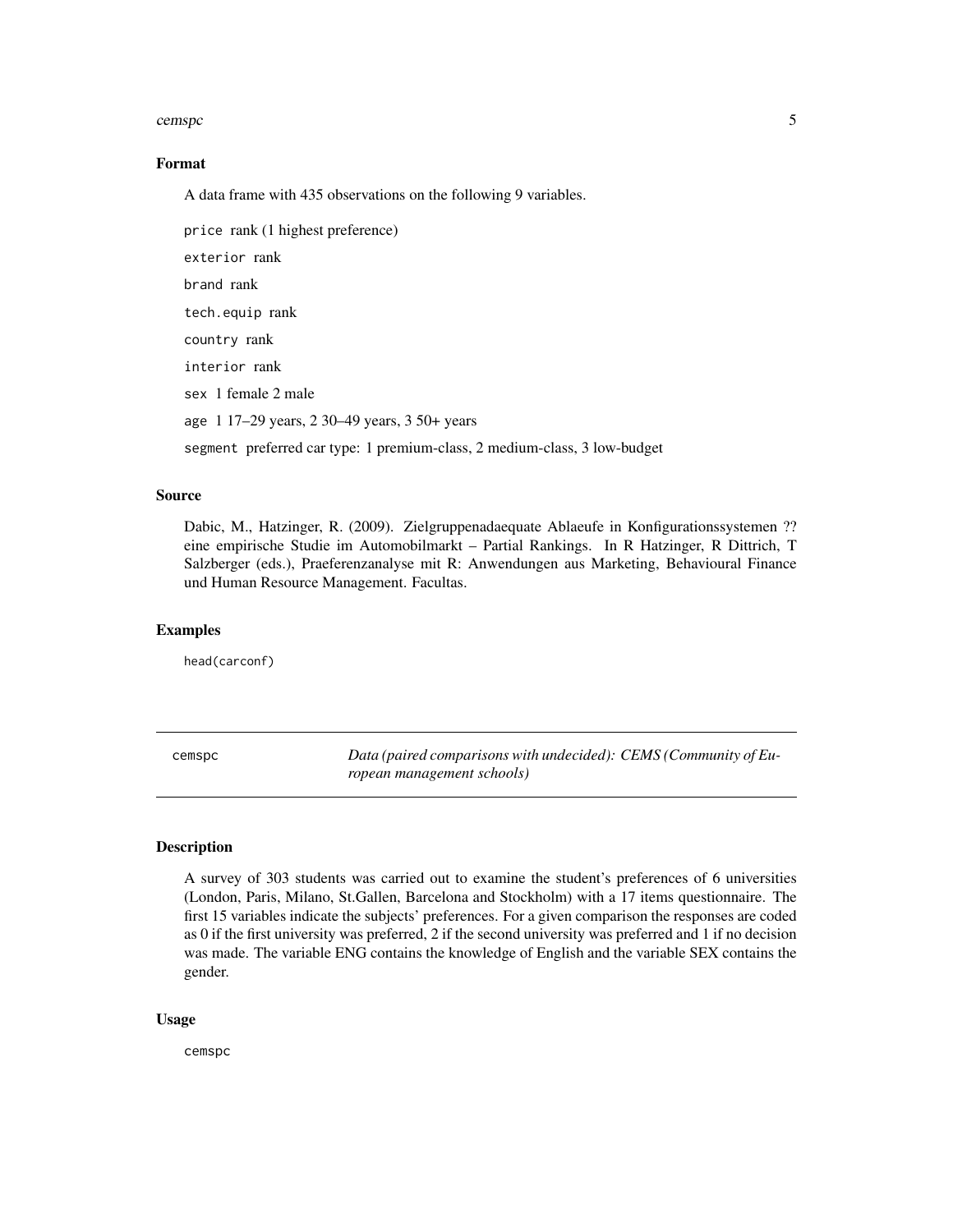### Format

A data frame with 435 observations on the following 9 variables.

`price` rank (1 highest preference)

`exterior` rank

`brand` rank

`tech.equip` rank

`country` rank

`interior` rank

`sex` 1 female 2 male

`age` 1 17–29 years, 2 30–49 years, 3 50+ years

`segment` preferred car type: 1 premium-class, 2 medium-class, 3 low-budget

### Source

Dabic, M., Hatzinger, R. (2009). Zielgruppenadaequate Ablaeufe in Konfigurationssystemen ?? eine empirische Studie im Automobilmarkt – Partial Rankings. In R Hatzinger, R Dittrich, T Salzberger (eds.), Praeferenzanalyse mit R: Anwendungen aus Marketing, Behavioural Finance und Human Resource Management. Facultas.

### Examples

```
head(carconf)
```

---

## cemspc — *Data (paired comparisons with undecided): CEMS (Community of European management schools)*

---

### Description

A survey of 303 students was carried out to examine the student's preferences of 6 universities (London, Paris, Milano, St.Gallen, Barcelona and Stockholm) with a 17 items questionnaire. The first 15 variables indicate the subjects' preferences. For a given comparison the responses are coded as 0 if the first university was preferred, 2 if the second university was preferred and 1 if no decision was made. The variable ENG contains the knowledge of English and the variable SEX contains the gender.

### Usage

```
cemspc
```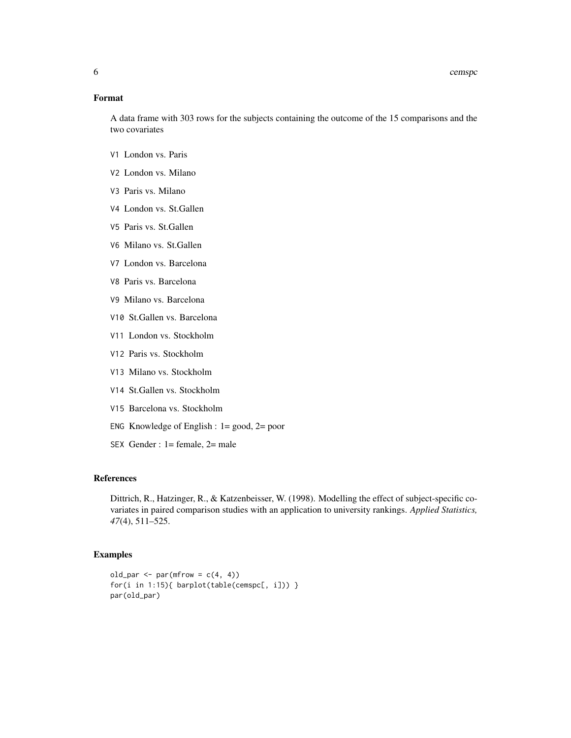### Format

A data frame with 303 rows for the subjects containing the outcome of the 15 comparisons and the two covariates

- V1 London vs. Paris
- V2 London vs. Milano
- V3 Paris vs. Milano
- V4 London vs. St.Gallen
- V5 Paris vs. St.Gallen
- V6 Milano vs. St.Gallen
- V7 London vs. Barcelona
- V8 Paris vs. Barcelona
- V9 Milano vs. Barcelona
- V10 St.Gallen vs. Barcelona
- V11 London vs. Stockholm
- V12 Paris vs. Stockholm
- V13 Milano vs. Stockholm
- V14 St.Gallen vs. Stockholm
- V15 Barcelona vs. Stockholm
- ENG Knowledge of English : 1= good, 2= poor
- SEX Gender : 1= female, 2= male

### References

Dittrich, R., Hatzinger, R., & Katzenbeisser, W. (1998). Modelling the effect of subject-specific covariates in paired comparison studies with an application to university rankings. *Applied Statistics, 47*(4), 511–525.

### Examples

```
old_par <- par(mfrow = c(4, 4))
for(i in 1:15){ barplot(table(cemspc[, i])) }
par(old_par)
```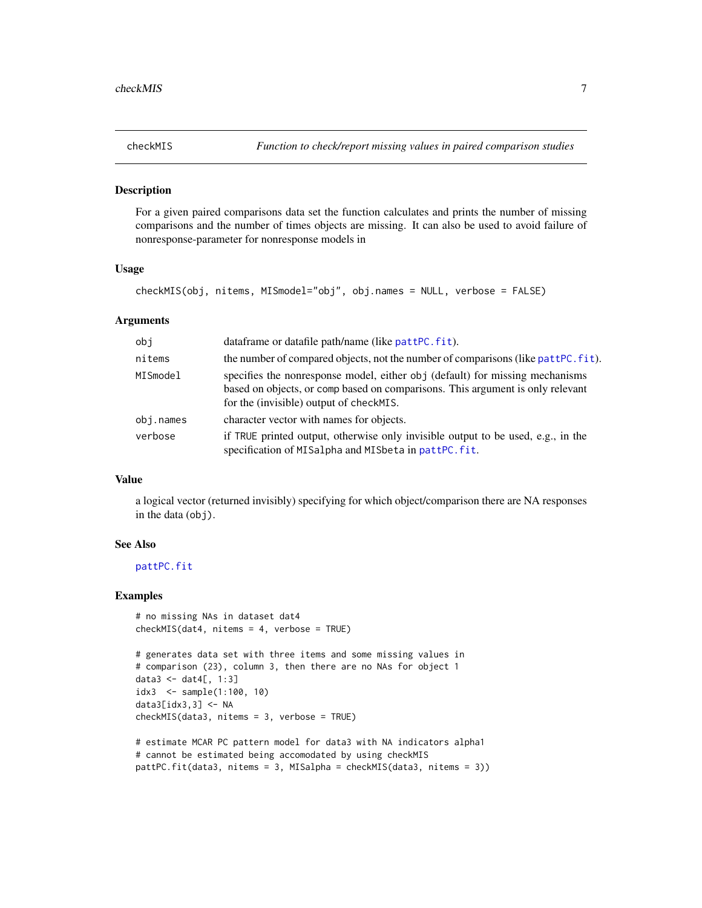## checkMIS — *Function to check/report missing values in paired comparison studies*

### Description

For a given paired comparisons data set the function calculates and prints the number of missing comparisons and the number of times objects are missing. It can also be used to avoid failure of nonresponse-parameter for nonresponse models in

### Usage

```
checkMIS(obj, nitems, MISmodel="obj", obj.names = NULL, verbose = FALSE)
```

### Arguments

| | |
|---|---|
| `obj` | dataframe or datafile path/name (like `pattPC.fit`). |
| `nitems` | the number of compared objects, not the number of comparisons (like `pattPC.fit`). |
| `MISmodel` | specifies the nonresponse model, either `obj` (default) for missing mechanisms based on objects, or `comp` based on comparisons. This argument is only relevant for the (invisible) output of `checkMIS`. |
| `obj.names` | character vector with names for objects. |
| `verbose` | if `TRUE` printed output, otherwise only invisible output to be used, e.g., in the specification of `MISalpha` and `MISbeta` in `pattPC.fit`. |

### Value

a logical vector (returned invisibly) specifying for which object/comparison there are NA responses in the data (`obj`).

### See Also

`pattPC.fit`

### Examples

```
# no missing NAs in dataset dat4
checkMIS(dat4, nitems = 4, verbose = TRUE)

# generates data set with three items and some missing values in
# comparison (23), column 3, then there are no NAs for object 1
data3 <- dat4[, 1:3]
idx3  <- sample(1:100, 10)
data3[idx3,3] <- NA
checkMIS(data3, nitems = 3, verbose = TRUE)

# estimate MCAR PC pattern model for data3 with NA indicators alpha1
# cannot be estimated being accomodated by using checkMIS
pattPC.fit(data3, nitems = 3, MISalpha = checkMIS(data3, nitems = 3))
```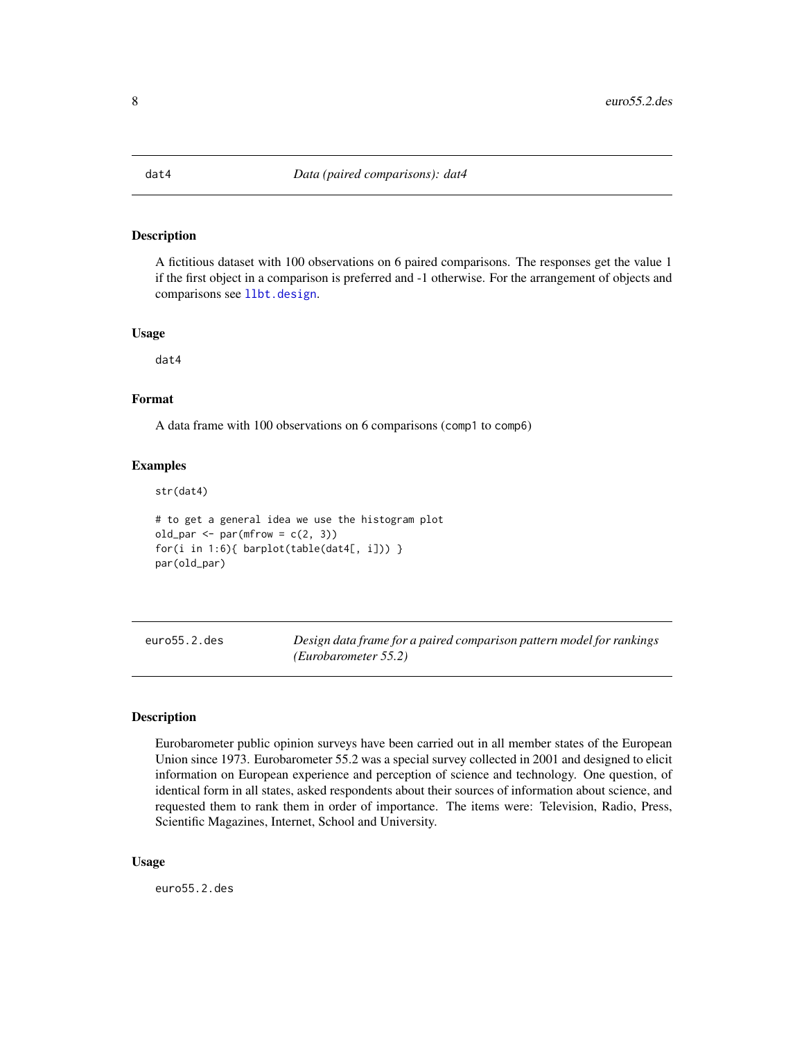## dat4 — *Data (paired comparisons): dat4*

### Description

A fictitious dataset with 100 observations on 6 paired comparisons. The responses get the value 1 if the first object in a comparison is preferred and -1 otherwise. For the arrangement of objects and comparisons see `llbt.design`.

### Usage

```
dat4
```

### Format

A data frame with 100 observations on 6 comparisons (`comp1` to `comp6`)

### Examples

```
str(dat4)

# to get a general idea we use the histogram plot
old_par <- par(mfrow = c(2, 3))
for(i in 1:6){ barplot(table(dat4[, i])) }
par(old_par)
```

## euro55.2.des — *Design data frame for a paired comparison pattern model for rankings (Eurobarometer 55.2)*

### Description

Eurobarometer public opinion surveys have been carried out in all member states of the European Union since 1973. Eurobarometer 55.2 was a special survey collected in 2001 and designed to elicit information on European experience and perception of science and technology. One question, of identical form in all states, asked respondents about their sources of information about science, and requested them to rank them in order of importance. The items were: Television, Radio, Press, Scientific Magazines, Internet, School and University.

### Usage

```
euro55.2.des
```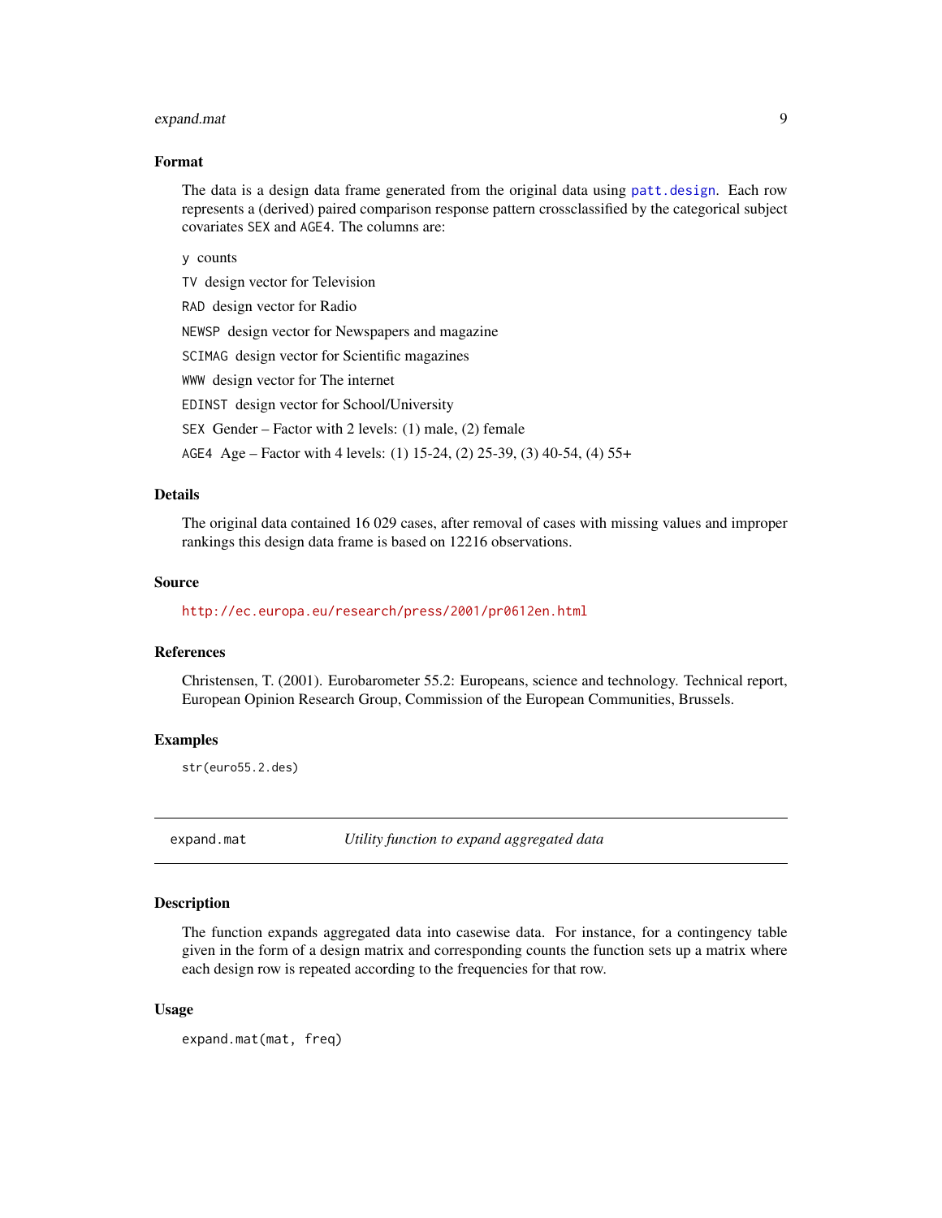### Format

The data is a design data frame generated from the original data using `patt.design`. Each row represents a (derived) paired comparison response pattern crossclassified by the categorical subject covariates `SEX` and `AGE4`. The columns are:

- `y` counts
- `TV` design vector for Television
- `RAD` design vector for Radio
- `NEWSP` design vector for Newspapers and magazine
- `SCIMAG` design vector for Scientific magazines
- `WWW` design vector for The internet
- `EDINST` design vector for School/University
- `SEX` Gender – Factor with 2 levels: (1) male, (2) female
- `AGE4` Age – Factor with 4 levels: (1) 15-24, (2) 25-39, (3) 40-54, (4) 55+

### Details

The original data contained 16 029 cases, after removal of cases with missing values and improper rankings this design data frame is based on 12216 observations.

### Source

http://ec.europa.eu/research/press/2001/pr0612en.html

### References

Christensen, T. (2001). Eurobarometer 55.2: Europeans, science and technology. Technical report, European Opinion Research Group, Commission of the European Communities, Brussels.

### Examples

```
str(euro55.2.des)
```

---

## expand.mat — *Utility function to expand aggregated data*

### Description

The function expands aggregated data into casewise data. For instance, for a contingency table given in the form of a design matrix and corresponding counts the function sets up a matrix where each design row is repeated according to the frequencies for that row.

### Usage

```
expand.mat(mat, freq)
```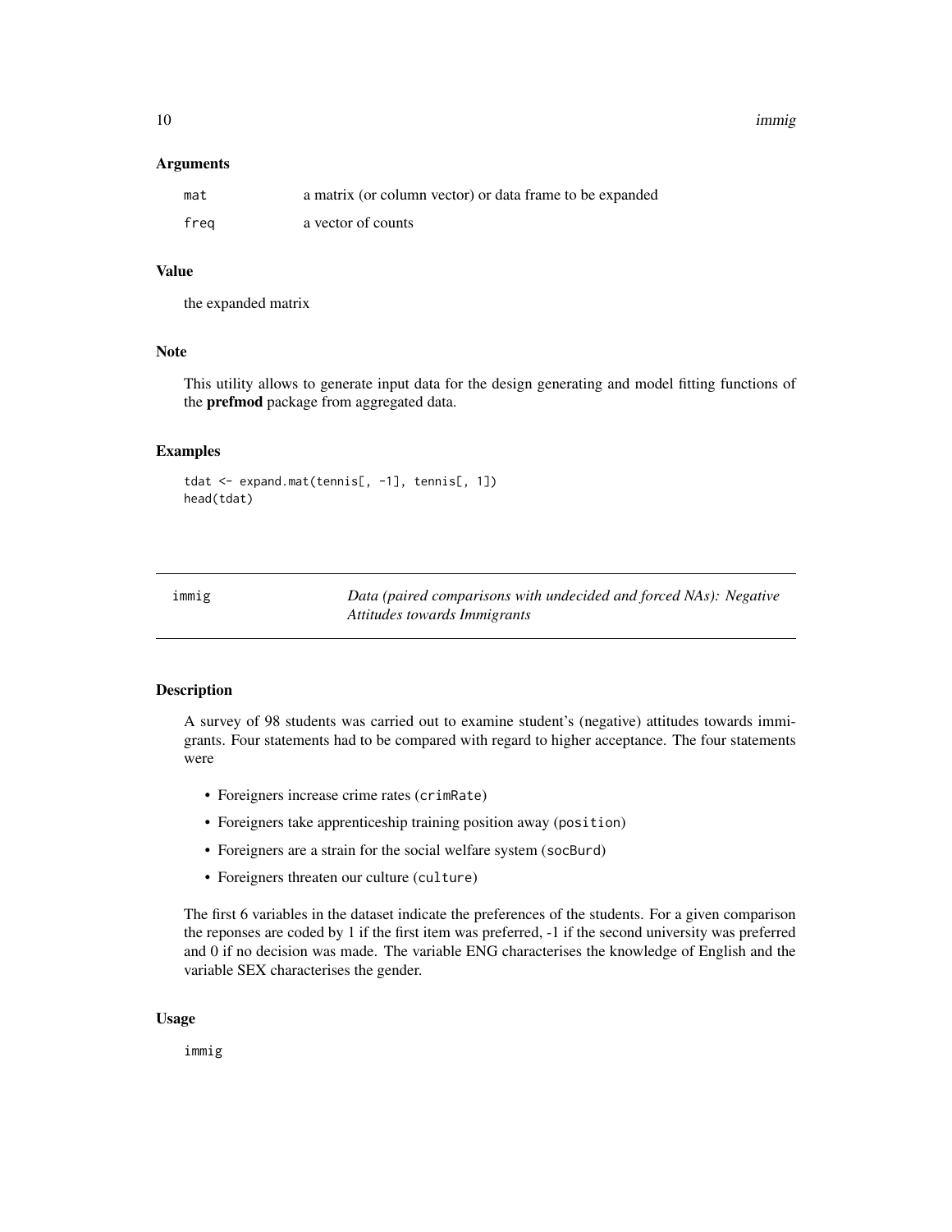### Arguments

| | |
|---|---|
| `mat` | a matrix (or column vector) or data frame to be expanded |
| `freq` | a vector of counts |

### Value

the expanded matrix

### Note

This utility allows to generate input data for the design generating and model fitting functions of the **prefmod** package from aggregated data.

### Examples

```
tdat <- expand.mat(tennis[, -1], tennis[, 1])
head(tdat)
```

---

## immig — *Data (paired comparisons with undecided and forced NAs): Negative Attitudes towards Immigrants*

---

### Description

A survey of 98 students was carried out to examine student's (negative) attitudes towards immigrants. Four statements had to be compared with regard to higher acceptance. The four statements were

- Foreigners increase crime rates (`crimRate`)
- Foreigners take apprenticeship training position away (`position`)
- Foreigners are a strain for the social welfare system (`socBurd`)
- Foreigners threaten our culture (`culture`)

The first 6 variables in the dataset indicate the preferences of the students. For a given comparison the reponses are coded by 1 if the first item was preferred, -1 if the second university was preferred and 0 if no decision was made. The variable ENG characterises the knowledge of English and the variable SEX characterises the gender.

### Usage

```
immig
```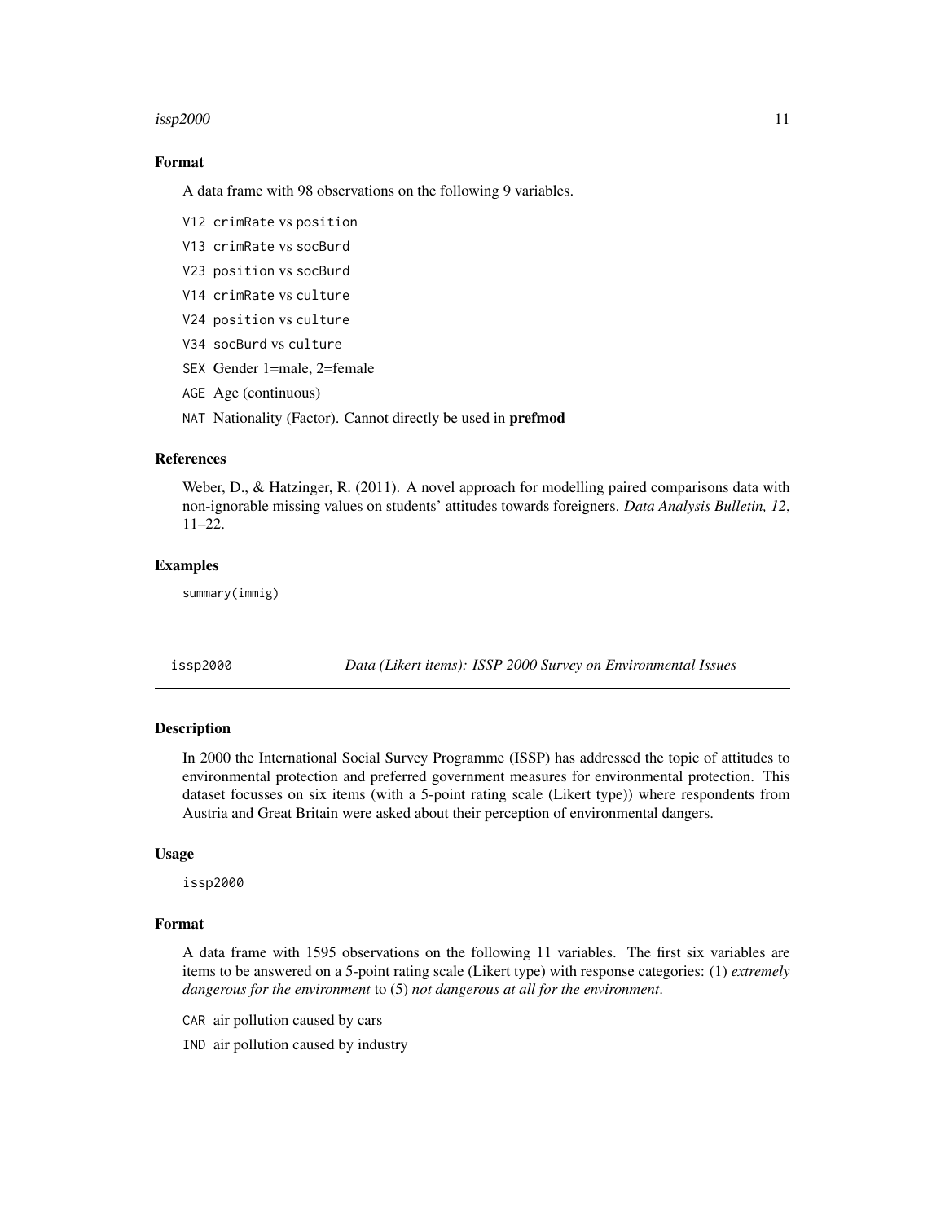### Format

A data frame with 98 observations on the following 9 variables.

V12 crimRate vs position

V13 crimRate vs socBurd

V23 position vs socBurd

V14 crimRate vs culture

V24 position vs culture

V34 socBurd vs culture

SEX Gender 1=male, 2=female

AGE Age (continuous)

NAT Nationality (Factor). Cannot directly be used in **prefmod**

### References

Weber, D., & Hatzinger, R. (2011). A novel approach for modelling paired comparisons data with non-ignorable missing values on students' attitudes towards foreigners. *Data Analysis Bulletin, 12*, 11–22.

### Examples

```
summary(immig)
```

---

## issp2000 — *Data (Likert items): ISSP 2000 Survey on Environmental Issues*

---

### Description

In 2000 the International Social Survey Programme (ISSP) has addressed the topic of attitudes to environmental protection and preferred government measures for environmental protection. This dataset focusses on six items (with a 5-point rating scale (Likert type)) where respondents from Austria and Great Britain were asked about their perception of environmental dangers.

### Usage

```
issp2000
```

### Format

A data frame with 1595 observations on the following 11 variables. The first six variables are items to be answered on a 5-point rating scale (Likert type) with response categories: (1) *extremely dangerous for the environment* to (5) *not dangerous at all for the environment*.

CAR air pollution caused by cars

IND air pollution caused by industry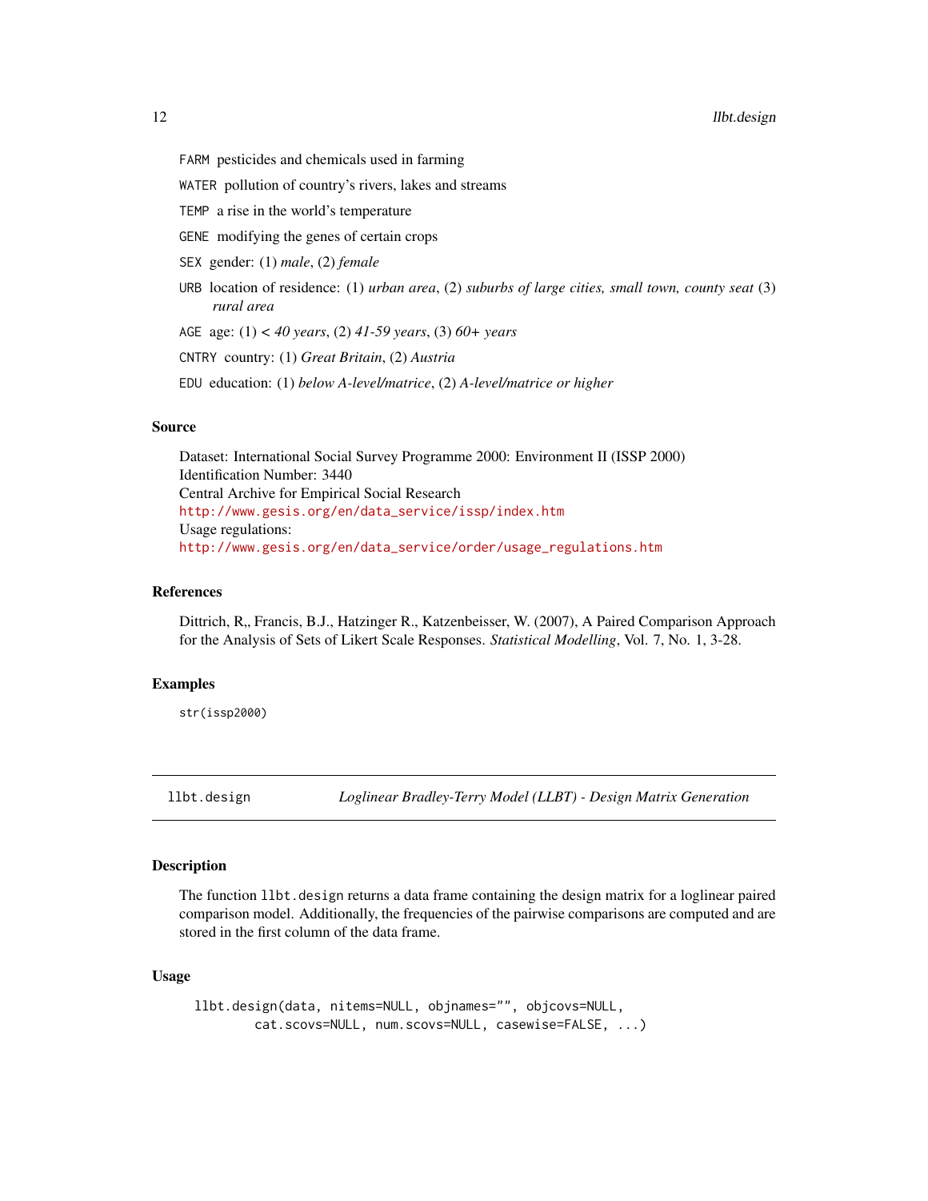FARM pesticides and chemicals used in farming

WATER pollution of country's rivers, lakes and streams

TEMP a rise in the world's temperature

GENE modifying the genes of certain crops

SEX gender: (1) *male*, (2) *female*

URB location of residence: (1) *urban area*, (2) *suburbs of large cities, small town, county seat* (3) *rural area*

AGE age: (1) *< 40 years*, (2) *41-59 years*, (3) *60+ years*

CNTRY country: (1) *Great Britain*, (2) *Austria*

EDU education: (1) *below A-level/matrice*, (2) *A-level/matrice or higher*

### Source

Dataset: International Social Survey Programme 2000: Environment II (ISSP 2000)
Identification Number: 3440
Central Archive for Empirical Social Research
http://www.gesis.org/en/data_service/issp/index.htm
Usage regulations:
http://www.gesis.org/en/data_service/order/usage_regulations.htm

### References

Dittrich, R,, Francis, B.J., Hatzinger R., Katzenbeisser, W. (2007), A Paired Comparison Approach for the Analysis of Sets of Likert Scale Responses. *Statistical Modelling*, Vol. 7, No. 1, 3-28.

### Examples

```
str(issp2000)
```

---

## llbt.design — *Loglinear Bradley-Terry Model (LLBT) - Design Matrix Generation*

### Description

The function `llbt.design` returns a data frame containing the design matrix for a loglinear paired comparison model. Additionally, the frequencies of the pairwise comparisons are computed and are stored in the first column of the data frame.

### Usage

```
llbt.design(data, nitems=NULL, objnames="", objcovs=NULL,
       cat.scovs=NULL, num.scovs=NULL, casewise=FALSE, ...)
```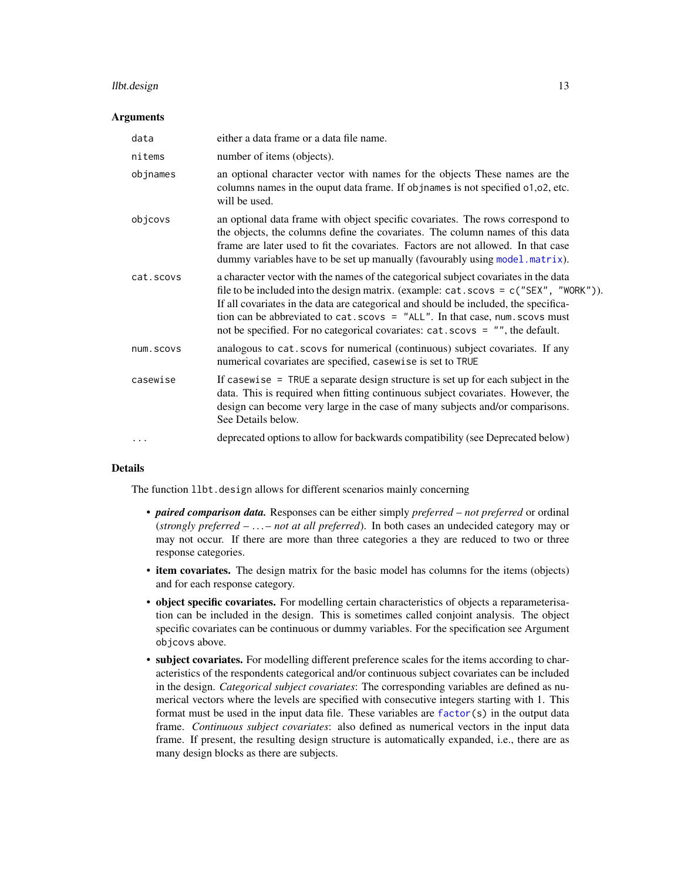## Arguments

| | |
|---|---|
| `data` | either a data frame or a data file name. |
| `nitems` | number of items (objects). |
| `objnames` | an optional character vector with names for the objects These names are the columns names in the ouput data frame. If `objnames` is not specified `o1`,`o2`, etc. will be used. |
| `objcovs` | an optional data frame with object specific covariates. The rows correspond to the objects, the columns define the covariates. The column names of this data frame are later used to fit the covariates. Factors are not allowed. In that case dummy variables have to be set up manually (favourably using `model.matrix`). |
| `cat.scovs` | a character vector with the names of the categorical subject covariates in the data file to be included into the design matrix. (example: `cat.scovs = c("SEX", "WORK")`). If all covariates in the data are categorical and should be included, the specification can be abbreviated to `cat.scovs = "ALL"`. In that case, `num.scovs` must not be specified. For no categorical covariates: `cat.scovs = ""`, the default. |
| `num.scovs` | analogous to `cat.scovs` for numerical (continuous) subject covariates. If any numerical covariates are specified, `casewise` is set to `TRUE` |
| `casewise` | If `casewise = TRUE` a separate design structure is set up for each subject in the data. This is required when fitting continuous subject covariates. However, the design can become very large in the case of many subjects and/or comparisons. See Details below. |
| `...` | deprecated options to allow for backwards compatibility (see Deprecated below) |

## Details

The function `llbt.design` allows for different scenarios mainly concerning

- ***paired comparison data.*** Responses can be either simply *preferred – not preferred* or ordinal (*strongly preferred – . . . – not at all preferred*). In both cases an undecided category may or may not occur. If there are more than three categories a they are reduced to two or three response categories.
- **item covariates.** The design matrix for the basic model has columns for the items (objects) and for each response category.
- **object specific covariates.** For modelling certain characteristics of objects a reparameterisation can be included in the design. This is sometimes called conjoint analysis. The object specific covariates can be continuous or dummy variables. For the specification see Argument `objcovs` above.
- **subject covariates.** For modelling different preference scales for the items according to characteristics of the respondents categorical and/or continuous subject covariates can be included in the design. *Categorical subject covariates*: The corresponding variables are defined as numerical vectors where the levels are specified with consecutive integers starting with 1. This format must be used in the input data file. These variables are `factor`(s) in the output data frame. *Continuous subject covariates*: also defined as numerical vectors in the input data frame. If present, the resulting design structure is automatically expanded, i.e., there are as many design blocks as there are subjects.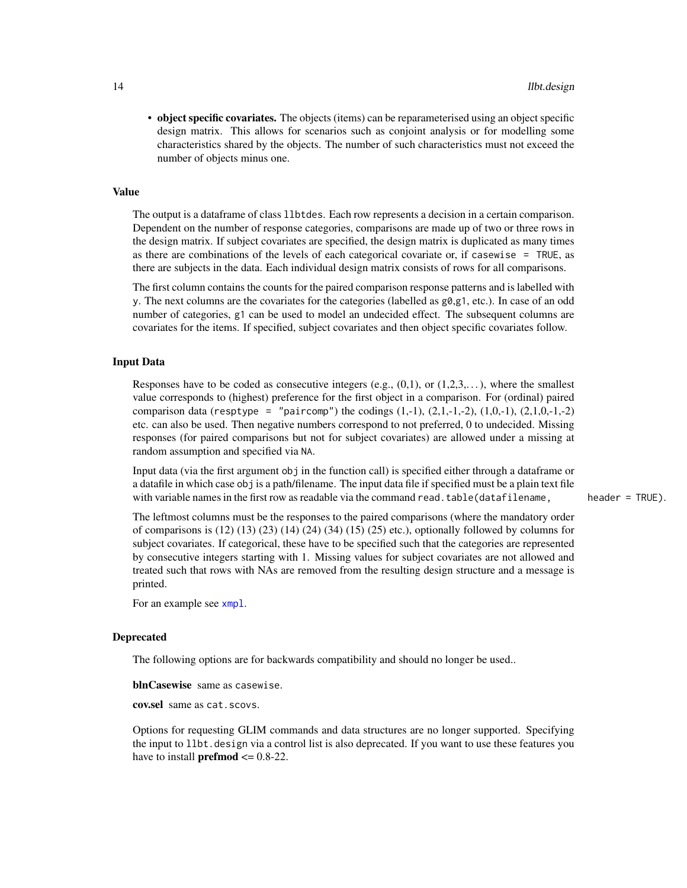- **object specific covariates.** The objects (items) can be reparameterised using an object specific design matrix. This allows for scenarios such as conjoint analysis or for modelling some characteristics shared by the objects. The number of such characteristics must not exceed the number of objects minus one.

## Value

The output is a dataframe of class `llbtdes`. Each row represents a decision in a certain comparison. Dependent on the number of response categories, comparisons are made up of two or three rows in the design matrix. If subject covariates are specified, the design matrix is duplicated as many times as there are combinations of the levels of each categorical covariate or, if `casewise = TRUE`, as there are subjects in the data. Each individual design matrix consists of rows for all comparisons.

The first column contains the counts for the paired comparison response patterns and is labelled with `y`. The next columns are the covariates for the categories (labelled as `g0`,`g1`, etc.). In case of an odd number of categories, `g1` can be used to model an undecided effect. The subsequent columns are covariates for the items. If specified, subject covariates and then object specific covariates follow.

## Input Data

Responses have to be coded as consecutive integers (e.g., (0,1), or (1,2,3,...), where the smallest value corresponds to (highest) preference for the first object in a comparison. For (ordinal) paired comparison data (`resptype = "paircomp"`) the codings (1,-1), (2,1,-1,-2), (1,0,-1), (2,1,0,-1,-2) etc. can also be used. Then negative numbers correspond to not preferred, 0 to undecided. Missing responses (for paired comparisons but not for subject covariates) are allowed under a missing at random assumption and specified via `NA`.

Input data (via the first argument `obj` in the function call) is specified either through a dataframe or a datafile in which case `obj` is a path/filename. The input data file if specified must be a plain text file with variable names in the first row as readable via the command `read.table(datafilename, header = TRUE)`.

The leftmost columns must be the responses to the paired comparisons (where the mandatory order of comparisons is (12) (13) (23) (14) (24) (34) (15) (25) etc.), optionally followed by columns for subject covariates. If categorical, these have to be specified such that the categories are represented by consecutive integers starting with 1. Missing values for subject covariates are not allowed and treated such that rows with NAs are removed from the resulting design structure and a message is printed.

For an example see `xmpl`.

## Deprecated

The following options are for backwards compatibility and should no longer be used..

**blnCasewise** same as `casewise`.

**cov.sel** same as `cat.scovs`.

Options for requesting GLIM commands and data structures are no longer supported. Specifying the input to `llbt.design` via a control list is also deprecated. If you want to use these features you have to install **prefmod** <= 0.8-22.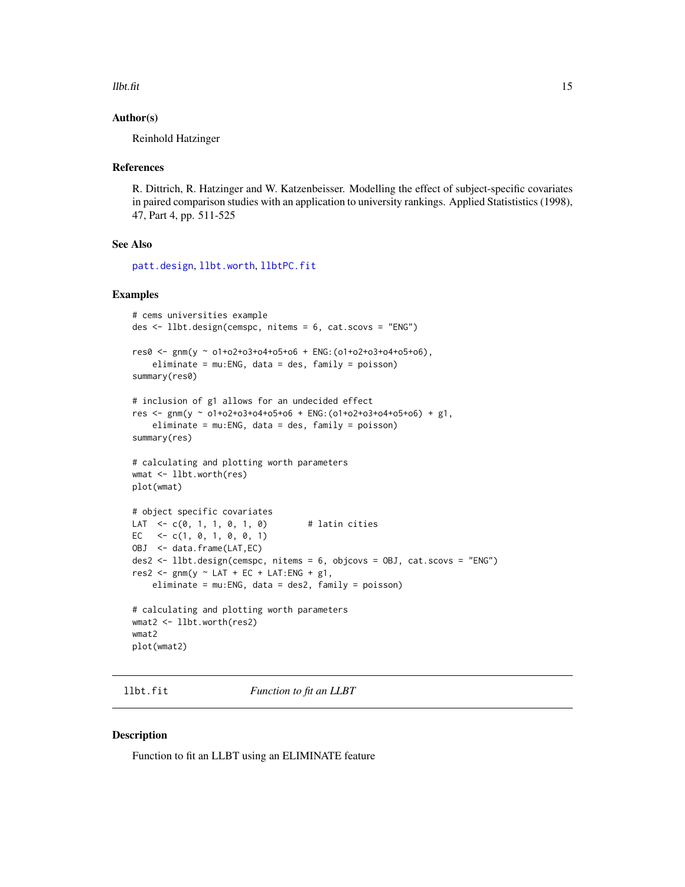### Author(s)

Reinhold Hatzinger

### References

R. Dittrich, R. Hatzinger and W. Katzenbeisser. Modelling the effect of subject-specific covariates in paired comparison studies with an application to university rankings. Applied Statistics (1998), 47, Part 4, pp. 511-525

### See Also

patt.design, llbt.worth, llbtPC.fit

### Examples

```
# cems universities example
des <- llbt.design(cemspc, nitems = 6, cat.scovs = "ENG")

res0 <- gnm(y ~ o1+o2+o3+o4+o5+o6 + ENG:(o1+o2+o3+o4+o5+o6),
    eliminate = mu:ENG, data = des, family = poisson)
summary(res0)

# inclusion of g1 allows for an undecided effect
res <- gnm(y ~ o1+o2+o3+o4+o5+o6 + ENG:(o1+o2+o3+o4+o5+o6) + g1,
    eliminate = mu:ENG, data = des, family = poisson)
summary(res)

# calculating and plotting worth parameters
wmat <- llbt.worth(res)
plot(wmat)

# object specific covariates
LAT  <- c(0, 1, 1, 0, 1, 0)        # latin cities
EC   <- c(1, 0, 1, 0, 0, 1)
OBJ  <- data.frame(LAT,EC)
des2 <- llbt.design(cemspc, nitems = 6, objcovs = OBJ, cat.scovs = "ENG")
res2 <- gnm(y ~ LAT + EC + LAT:ENG + g1,
    eliminate = mu:ENG, data = des2, family = poisson)

# calculating and plotting worth parameters
wmat2 <- llbt.worth(res2)
wmat2
plot(wmat2)
```

---

## llbt.fit — *Function to fit an LLBT*

### Description

Function to fit an LLBT using an ELIMINATE feature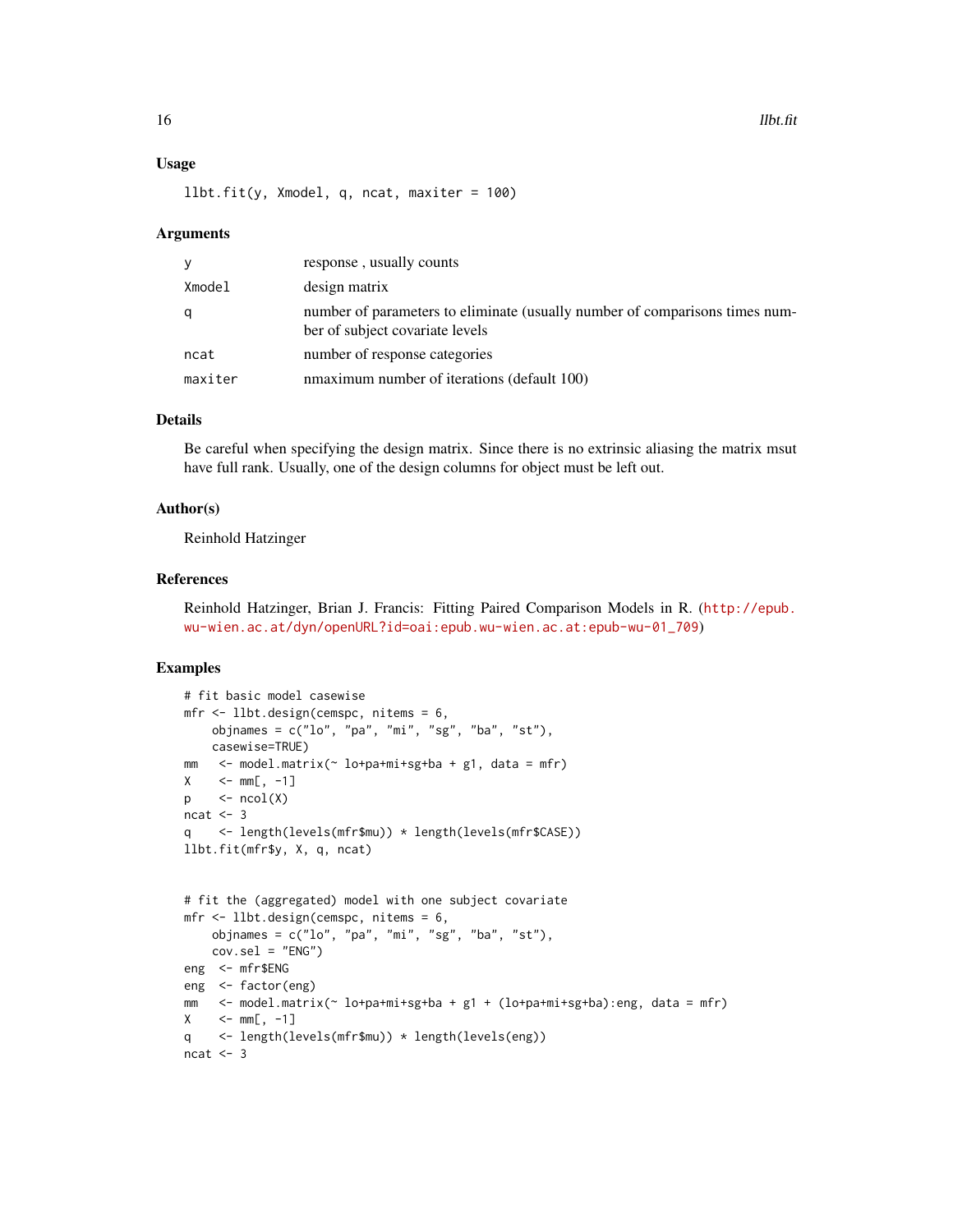## Usage

```
llbt.fit(y, Xmodel, q, ncat, maxiter = 100)
```

## Arguments

| | |
|---|---|
| y | response , usually counts |
| Xmodel | design matrix |
| q | number of parameters to eliminate (usually number of comparisons times number of subject covariate levels |
| ncat | number of response categories |
| maxiter | nmaximum number of iterations (default 100) |

## Details

Be careful when specifying the design matrix. Since there is no extrinsic aliasing the matrix msut have full rank. Usually, one of the design columns for object must be left out.

## Author(s)

Reinhold Hatzinger

## References

Reinhold Hatzinger, Brian J. Francis: Fitting Paired Comparison Models in R. (http://epub.wu-wien.ac.at/dyn/openURL?id=oai:epub.wu-wien.ac.at:epub-wu-01_709)

## Examples

```
# fit basic model casewise
mfr <- llbt.design(cemspc, nitems = 6,
    objnames = c("lo", "pa", "mi", "sg", "ba", "st"),
    casewise=TRUE)
mm   <- model.matrix(~ lo+pa+mi+sg+ba + g1, data = mfr)
X    <- mm[, -1]
p    <- ncol(X)
ncat <- 3
q    <- length(levels(mfr$mu)) * length(levels(mfr$CASE))
llbt.fit(mfr$y, X, q, ncat)


# fit the (aggregated) model with one subject covariate
mfr <- llbt.design(cemspc, nitems = 6,
    objnames = c("lo", "pa", "mi", "sg", "ba", "st"),
    cov.sel = "ENG")
eng  <- mfr$ENG
eng  <- factor(eng)
mm   <- model.matrix(~ lo+pa+mi+sg+ba + g1 + (lo+pa+mi+sg+ba):eng, data = mfr)
X    <- mm[, -1]
q    <- length(levels(mfr$mu)) * length(levels(eng))
ncat <- 3
```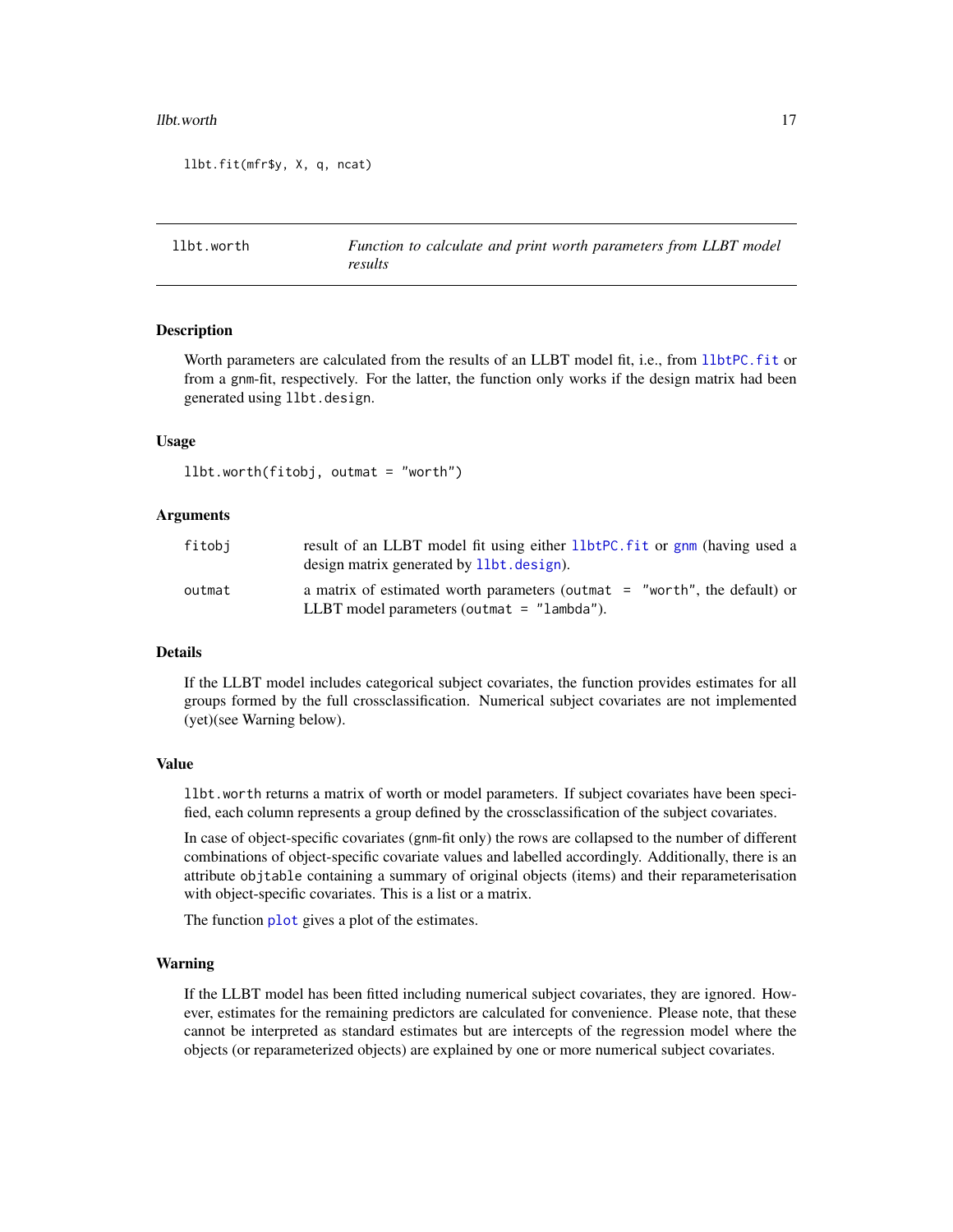```
llbt.fit(mfr$y, X, q, ncat)
```

---

## llbt.worth — *Function to calculate and print worth parameters from LLBT model results*

### Description

Worth parameters are calculated from the results of an LLBT model fit, i.e., from llbtPC.fit or from a gnm-fit, respectively. For the latter, the function only works if the design matrix had been generated using `llbt.design`.

### Usage

```
llbt.worth(fitobj, outmat = "worth")
```

### Arguments

| | |
|---|---|
| fitobj | result of an LLBT model fit using either llbtPC.fit or gnm (having used a design matrix generated by llbt.design). |
| outmat | a matrix of estimated worth parameters (`outmat = "worth"`, the default) or LLBT model parameters (`outmat = "lambda"`). |

### Details

If the LLBT model includes categorical subject covariates, the function provides estimates for all groups formed by the full crossclassification. Numerical subject covariates are not implemented (yet)(see Warning below).

### Value

`llbt.worth` returns a matrix of worth or model parameters. If subject covariates have been specified, each column represents a group defined by the crossclassification of the subject covariates.

In case of object-specific covariates (gnm-fit only) the rows are collapsed to the number of different combinations of object-specific covariate values and labelled accordingly. Additionally, there is an attribute `objtable` containing a summary of original objects (items) and their reparameterisation with object-specific covariates. This is a list or a matrix.

The function plot gives a plot of the estimates.

### Warning

If the LLBT model has been fitted including numerical subject covariates, they are ignored. However, estimates for the remaining predictors are calculated for convenience. Please note, that these cannot be interpreted as standard estimates but are intercepts of the regression model where the objects (or reparameterized objects) are explained by one or more numerical subject covariates.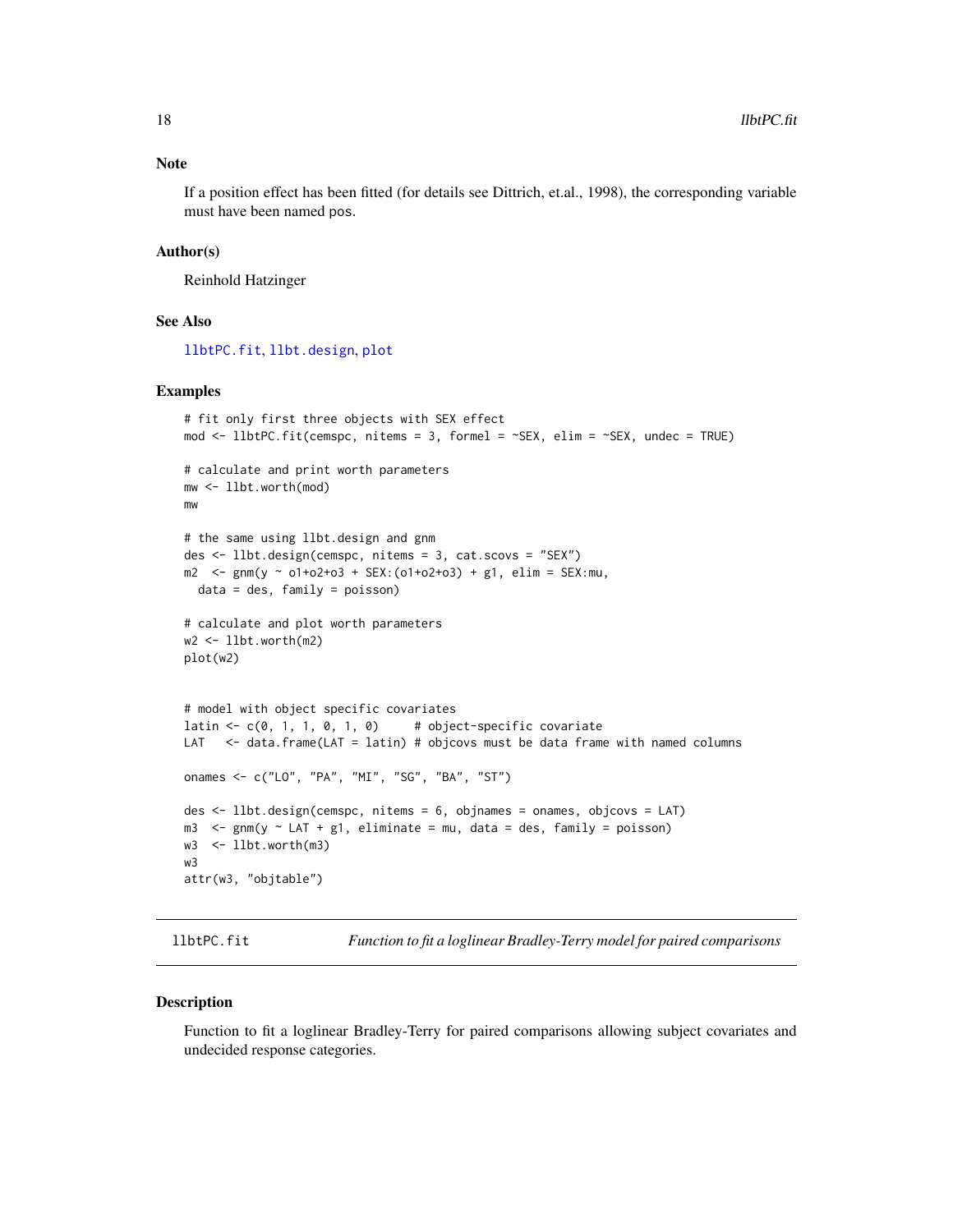## Note

If a position effect has been fitted (for details see Dittrich, et.al., 1998), the corresponding variable must have been named pos.

## Author(s)

Reinhold Hatzinger

## See Also

llbtPC.fit, llbt.design, plot

## Examples

```
# fit only first three objects with SEX effect
mod <- llbtPC.fit(cemspc, nitems = 3, formel = ~SEX, elim = ~SEX, undec = TRUE)

# calculate and print worth parameters
mw <- llbt.worth(mod)
mw

# the same using llbt.design and gnm
des <- llbt.design(cemspc, nitems = 3, cat.scovs = "SEX")
m2  <- gnm(y ~ o1+o2+o3 + SEX:(o1+o2+o3) + g1, elim = SEX:mu,
  data = des, family = poisson)

# calculate and plot worth parameters
w2 <- llbt.worth(m2)
plot(w2)


# model with object specific covariates
latin <- c(0, 1, 1, 0, 1, 0)     # object-specific covariate
LAT   <- data.frame(LAT = latin) # objcovs must be data frame with named columns

onames <- c("LO", "PA", "MI", "SG", "BA", "ST")

des <- llbt.design(cemspc, nitems = 6, objnames = onames, objcovs = LAT)
m3  <- gnm(y ~ LAT + g1, eliminate = mu, data = des, family = poisson)
w3  <- llbt.worth(m3)
w3
attr(w3, "objtable")
```

---

# llbtPC.fit — *Function to fit a loglinear Bradley-Terry model for paired comparisons*

## Description

Function to fit a loglinear Bradley-Terry for paired comparisons allowing subject covariates and undecided response categories.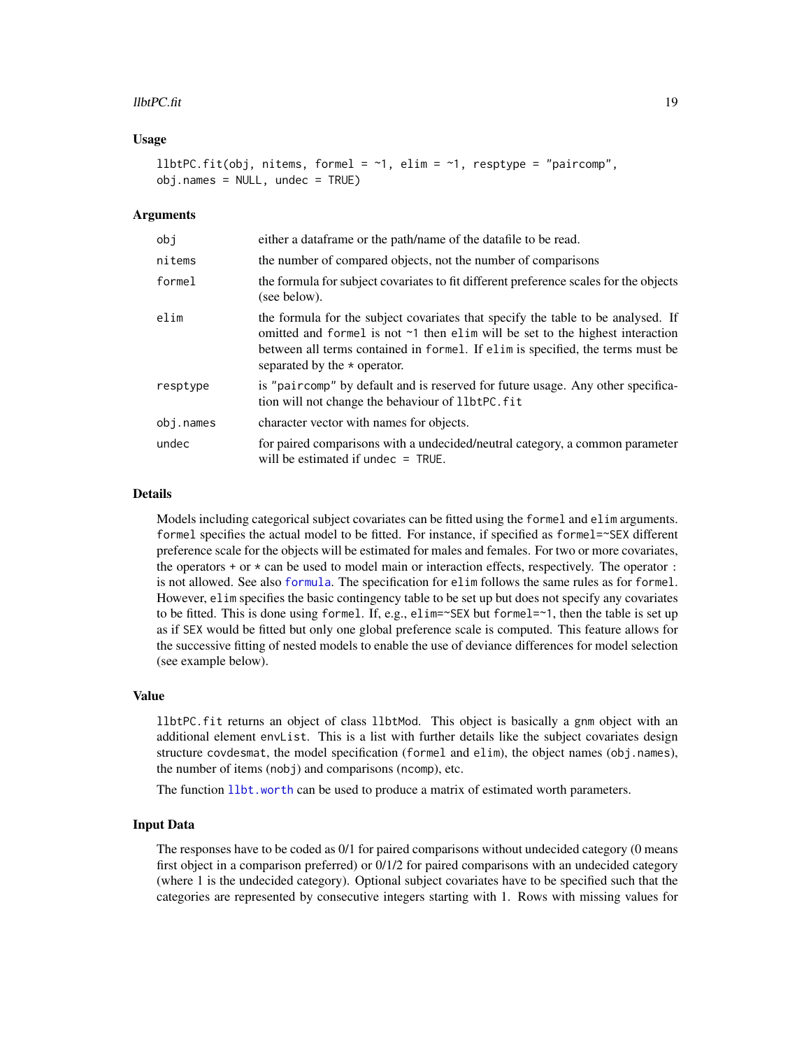### Usage

```
llbtPC.fit(obj, nitems, formel = ~1, elim = ~1, resptype = "paircomp",
obj.names = NULL, undec = TRUE)
```

### Arguments

| | |
|---|---|
| obj | either a dataframe or the path/name of the datafile to be read. |
| nitems | the number of compared objects, not the number of comparisons |
| formel | the formula for subject covariates to fit different preference scales for the objects (see below). |
| elim | the formula for the subject covariates that specify the table to be analysed. If omitted and formel is not ~1 then elim will be set to the highest interaction between all terms contained in formel. If elim is specified, the terms must be separated by the * operator. |
| resptype | is "paircomp" by default and is reserved for future usage. Any other specification will not change the behaviour of llbtPC.fit |
| obj.names | character vector with names for objects. |
| undec | for paired comparisons with a undecided/neutral category, a common parameter will be estimated if undec = TRUE. |

### Details

Models including categorical subject covariates can be fitted using the formel and elim arguments. formel specifies the actual model to be fitted. For instance, if specified as formel=~SEX different preference scale for the objects will be estimated for males and females. For two or more covariates, the operators + or * can be used to model main or interaction effects, respectively. The operator : is not allowed. See also formula. The specification for elim follows the same rules as for formel. However, elim specifies the basic contingency table to be set up but does not specify any covariates to be fitted. This is done using formel. If, e.g., elim=~SEX but formel=~1, then the table is set up as if SEX would be fitted but only one global preference scale is computed. This feature allows for the successive fitting of nested models to enable the use of deviance differences for model selection (see example below).

### Value

llbtPC.fit returns an object of class llbtMod. This object is basically a gnm object with an additional element envList. This is a list with further details like the subject covariates design structure covdesmat, the model specification (formel and elim), the object names (obj.names), the number of items (nobj) and comparisons (ncomp), etc.

The function llbt.worth can be used to produce a matrix of estimated worth parameters.

### Input Data

The responses have to be coded as 0/1 for paired comparisons without undecided category (0 means first object in a comparison preferred) or 0/1/2 for paired comparisons with an undecided category (where 1 is the undecided category). Optional subject covariates have to be specified such that the categories are represented by consecutive integers starting with 1. Rows with missing values for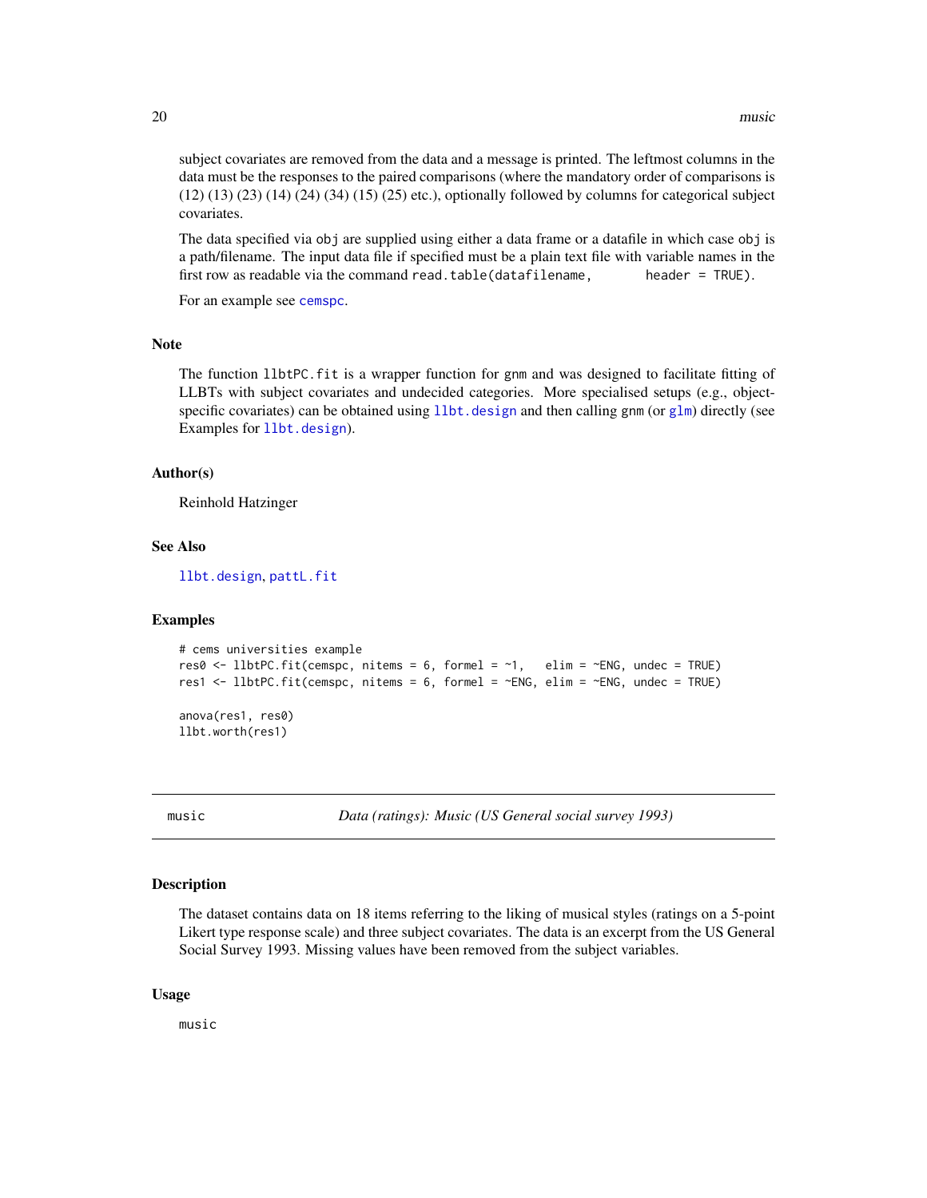subject covariates are removed from the data and a message is printed. The leftmost columns in the data must be the responses to the paired comparisons (where the mandatory order of comparisons is (12) (13) (23) (14) (24) (34) (15) (25) etc.), optionally followed by columns for categorical subject covariates.

The data specified via `obj` are supplied using either a data frame or a datafile in which case `obj` is a path/filename. The input data file if specified must be a plain text file with variable names in the first row as readable via the command `read.table(datafilename, header = TRUE)`.

For an example see `cemspc`.

### Note

The function `llbtPC.fit` is a wrapper function for `gnm` and was designed to facilitate fitting of LLBTs with subject covariates and undecided categories. More specialised setups (e.g., object-specific covariates) can be obtained using `llbt.design` and then calling `gnm` (or `glm`) directly (see Examples for `llbt.design`).

### Author(s)

Reinhold Hatzinger

### See Also

`llbt.design`, `pattL.fit`

### Examples

```
# cems universities example
res0 <- llbtPC.fit(cemspc, nitems = 6, formel = ~1,   elim = ~ENG, undec = TRUE)
res1 <- llbtPC.fit(cemspc, nitems = 6, formel = ~ENG, elim = ~ENG, undec = TRUE)

anova(res1, res0)
llbt.worth(res1)
```

---

## music — *Data (ratings): Music (US General social survey 1993)*

### Description

The dataset contains data on 18 items referring to the liking of musical styles (ratings on a 5-point Likert type response scale) and three subject covariates. The data is an excerpt from the US General Social Survey 1993. Missing values have been removed from the subject variables.

### Usage

```
music
```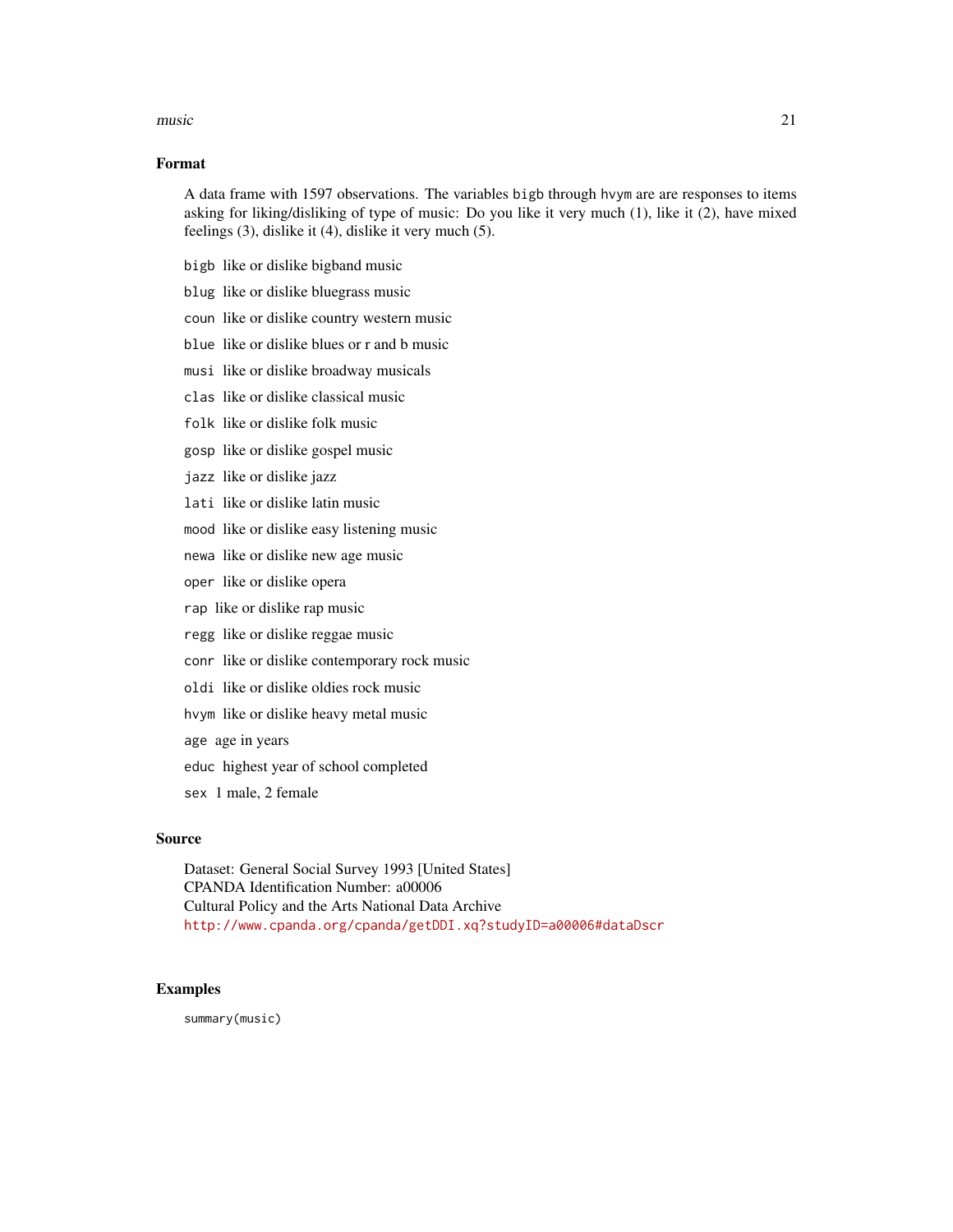### Format

A data frame with 1597 observations. The variables `bigb` through `hvym` are are responses to items asking for liking/disliking of type of music: Do you like it very much (1), like it (2), have mixed feelings (3), dislike it (4), dislike it very much (5).

- `bigb` like or dislike bigband music
- `blug` like or dislike bluegrass music
- `coun` like or dislike country western music
- `blue` like or dislike blues or r and b music
- `musi` like or dislike broadway musicals
- `clas` like or dislike classical music
- `folk` like or dislike folk music
- `gosp` like or dislike gospel music
- `jazz` like or dislike jazz
- `lati` like or dislike latin music
- `mood` like or dislike easy listening music
- `newa` like or dislike new age music
- `oper` like or dislike opera
- `rap` like or dislike rap music
- `regg` like or dislike reggae music
- `conr` like or dislike contemporary rock music
- `oldi` like or dislike oldies rock music
- `hvym` like or dislike heavy metal music
- `age` age in years
- `educ` highest year of school completed
- `sex` 1 male, 2 female

### Source

Dataset: General Social Survey 1993 [United States]
CPANDA Identification Number: a00006
Cultural Policy and the Arts National Data Archive
http://www.cpanda.org/cpanda/getDDI.xq?studyID=a00006#dataDscr

### Examples

```
summary(music)
```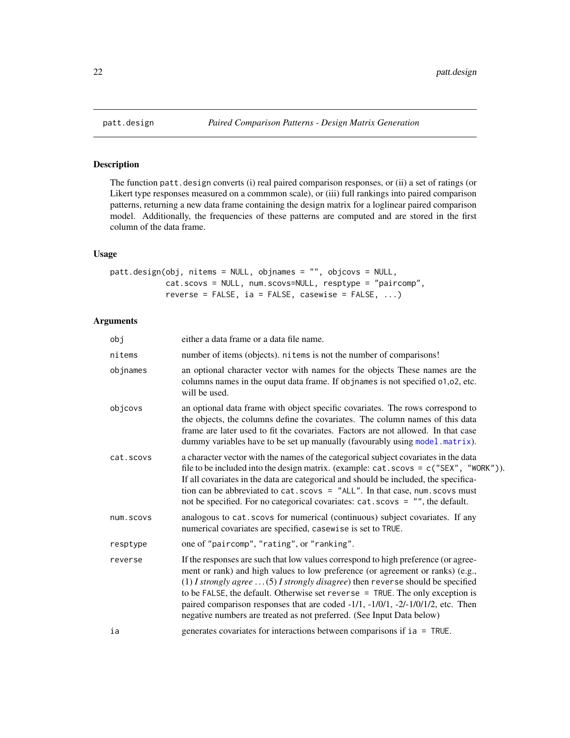# patt.design — *Paired Comparison Patterns - Design Matrix Generation*

## Description

The function `patt.design` converts (i) real paired comparison responses, or (ii) a set of ratings (or Likert type responses measured on a commmon scale), or (iii) full rankings into paired comparison patterns, returning a new data frame containing the design matrix for a loglinear paired comparison model. Additionally, the frequencies of these patterns are computed and are stored in the first column of the data frame.

## Usage

```
patt.design(obj, nitems = NULL, objnames = "", objcovs = NULL,
            cat.scovs = NULL, num.scovs=NULL, resptype = "paircomp",
            reverse = FALSE, ia = FALSE, casewise = FALSE, ...)
```

## Arguments

| | |
|---|---|
| `obj` | either a data frame or a data file name. |
| `nitems` | number of items (objects). `nitems` is not the number of comparisons! |
| `objnames` | an optional character vector with names for the objects These names are the columns names in the ouput data frame. If `objnames` is not specified `o1`,`o2`, etc. will be used. |
| `objcovs` | an optional data frame with object specific covariates. The rows correspond to the objects, the columns define the covariates. The column names of this data frame are later used to fit the covariates. Factors are not allowed. In that case dummy variables have to be set up manually (favourably using `model.matrix`). |
| `cat.scovs` | a character vector with the names of the categorical subject covariates in the data file to be included into the design matrix. (example: `cat.scovs = c("SEX", "WORK")`). If all covariates in the data are categorical and should be included, the specification can be abbreviated to `cat.scovs = "ALL"`. In that case, `num.scovs` must not be specified. For no categorical covariates: `cat.scovs = ""`, the default. |
| `num.scovs` | analogous to `cat.scovs` for numerical (continuous) subject covariates. If any numerical covariates are specified, `casewise` is set to `TRUE`. |
| `resptype` | one of `"paircomp"`, `"rating"`, or `"ranking"`. |
| `reverse` | If the responses are such that low values correspond to high preference (or agreement or rank) and high values to low preference (or agreement or ranks) (e.g., (1) *I strongly agree* ... (5) *I strongly disagree*) then `reverse` should be specified to be `FALSE`, the default. Otherwise set `reverse = TRUE`. The only exception is paired comparison responses that are coded -1/1, -1/0/1, -2/-1/0/1/2, etc. Then negative numbers are treated as not preferred. (See Input Data below) |
| `ia` | generates covariates for interactions between comparisons if `ia = TRUE`. |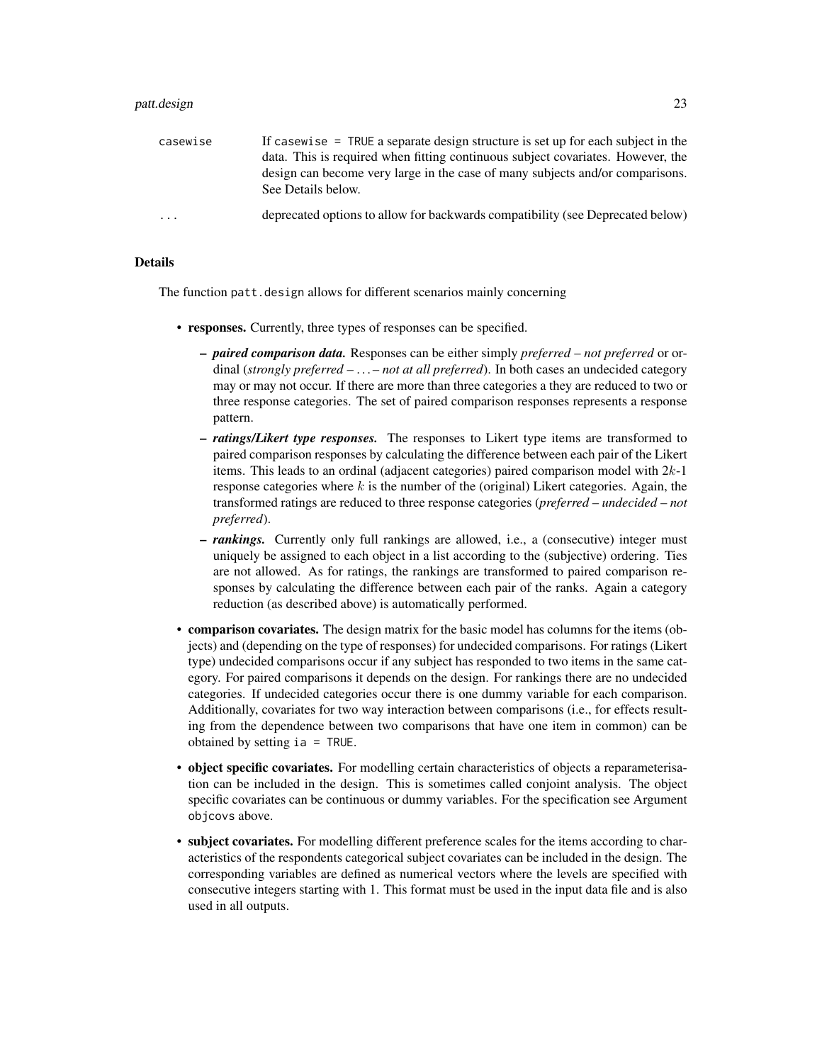| | |
|---|---|
| casewise | If `casewise = TRUE` a separate design structure is set up for each subject in the data. This is required when fitting continuous subject covariates. However, the design can become very large in the case of many subjects and/or comparisons. See Details below. |
| ... | deprecated options to allow for backwards compatibility (see Deprecated below) |

## Details

The function `patt.design` allows for different scenarios mainly concerning

- **responses.** Currently, three types of responses can be specified.
  - ***paired comparison data.*** Responses can be either simply *preferred – not preferred* or ordinal (*strongly preferred – ... – not at all preferred*). In both cases an undecided category may or may not occur. If there are more than three categories a they are reduced to two or three response categories. The set of paired comparison responses represents a response pattern.
  - ***ratings/Likert type responses.*** The responses to Likert type items are transformed to paired comparison responses by calculating the difference between each pair of the Likert items. This leads to an ordinal (adjacent categories) paired comparison model with $2k$-1 response categories where $k$ is the number of the (original) Likert categories. Again, the transformed ratings are reduced to three response categories (*preferred – undecided – not preferred*).
  - ***rankings.*** Currently only full rankings are allowed, i.e., a (consecutive) integer must uniquely be assigned to each object in a list according to the (subjective) ordering. Ties are not allowed. As for ratings, the rankings are transformed to paired comparison responses by calculating the difference between each pair of the ranks. Again a category reduction (as described above) is automatically performed.
- **comparison covariates.** The design matrix for the basic model has columns for the items (objects) and (depending on the type of responses) for undecided comparisons. For ratings (Likert type) undecided comparisons occur if any subject has responded to two items in the same category. For paired comparisons it depends on the design. For rankings there are no undecided categories. If undecided categories occur there is one dummy variable for each comparison. Additionally, covariates for two way interaction between comparisons (i.e., for effects resulting from the dependence between two comparisons that have one item in common) can be obtained by setting `ia = TRUE`.
- **object specific covariates.** For modelling certain characteristics of objects a reparameterisation can be included in the design. This is sometimes called conjoint analysis. The object specific covariates can be continuous or dummy variables. For the specification see Argument `objcovs` above.
- **subject covariates.** For modelling different preference scales for the items according to characteristics of the respondents categorical subject covariates can be included in the design. The corresponding variables are defined as numerical vectors where the levels are specified with consecutive integers starting with 1. This format must be used in the input data file and is also used in all outputs.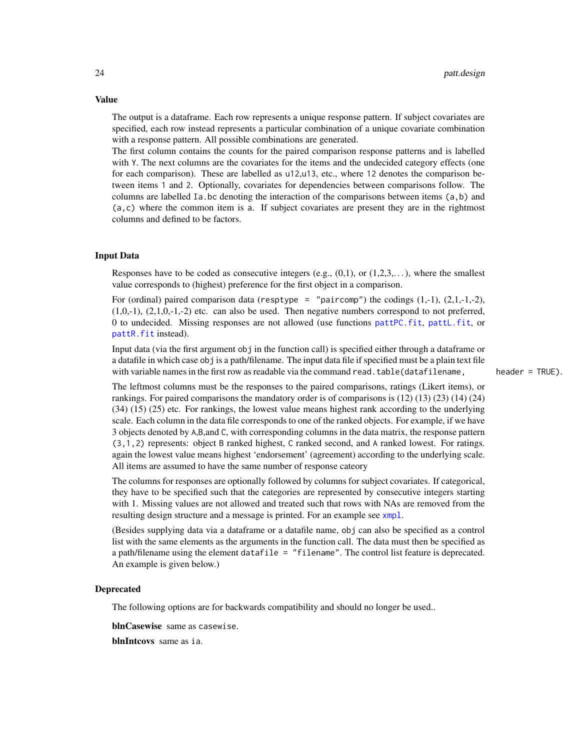## Value

The output is a dataframe. Each row represents a unique response pattern. If subject covariates are specified, each row instead represents a particular combination of a unique covariate combination with a response pattern. All possible combinations are generated.

The first column contains the counts for the paired comparison response patterns and is labelled with `Y`. The next columns are the covariates for the items and the undecided category effects (one for each comparison). These are labelled as `u12`,`u13`, etc., where `12` denotes the comparison between items `1` and `2`. Optionally, covariates for dependencies between comparisons follow. The columns are labelled `Ia.bc` denoting the interaction of the comparisons between items `(a,b)` and `(a,c)` where the common item is `a`. If subject covariates are present they are in the rightmost columns and defined to be factors.

## Input Data

Responses have to be coded as consecutive integers (e.g., (0,1), or (1,2,3,...), where the smallest value corresponds to (highest) preference for the first object in a comparison.

For (ordinal) paired comparison data (`resptype = "paircomp"`) the codings (1,-1), (2,1,-1,-2), (1,0,-1), (2,1,0,-1,-2) etc. can also be used. Then negative numbers correspond to not preferred, 0 to undecided. Missing responses are not allowed (use functions `pattPC.fit`, `pattL.fit`, or `pattR.fit` instead).

Input data (via the first argument `obj` in the function call) is specified either through a dataframe or a datafile in which case `obj` is a path/filename. The input data file if specified must be a plain text file with variable names in the first row as readable via the command `read.table(datafilename, header = TRUE)`.

The leftmost columns must be the responses to the paired comparisons, ratings (Likert items), or rankings. For paired comparisons the mandatory order is of comparisons is (12) (13) (23) (14) (24) (34) (15) (25) etc. For rankings, the lowest value means highest rank according to the underlying scale. Each column in the data file corresponds to one of the ranked objects. For example, if we have 3 objects denoted by `A`,`B`,and `C`, with corresponding columns in the data matrix, the response pattern `(3,1,2)` represents: object `B` ranked highest, `C` ranked second, and `A` ranked lowest. For ratings. again the lowest value means highest 'endorsement' (agreement) according to the underlying scale. All items are assumed to have the same number of response cateory

The columns for responses are optionally followed by columns for subject covariates. If categorical, they have to be specified such that the categories are represented by consecutive integers starting with 1. Missing values are not allowed and treated such that rows with NAs are removed from the resulting design structure and a message is printed. For an example see `xmpl`.

(Besides supplying data via a dataframe or a datafile name, `obj` can also be specified as a control list with the same elements as the arguments in the function call. The data must then be specified as a path/filename using the element `datafile = "filename"`. The control list feature is deprecated. An example is given below.)

## Deprecated

The following options are for backwards compatibility and should no longer be used..

**blnCasewise** same as `casewise`.

**blnIntcovs** same as `ia`.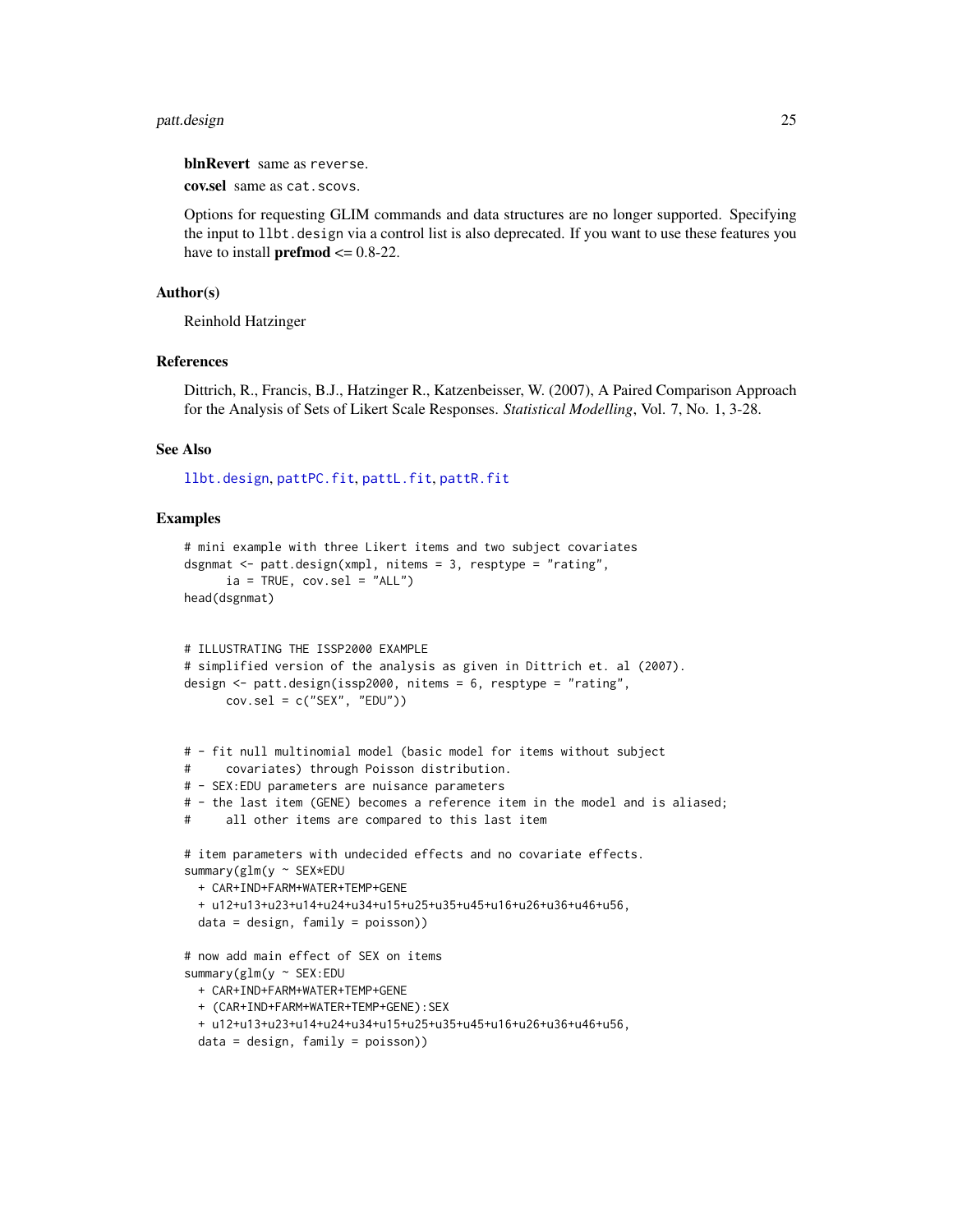**blnRevert** same as `reverse`.

**cov.sel** same as `cat.scovs`.

Options for requesting GLIM commands and data structures are no longer supported. Specifying the input to `llbt.design` via a control list is also deprecated. If you want to use these features you have to install **prefmod** <= 0.8-22.

### Author(s)

Reinhold Hatzinger

### References

Dittrich, R., Francis, B.J., Hatzinger R., Katzenbeisser, W. (2007), A Paired Comparison Approach for the Analysis of Sets of Likert Scale Responses. *Statistical Modelling*, Vol. 7, No. 1, 3-28.

### See Also

`llbt.design`, `pattPC.fit`, `pattL.fit`, `pattR.fit`

### Examples

```
# mini example with three Likert items and two subject covariates
dsgnmat <- patt.design(xmpl, nitems = 3, resptype = "rating",
      ia = TRUE, cov.sel = "ALL")
head(dsgnmat)


# ILLUSTRATING THE ISSP2000 EXAMPLE
# simplified version of the analysis as given in Dittrich et. al (2007).
design <- patt.design(issp2000, nitems = 6, resptype = "rating",
      cov.sel = c("SEX", "EDU"))


# - fit null multinomial model (basic model for items without subject
#     covariates) through Poisson distribution.
# - SEX:EDU parameters are nuisance parameters
# - the last item (GENE) becomes a reference item in the model and is aliased;
#     all other items are compared to this last item

# item parameters with undecided effects and no covariate effects.
summary(glm(y ~ SEX*EDU
  + CAR+IND+FARM+WATER+TEMP+GENE
  + u12+u13+u23+u14+u24+u34+u15+u25+u35+u45+u16+u26+u36+u46+u56,
  data = design, family = poisson))

# now add main effect of SEX on items
summary(glm(y ~ SEX:EDU
  + CAR+IND+FARM+WATER+TEMP+GENE
  + (CAR+IND+FARM+WATER+TEMP+GENE):SEX
  + u12+u13+u23+u14+u24+u34+u15+u25+u35+u45+u16+u26+u36+u46+u56,
  data = design, family = poisson))
```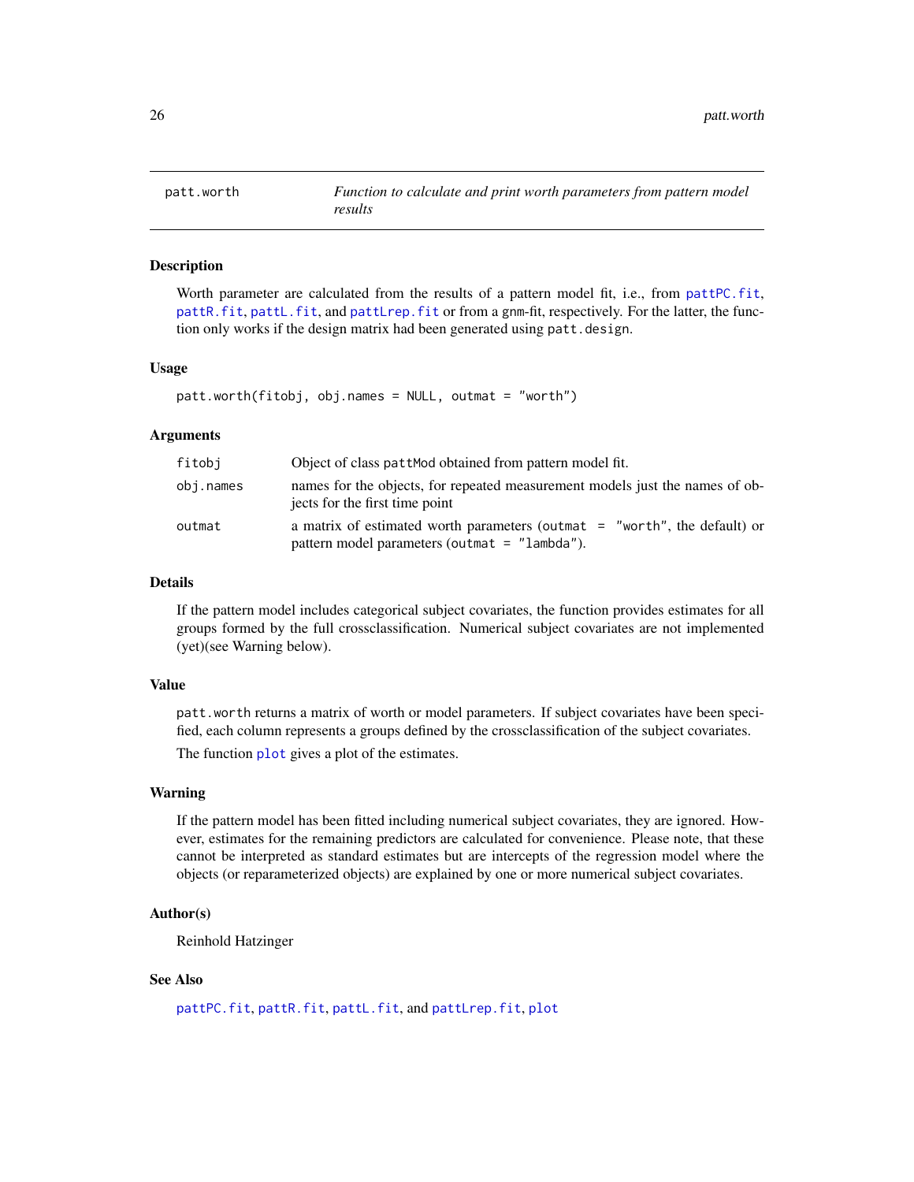# patt.worth — *Function to calculate and print worth parameters from pattern model results*

## Description

Worth parameter are calculated from the results of a pattern model fit, i.e., from `pattPC.fit`, `pattR.fit`, `pattL.fit`, and `pattLrep.fit` or from a gnm-fit, respectively. For the latter, the function only works if the design matrix had been generated using `patt.design`.

## Usage

```
patt.worth(fitobj, obj.names = NULL, outmat = "worth")
```

## Arguments

| | |
|---|---|
| `fitobj` | Object of class `pattMod` obtained from pattern model fit. |
| `obj.names` | names for the objects, for repeated measurement models just the names of objects for the first time point |
| `outmat` | a matrix of estimated worth parameters (`outmat = "worth"`, the default) or pattern model parameters (`outmat = "lambda"`). |

## Details

If the pattern model includes categorical subject covariates, the function provides estimates for all groups formed by the full crossclassification. Numerical subject covariates are not implemented (yet)(see Warning below).

## Value

`patt.worth` returns a matrix of worth or model parameters. If subject covariates have been specified, each column represents a groups defined by the crossclassification of the subject covariates.

The function `plot` gives a plot of the estimates.

## Warning

If the pattern model has been fitted including numerical subject covariates, they are ignored. However, estimates for the remaining predictors are calculated for convenience. Please note, that these cannot be interpreted as standard estimates but are intercepts of the regression model where the objects (or reparameterized objects) are explained by one or more numerical subject covariates.

## Author(s)

Reinhold Hatzinger

## See Also

`pattPC.fit`, `pattR.fit`, `pattL.fit`, and `pattLrep.fit`, `plot`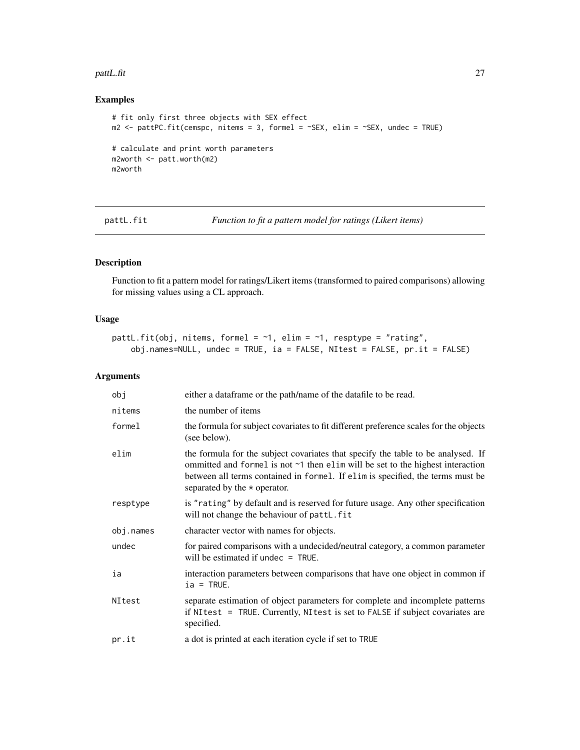## Examples

```
# fit only first three objects with SEX effect
m2 <- pattPC.fit(cemspc, nitems = 3, formel = ~SEX, elim = ~SEX, undec = TRUE)

# calculate and print worth parameters
m2worth <- patt.worth(m2)
m2worth
```

---

# pattL.fit *Function to fit a pattern model for ratings (Likert items)*

---

## Description

Function to fit a pattern model for ratings/Likert items (transformed to paired comparisons) allowing for missing values using a CL approach.

## Usage

```
pattL.fit(obj, nitems, formel = ~1, elim = ~1, resptype = "rating",
    obj.names=NULL, undec = TRUE, ia = FALSE, NItest = FALSE, pr.it = FALSE)
```

## Arguments

| | |
|---|---|
| `obj` | either a dataframe or the path/name of the datafile to be read. |
| `nitems` | the number of items |
| `formel` | the formula for subject covariates to fit different preference scales for the objects (see below). |
| `elim` | the formula for the subject covariates that specify the table to be analysed. If ommitted and `formel` is not `~1` then `elim` will be set to the highest interaction between all terms contained in `formel`. If `elim` is specified, the terms must be separated by the `*` operator. |
| `resptype` | is `"rating"` by default and is reserved for future usage. Any other specification will not change the behaviour of `pattL.fit` |
| `obj.names` | character vector with names for objects. |
| `undec` | for paired comparisons with a undecided/neutral category, a common parameter will be estimated if `undec = TRUE`. |
| `ia` | interaction parameters between comparisons that have one object in common if `ia = TRUE`. |
| `NItest` | separate estimation of object parameters for complete and incomplete patterns if `NItest = TRUE`. Currently, `NItest` is set to `FALSE` if subject covariates are specified. |
| `pr.it` | a dot is printed at each iteration cycle if set to `TRUE` |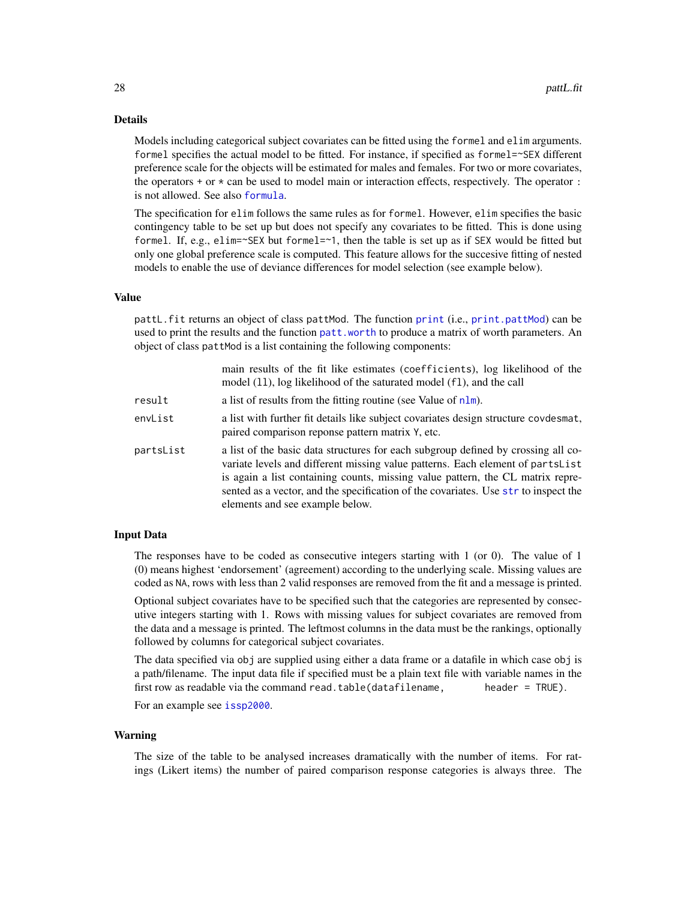## Details

Models including categorical subject covariates can be fitted using the `formel` and `elim` arguments. `formel` specifies the actual model to be fitted. For instance, if specified as `formel=~SEX` different preference scale for the objects will be estimated for males and females. For two or more covariates, the operators `+` or `*` can be used to model main or interaction effects, respectively. The operator `:` is not allowed. See also `formula`.

The specification for `elim` follows the same rules as for `formel`. However, `elim` specifies the basic contingency table to be set up but does not specify any covariates to be fitted. This is done using `formel`. If, e.g., `elim=~SEX` but `formel=~1`, then the table is set up as if `SEX` would be fitted but only one global preference scale is computed. This feature allows for the succesive fitting of nested models to enable the use of deviance differences for model selection (see example below).

## Value

`pattL.fit` returns an object of class `pattMod`. The function `print` (i.e., `print.pattMod`) can be used to print the results and the function `patt.worth` to produce a matrix of worth parameters. An object of class `pattMod` is a list containing the following components:

| | |
|---|---|
| | main results of the fit like estimates (`coefficients`), log likelihood of the model (`ll`), log likelihood of the saturated model (`fl`), and the call |
| `result` | a list of results from the fitting routine (see Value of `nlm`). |
| `envList` | a list with further fit details like subject covariates design structure `covdesmat`, paired comparison reponse pattern matrix `Y`, etc. |
| `partsList` | a list of the basic data structures for each subgroup defined by crossing all covariate levels and different missing value patterns. Each element of `partsList` is again a list containing counts, missing value pattern, the CL matrix represented as a vector, and the specification of the covariates. Use `str` to inspect the elements and see example below. |

## Input Data

The responses have to be coded as consecutive integers starting with 1 (or 0). The value of 1 (0) means highest 'endorsement' (agreement) according to the underlying scale. Missing values are coded as `NA`, rows with less than 2 valid responses are removed from the fit and a message is printed.

Optional subject covariates have to be specified such that the categories are represented by consecutive integers starting with 1. Rows with missing values for subject covariates are removed from the data and a message is printed. The leftmost columns in the data must be the rankings, optionally followed by columns for categorical subject covariates.

The data specified via `obj` are supplied using either a data frame or a datafile in which case `obj` is a path/filename. The input data file if specified must be a plain text file with variable names in the first row as readable via the command `read.table(datafilename,        header = TRUE)`.

For an example see `issp2000`.

## Warning

The size of the table to be analysed increases dramatically with the number of items. For ratings (Likert items) the number of paired comparison response categories is always three. The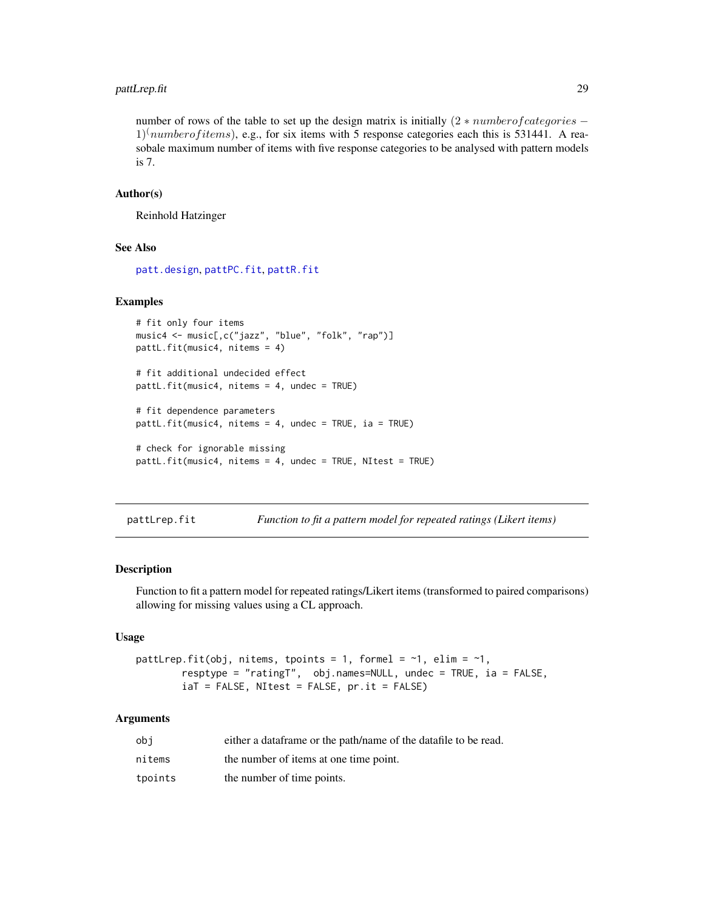number of rows of the table to set up the design matrix is initially $(2 * number of categories - 1)^(number of items)$, e.g., for six items with 5 response categories each this is 531441. A reasobale maximum number of items with five response categories to be analysed with pattern models is 7.

### Author(s)

Reinhold Hatzinger

### See Also

`patt.design`, `pattPC.fit`, `pattR.fit`

### Examples

```
# fit only four items
music4 <- music[,c("jazz", "blue", "folk", "rap")]
pattL.fit(music4, nitems = 4)

# fit additional undecided effect
pattL.fit(music4, nitems = 4, undec = TRUE)

# fit dependence parameters
pattL.fit(music4, nitems = 4, undec = TRUE, ia = TRUE)

# check for ignorable missing
pattL.fit(music4, nitems = 4, undec = TRUE, NItest = TRUE)
```

---

## pattLrep.fit — *Function to fit a pattern model for repeated ratings (Likert items)*

### Description

Function to fit a pattern model for repeated ratings/Likert items (transformed to paired comparisons) allowing for missing values using a CL approach.

### Usage

```
pattLrep.fit(obj, nitems, tpoints = 1, formel = ~1, elim = ~1,
        resptype = "ratingT",  obj.names=NULL, undec = TRUE, ia = FALSE,
        iaT = FALSE, NItest = FALSE, pr.it = FALSE)
```

### Arguments

| | |
|---|---|
| `obj` | either a dataframe or the path/name of the datafile to be read. |
| `nitems` | the number of items at one time point. |
| `tpoints` | the number of time points. |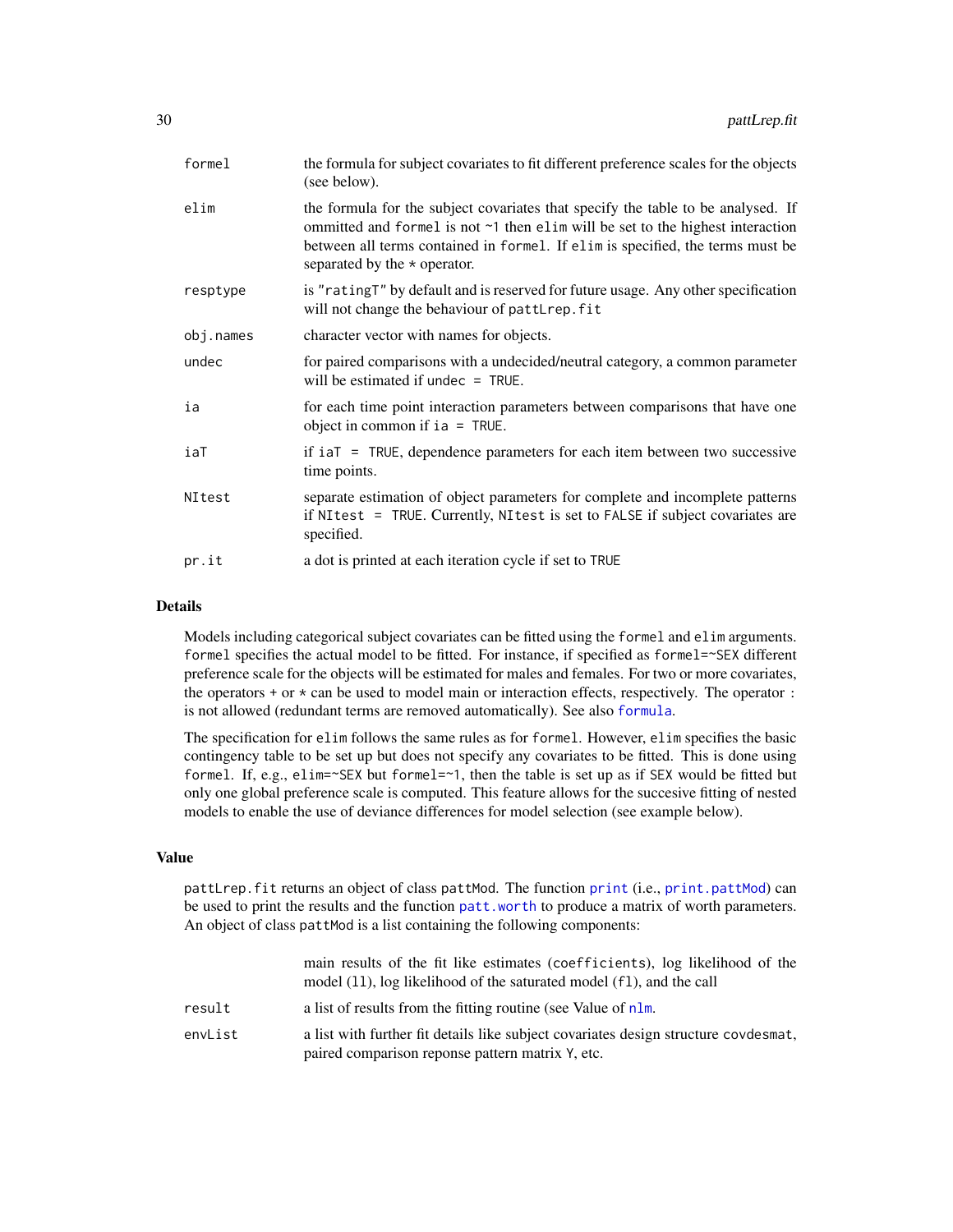| | |
|---|---|
| `formel` | the formula for subject covariates to fit different preference scales for the objects (see below). |
| `elim` | the formula for the subject covariates that specify the table to be analysed. If ommitted and `formel` is not `~1` then `elim` will be set to the highest interaction between all terms contained in `formel`. If `elim` is specified, the terms must be separated by the `*` operator. |
| `resptype` | is `"ratingT"` by default and is reserved for future usage. Any other specification will not change the behaviour of `pattLrep.fit` |
| `obj.names` | character vector with names for objects. |
| `undec` | for paired comparisons with a undecided/neutral category, a common parameter will be estimated if `undec = TRUE`. |
| `ia` | for each time point interaction parameters between comparisons that have one object in common if `ia = TRUE`. |
| `iaT` | if `iaT = TRUE`, dependence parameters for each item between two successive time points. |
| `NItest` | separate estimation of object parameters for complete and incomplete patterns if `NItest = TRUE`. Currently, `NItest` is set to `FALSE` if subject covariates are specified. |
| `pr.it` | a dot is printed at each iteration cycle if set to `TRUE` |

## Details

Models including categorical subject covariates can be fitted using the `formel` and `elim` arguments. `formel` specifies the actual model to be fitted. For instance, if specified as `formel=~SEX` different preference scale for the objects will be estimated for males and females. For two or more covariates, the operators `+` or `*` can be used to model main or interaction effects, respectively. The operator `:` is not allowed (redundant terms are removed automatically). See also `formula`.

The specification for `elim` follows the same rules as for `formel`. However, `elim` specifies the basic contingency table to be set up but does not specify any covariates to be fitted. This is done using `formel`. If, e.g., `elim=~SEX` but `formel=~1`, then the table is set up as if `SEX` would be fitted but only one global preference scale is computed. This feature allows for the succesive fitting of nested models to enable the use of deviance differences for model selection (see example below).

## Value

`pattLrep.fit` returns an object of class `pattMod`. The function `print` (i.e., `print.pattMod`) can be used to print the results and the function `patt.worth` to produce a matrix of worth parameters. An object of class `pattMod` is a list containing the following components:

| | |
|---|---|
| | main results of the fit like estimates (`coefficients`), log likelihood of the model (`ll`), log likelihood of the saturated model (`fl`), and the call |
| `result` | a list of results from the fitting routine (see Value of `nlm`. |
| `envList` | a list with further fit details like subject covariates design structure `covdesmat`, paired comparison reponse pattern matrix `Y`, etc. |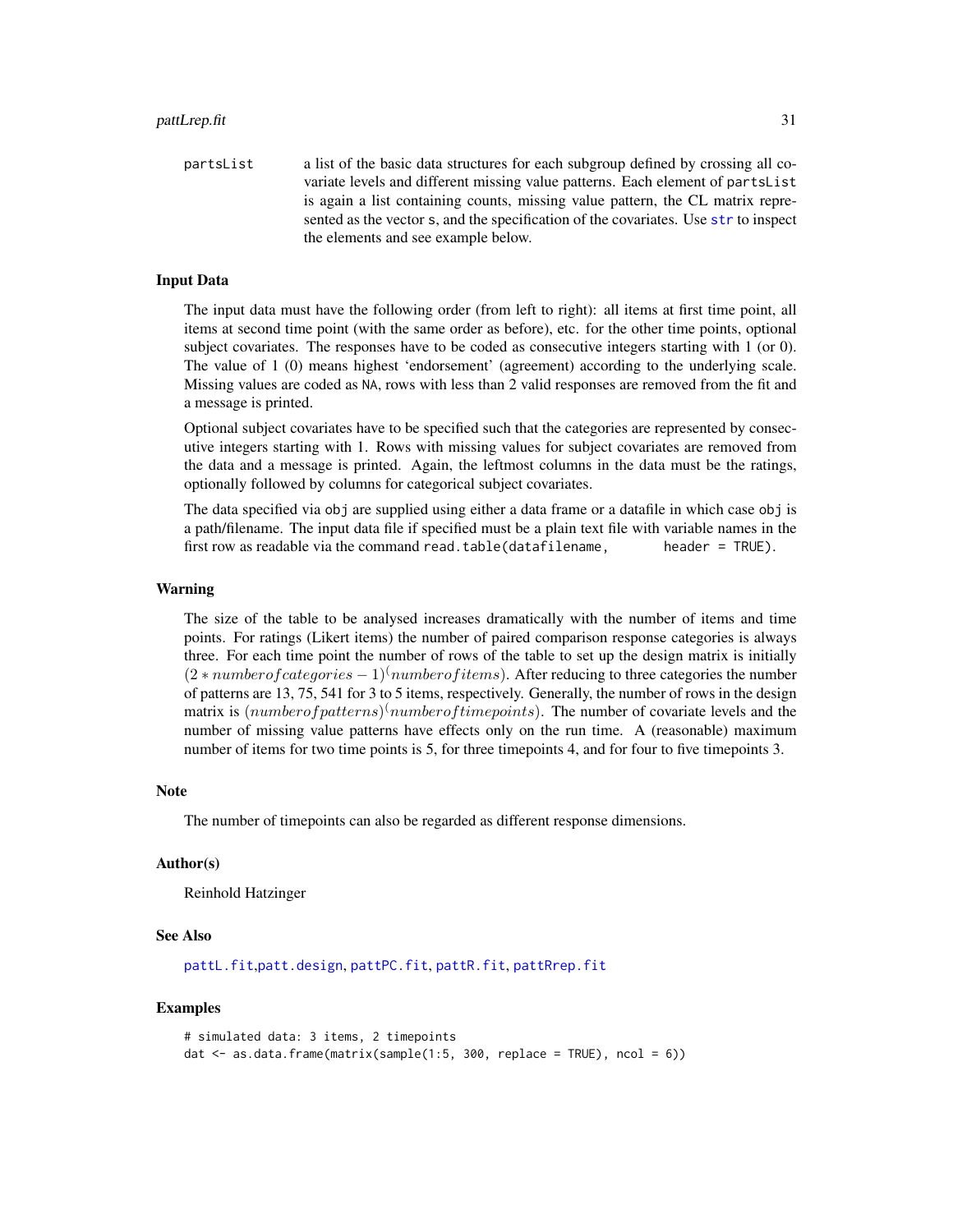partsList a list of the basic data structures for each subgroup defined by crossing all covariate levels and different missing value patterns. Each element of partsList is again a list containing counts, missing value pattern, the CL matrix represented as the vector s, and the specification of the covariates. Use str to inspect the elements and see example below.

### Input Data

The input data must have the following order (from left to right): all items at first time point, all items at second time point (with the same order as before), etc. for the other time points, optional subject covariates. The responses have to be coded as consecutive integers starting with 1 (or 0). The value of 1 (0) means highest 'endorsement' (agreement) according to the underlying scale. Missing values are coded as NA, rows with less than 2 valid responses are removed from the fit and a message is printed.

Optional subject covariates have to be specified such that the categories are represented by consecutive integers starting with 1. Rows with missing values for subject covariates are removed from the data and a message is printed. Again, the leftmost columns in the data must be the ratings, optionally followed by columns for categorical subject covariates.

The data specified via obj are supplied using either a data frame or a datafile in which case obj is a path/filename. The input data file if specified must be a plain text file with variable names in the first row as readable via the command read.table(datafilename, header = TRUE).

### Warning

The size of the table to be analysed increases dramatically with the number of items and time points. For ratings (Likert items) the number of paired comparison response categories is always three. For each time point the number of rows of the table to set up the design matrix is initially $(2 * numberofcategories - 1)^(numberofitems)$. After reducing to three categories the number of patterns are 13, 75, 541 for 3 to 5 items, respectively. Generally, the number of rows in the design matrix is $(numberofpatterns)^(numberoftimepoints)$. The number of covariate levels and the number of missing value patterns have effects only on the run time. A (reasonable) maximum number of items for two time points is 5, for three timepoints 4, and for four to five timepoints 3.

### Note

The number of timepoints can also be regarded as different response dimensions.

### Author(s)

Reinhold Hatzinger

### See Also

pattL.fit,patt.design, pattPC.fit, pattR.fit, pattRrep.fit

### Examples

```
# simulated data: 3 items, 2 timepoints
dat <- as.data.frame(matrix(sample(1:5, 300, replace = TRUE), ncol = 6))
```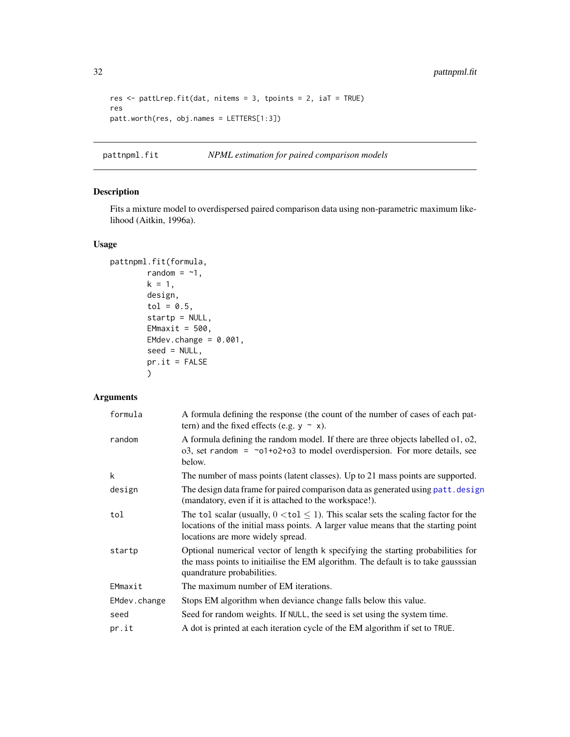```
res <- pattLrep.fit(dat, nitems = 3, tpoints = 2, iaT = TRUE)
res
patt.worth(res, obj.names = LETTERS[1:3])
```

## pattnpml.fit — *NPML estimation for paired comparison models*

### Description

Fits a mixture model to overdispersed paired comparison data using non-parametric maximum likelihood (Aitkin, 1996a).

### Usage

```
pattnpml.fit(formula,
        random = ~1,
        k = 1,
        design,
        tol = 0.5,
        startp = NULL,
        EMmaxit = 500,
        EMdev.change = 0.001,
        seed = NULL,
        pr.it = FALSE
        )
```

### Arguments

| | |
|---|---|
| formula | A formula defining the response (the count of the number of cases of each pattern) and the fixed effects (e.g. `y ~ x`). |
| random | A formula defining the random model. If there are three objects labelled o1, o2, o3, set `random = ~o1+o2+o3` to model overdispersion. For more details, see below. |
| k | The number of mass points (latent classes). Up to 21 mass points are supported. |
| design | The design data frame for paired comparison data as generated using `patt.design` (mandatory, even if it is attached to the workspace!). |
| tol | The `tol` scalar (usually, $0 <$ `tol` $\leq 1$). This scalar sets the scaling factor for the locations of the initial mass points. A larger value means that the starting point locations are more widely spread. |
| startp | Optional numerical vector of length `k` specifying the starting probabilities for the mass points to initiailise the EM algorithm. The default is to take gausssian quandrature probabilities. |
| EMmaxit | The maximum number of EM iterations. |
| EMdev.change | Stops EM algorithm when deviance change falls below this value. |
| seed | Seed for random weights. If `NULL`, the seed is set using the system time. |
| pr.it | A dot is printed at each iteration cycle of the EM algorithm if set to `TRUE`. |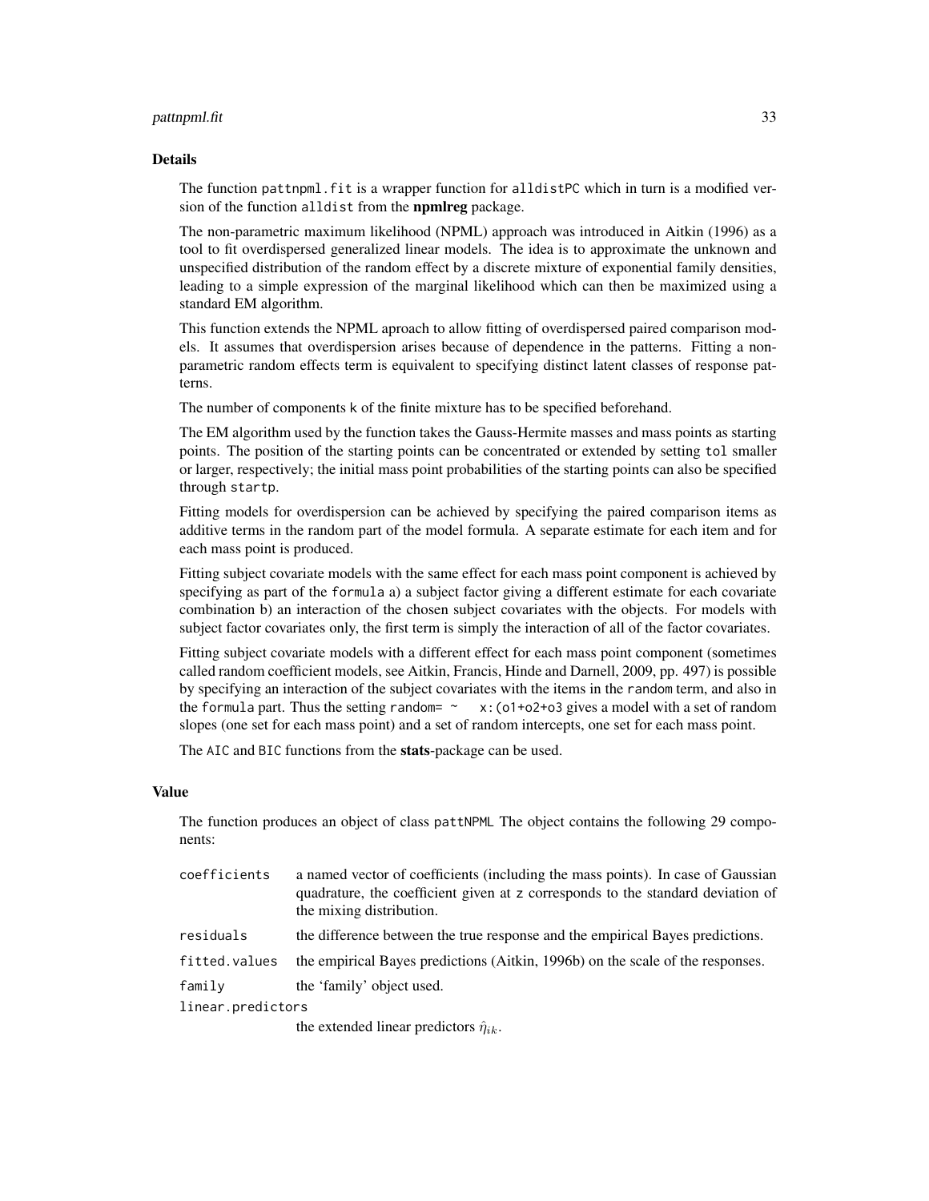### Details

The function pattnpml.fit is a wrapper function for alldistPC which in turn is a modified version of the function alldist from the **npmlreg** package.

The non-parametric maximum likelihood (NPML) approach was introduced in Aitkin (1996) as a tool to fit overdispersed generalized linear models. The idea is to approximate the unknown and unspecified distribution of the random effect by a discrete mixture of exponential family densities, leading to a simple expression of the marginal likelihood which can then be maximized using a standard EM algorithm.

This function extends the NPML aproach to allow fitting of overdispersed paired comparison models. It assumes that overdispersion arises because of dependence in the patterns. Fitting a nonparametric random effects term is equivalent to specifying distinct latent classes of response patterns.

The number of components k of the finite mixture has to be specified beforehand.

The EM algorithm used by the function takes the Gauss-Hermite masses and mass points as starting points. The position of the starting points can be concentrated or extended by setting tol smaller or larger, respectively; the initial mass point probabilities of the starting points can also be specified through startp.

Fitting models for overdispersion can be achieved by specifying the paired comparison items as additive terms in the random part of the model formula. A separate estimate for each item and for each mass point is produced.

Fitting subject covariate models with the same effect for each mass point component is achieved by specifying as part of the formula a) a subject factor giving a different estimate for each covariate combination b) an interaction of the chosen subject covariates with the objects. For models with subject factor covariates only, the first term is simply the interaction of all of the factor covariates.

Fitting subject covariate models with a different effect for each mass point component (sometimes called random coefficient models, see Aitkin, Francis, Hinde and Darnell, 2009, pp. 497) is possible by specifying an interaction of the subject covariates with the items in the random term, and also in the formula part. Thus the setting random= ~ x:(o1+o2+o3 gives a model with a set of random slopes (one set for each mass point) and a set of random intercepts, one set for each mass point.

The AIC and BIC functions from the **stats**-package can be used.

### Value

The function produces an object of class pattNPML The object contains the following 29 components:

| | |
|---|---|
| coefficients | a named vector of coefficients (including the mass points). In case of Gaussian quadrature, the coefficient given at z corresponds to the standard deviation of the mixing distribution. |
| residuals | the difference between the true response and the empirical Bayes predictions. |
| fitted.values | the empirical Bayes predictions (Aitkin, 1996b) on the scale of the responses. |
| family | the 'family' object used. |
| linear.predictors | the extended linear predictors $\hat{\eta}_{ik}$. |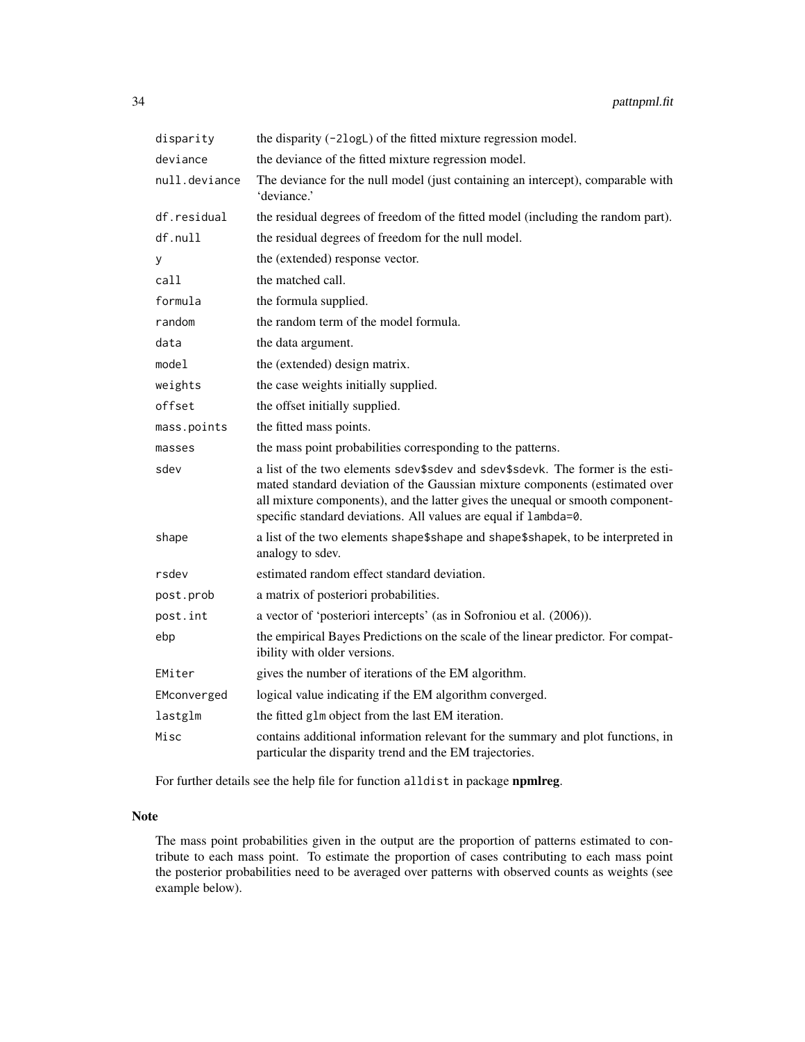| | |
|---|---|
| `disparity` | the disparity (`-2logL`) of the fitted mixture regression model. |
| `deviance` | the deviance of the fitted mixture regression model. |
| `null.deviance` | The deviance for the null model (just containing an intercept), comparable with 'deviance.' |
| `df.residual` | the residual degrees of freedom of the fitted model (including the random part). |
| `df.null` | the residual degrees of freedom for the null model. |
| `y` | the (extended) response vector. |
| `call` | the matched call. |
| `formula` | the formula supplied. |
| `random` | the random term of the model formula. |
| `data` | the data argument. |
| `model` | the (extended) design matrix. |
| `weights` | the case weights initially supplied. |
| `offset` | the offset initially supplied. |
| `mass.points` | the fitted mass points. |
| `masses` | the mass point probabilities corresponding to the patterns. |
| `sdev` | a list of the two elements `sdev$sdev` and `sdev$sdevk`. The former is the estimated standard deviation of the Gaussian mixture components (estimated over all mixture components), and the latter gives the unequal or smooth component-specific standard deviations. All values are equal if `lambda=0`. |
| `shape` | a list of the two elements `shape$shape` and `shape$shapek`, to be interpreted in analogy to sdev. |
| `rsdev` | estimated random effect standard deviation. |
| `post.prob` | a matrix of posteriori probabilities. |
| `post.int` | a vector of 'posteriori intercepts' (as in Sofroniou et al. (2006)). |
| `ebp` | the empirical Bayes Predictions on the scale of the linear predictor. For compatibility with older versions. |
| `EMiter` | gives the number of iterations of the EM algorithm. |
| `EMconverged` | logical value indicating if the EM algorithm converged. |
| `lastglm` | the fitted `glm` object from the last EM iteration. |
| `Misc` | contains additional information relevant for the summary and plot functions, in particular the disparity trend and the EM trajectories. |

For further details see the help file for function `alldist` in package **npmlreg**.

## Note

The mass point probabilities given in the output are the proportion of patterns estimated to contribute to each mass point. To estimate the proportion of cases contributing to each mass point the posterior probabilities need to be averaged over patterns with observed counts as weights (see example below).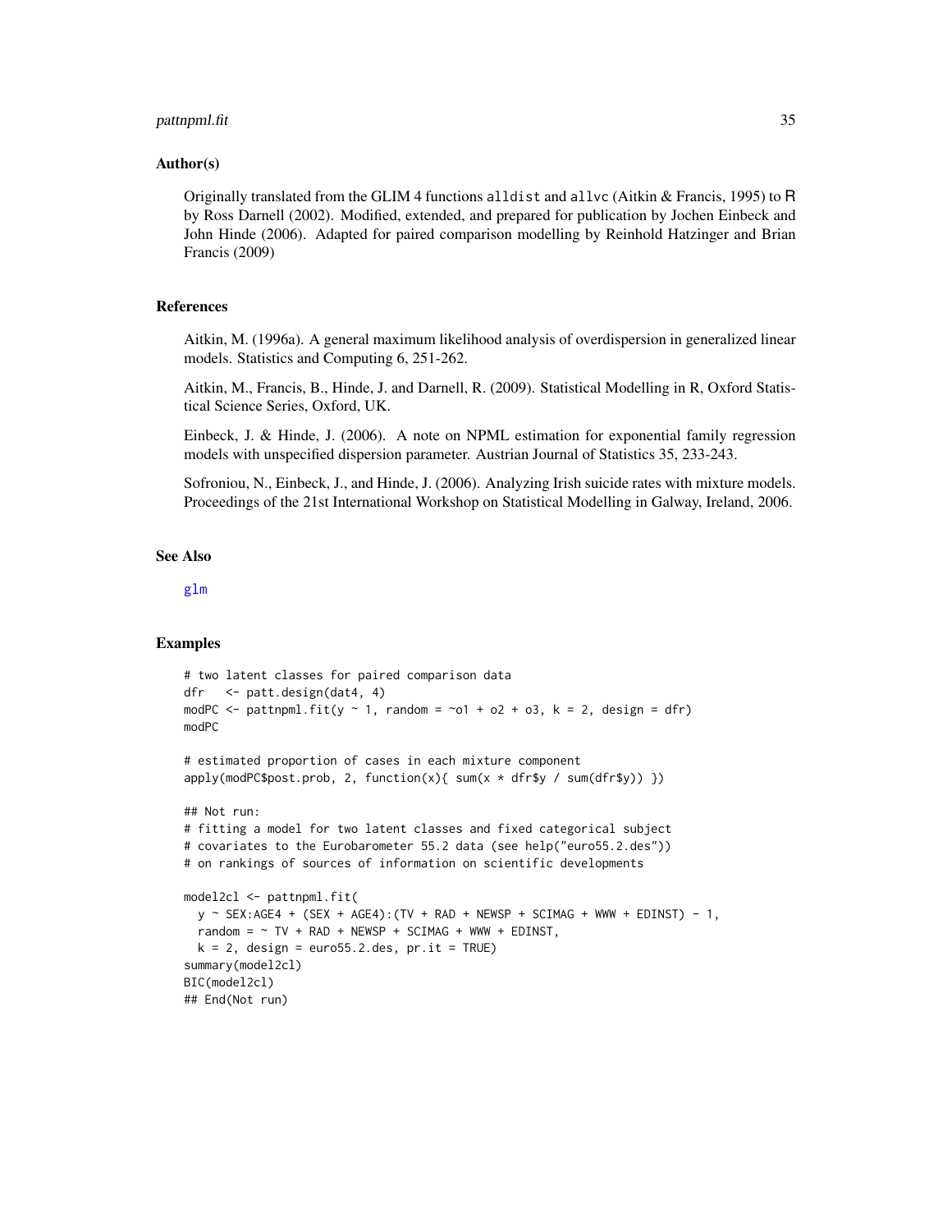## Author(s)

Originally translated from the GLIM 4 functions alldist and allvc (Aitkin & Francis, 1995) to R by Ross Darnell (2002). Modified, extended, and prepared for publication by Jochen Einbeck and John Hinde (2006). Adapted for paired comparison modelling by Reinhold Hatzinger and Brian Francis (2009)

## References

Aitkin, M. (1996a). A general maximum likelihood analysis of overdispersion in generalized linear models. Statistics and Computing 6, 251-262.

Aitkin, M., Francis, B., Hinde, J. and Darnell, R. (2009). Statistical Modelling in R, Oxford Statistical Science Series, Oxford, UK.

Einbeck, J. & Hinde, J. (2006). A note on NPML estimation for exponential family regression models with unspecified dispersion parameter. Austrian Journal of Statistics 35, 233-243.

Sofroniou, N., Einbeck, J., and Hinde, J. (2006). Analyzing Irish suicide rates with mixture models. Proceedings of the 21st International Workshop on Statistical Modelling in Galway, Ireland, 2006.

## See Also

glm

## Examples

```
# two latent classes for paired comparison data
dfr   <- patt.design(dat4, 4)
modPC <- pattnpml.fit(y ~ 1, random = ~o1 + o2 + o3, k = 2, design = dfr)
modPC

# estimated proportion of cases in each mixture component
apply(modPC$post.prob, 2, function(x){ sum(x * dfr$y / sum(dfr$y)) })

## Not run:
# fitting a model for two latent classes and fixed categorical subject
# covariates to the Eurobarometer 55.2 data (see help("euro55.2.des"))
# on rankings of sources of information on scientific developments

model2cl <- pattnpml.fit(
  y ~ SEX:AGE4 + (SEX + AGE4):(TV + RAD + NEWSP + SCIMAG + WWW + EDINST) - 1,
  random = ~ TV + RAD + NEWSP + SCIMAG + WWW + EDINST,
  k = 2, design = euro55.2.des, pr.it = TRUE)
summary(model2cl)
BIC(model2cl)
## End(Not run)
```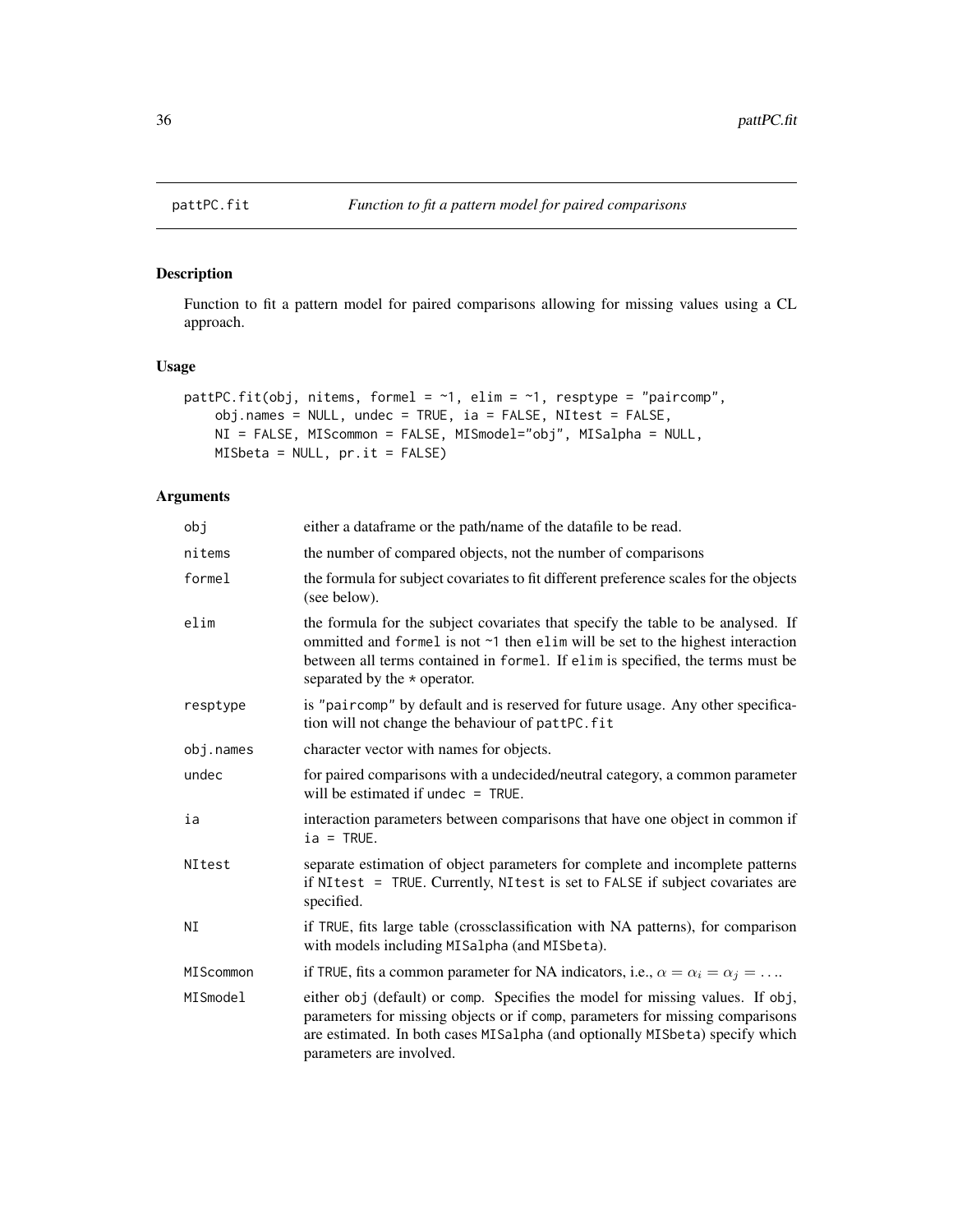# pattPC.fit — *Function to fit a pattern model for paired comparisons*

## Description

Function to fit a pattern model for paired comparisons allowing for missing values using a CL approach.

## Usage

```
pattPC.fit(obj, nitems, formel = ~1, elim = ~1, resptype = "paircomp",
    obj.names = NULL, undec = TRUE, ia = FALSE, NItest = FALSE,
    NI = FALSE, MIScommon = FALSE, MISmodel="obj", MISalpha = NULL,
    MISbeta = NULL, pr.it = FALSE)
```

## Arguments

| | |
|---|---|
| `obj` | either a dataframe or the path/name of the datafile to be read. |
| `nitems` | the number of compared objects, not the number of comparisons |
| `formel` | the formula for subject covariates to fit different preference scales for the objects (see below). |
| `elim` | the formula for the subject covariates that specify the table to be analysed. If ommitted and `formel` is not `~1` then `elim` will be set to the highest interaction between all terms contained in `formel`. If `elim` is specified, the terms must be separated by the `*` operator. |
| `resptype` | is `"paircomp"` by default and is reserved for future usage. Any other specification will not change the behaviour of `pattPC.fit` |
| `obj.names` | character vector with names for objects. |
| `undec` | for paired comparisons with a undecided/neutral category, a common parameter will be estimated if `undec = TRUE`. |
| `ia` | interaction parameters between comparisons that have one object in common if `ia = TRUE`. |
| `NItest` | separate estimation of object parameters for complete and incomplete patterns if `NItest = TRUE`. Currently, `NItest` is set to `FALSE` if subject covariates are specified. |
| `NI` | if `TRUE`, fits large table (crossclassification with NA patterns), for comparison with models including `MISalpha` (and `MISbeta`). |
| `MIScommon` | if `TRUE`, fits a common parameter for NA indicators, i.e., $\alpha = \alpha_i = \alpha_j = \ldots$. |
| `MISmodel` | either `obj` (default) or `comp`. Specifies the model for missing values. If `obj`, parameters for missing objects or if `comp`, parameters for missing comparisons are estimated. In both cases `MISalpha` (and optionally `MISbeta`) specify which parameters are involved. |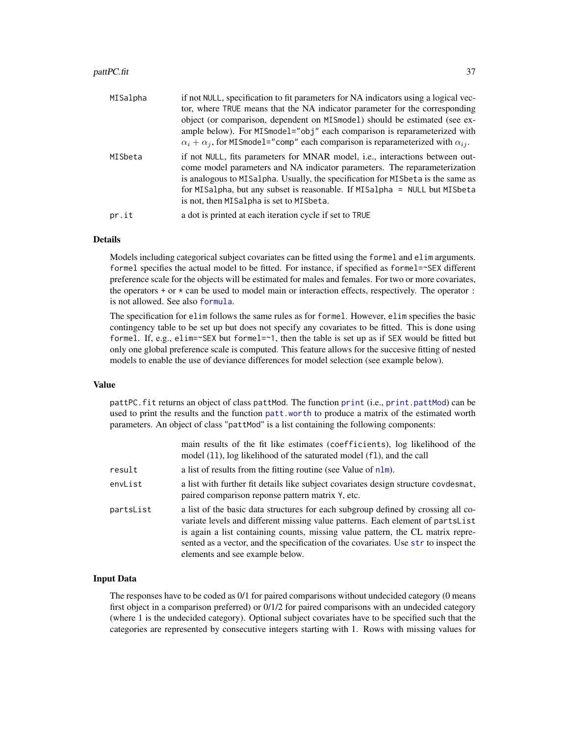| | |
|---|---|
| MISalpha | if not NULL, specification to fit parameters for NA indicators using a logical vector, where TRUE means that the NA indicator parameter for the corresponding object (or comparison, dependent on MISmodel) should be estimated (see example below). For MISmodel="obj" each comparison is reparameterized with $\alpha_i + \alpha_j$, for MISmodel="comp" each comparison is reparameterized with $\alpha_{ij}$. |
| MISbeta | if not NULL, fits parameters for MNAR model, i.e., interactions between outcome model parameters and NA indicator parameters. The reparameterization is analogous to MISalpha. Usually, the specification for MISbeta is the same as for MISalpha, but any subset is reasonable. If MISalpha = NULL but MISbeta is not, then MISalpha is set to MISbeta. |
| pr.it | a dot is printed at each iteration cycle if set to TRUE |

## Details

Models including categorical subject covariates can be fitted using the formel and elim arguments. formel specifies the actual model to be fitted. For instance, if specified as formel=~SEX different preference scale for the objects will be estimated for males and females. For two or more covariates, the operators + or * can be used to model main or interaction effects, respectively. The operator : is not allowed. See also formula.

The specification for elim follows the same rules as for formel. However, elim specifies the basic contingency table to be set up but does not specify any covariates to be fitted. This is done using formel. If, e.g., elim=~SEX but formel=~1, then the table is set up as if SEX would be fitted but only one global preference scale is computed. This feature allows for the succesive fitting of nested models to enable the use of deviance differences for model selection (see example below).

## Value

pattPC.fit returns an object of class pattMod. The function print (i.e., print.pattMod) can be used to print the results and the function patt.worth to produce a matrix of the estimated worth parameters. An object of class "pattMod" is a list containing the following components:

| | |
|---|---|
| | main results of the fit like estimates (coefficients), log likelihood of the model (ll), log likelihood of the saturated model (fl), and the call |
| result | a list of results from the fitting routine (see Value of nlm). |
| envList | a list with further fit details like subject covariates design structure covdesmat, paired comparison reponse pattern matrix Y, etc. |
| partsList | a list of the basic data structures for each subgroup defined by crossing all covariate levels and different missing value patterns. Each element of partsList is again a list containing counts, missing value pattern, the CL matrix represented as a vector, and the specification of the covariates. Use str to inspect the elements and see example below. |

## Input Data

The responses have to be coded as 0/1 for paired comparisons without undecided category (0 means first object in a comparison preferred) or 0/1/2 for paired comparisons with an undecided category (where 1 is the undecided category). Optional subject covariates have to be specified such that the categories are represented by consecutive integers starting with 1. Rows with missing values for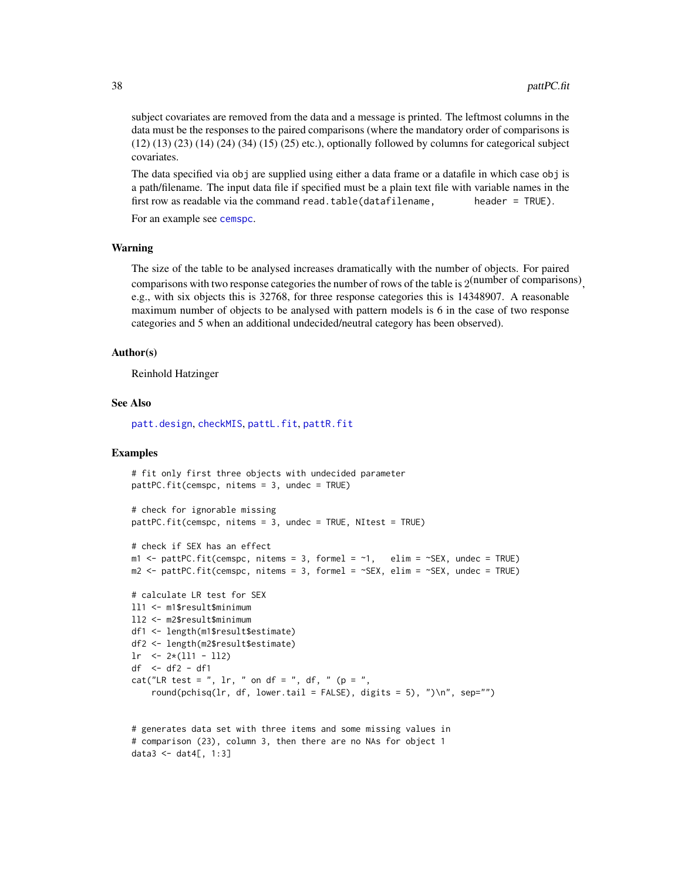subject covariates are removed from the data and a message is printed. The leftmost columns in the data must be the responses to the paired comparisons (where the mandatory order of comparisons is (12) (13) (23) (14) (24) (34) (15) (25) etc.), optionally followed by columns for categorical subject covariates.

The data specified via `obj` are supplied using either a data frame or a datafile in which case `obj` is a path/filename. The input data file if specified must be a plain text file with variable names in the first row as readable via the command `read.table(datafilename, header = TRUE)`.

For an example see `cemspc`.

## Warning

The size of the table to be analysed increases dramatically with the number of objects. For paired comparisons with two response categories the number of rows of the table is $2^{(\text{number of comparisons})}$, e.g., with six objects this is 32768, for three response categories this is 14348907. A reasonable maximum number of objects to be analysed with pattern models is 6 in the case of two response categories and 5 when an additional undecided/neutral category has been observed).

## Author(s)

Reinhold Hatzinger

## See Also

`patt.design`, `checkMIS`, `pattL.fit`, `pattR.fit`

## Examples

```
# fit only first three objects with undecided parameter
pattPC.fit(cemspc, nitems = 3, undec = TRUE)

# check for ignorable missing
pattPC.fit(cemspc, nitems = 3, undec = TRUE, NItest = TRUE)

# check if SEX has an effect
m1 <- pattPC.fit(cemspc, nitems = 3, formel = ~1,   elim = ~SEX, undec = TRUE)
m2 <- pattPC.fit(cemspc, nitems = 3, formel = ~SEX, elim = ~SEX, undec = TRUE)

# calculate LR test for SEX
ll1 <- m1$result$minimum
ll2 <- m2$result$minimum
df1 <- length(m1$result$estimate)
df2 <- length(m2$result$estimate)
lr  <- 2*(ll1 - ll2)
df  <- df2 - df1
cat("LR test = ", lr, " on df = ", df, " (p = ",
    round(pchisq(lr, df, lower.tail = FALSE), digits = 5), ")\n", sep="")


# generates data set with three items and some missing values in
# comparison (23), column 3, then there are no NAs for object 1
data3 <- dat4[, 1:3]
```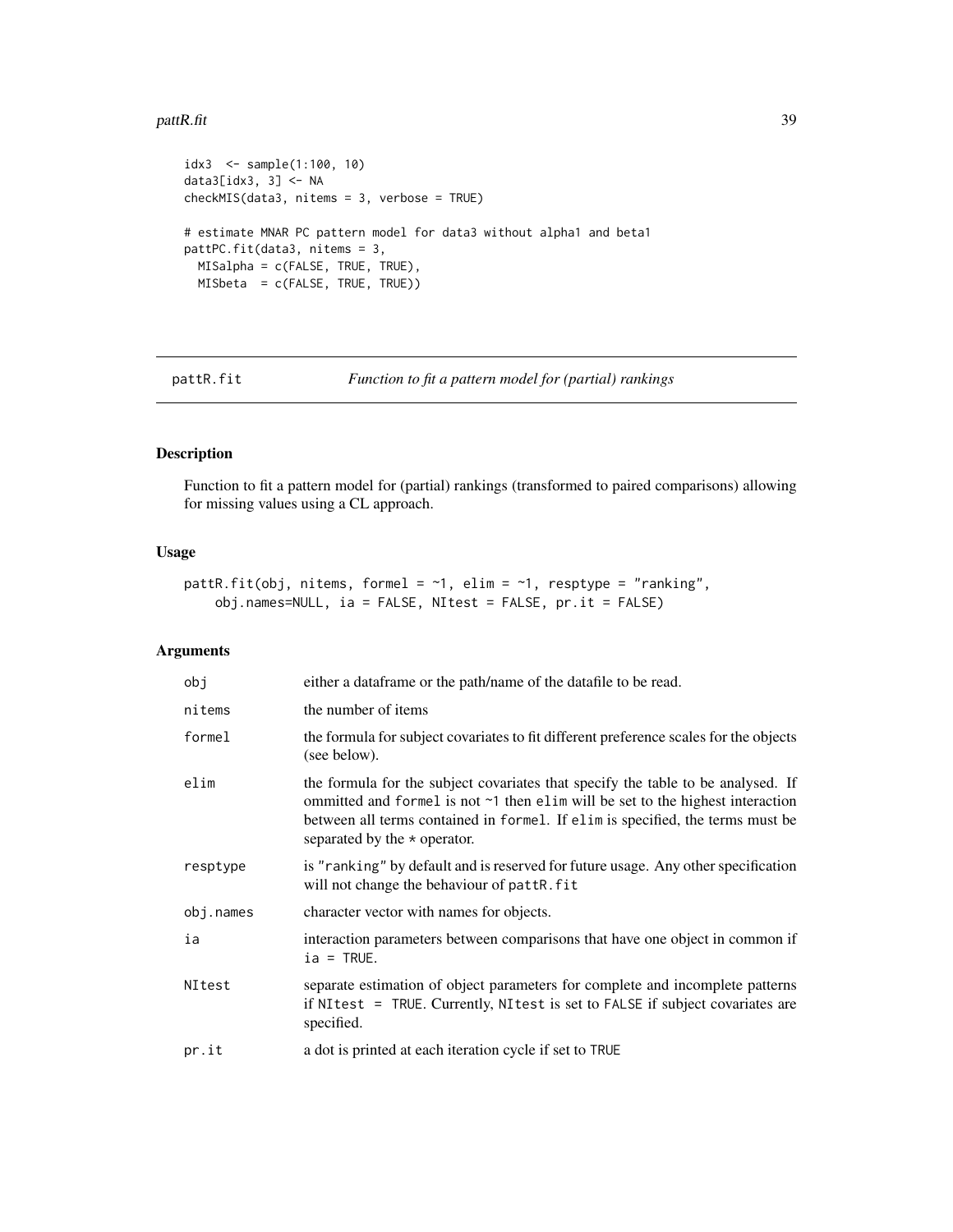```
idx3  <- sample(1:100, 10)
data3[idx3, 3] <- NA
checkMIS(data3, nitems = 3, verbose = TRUE)

# estimate MNAR PC pattern model for data3 without alpha1 and beta1
pattPC.fit(data3, nitems = 3,
  MISalpha = c(FALSE, TRUE, TRUE),
  MISbeta  = c(FALSE, TRUE, TRUE))
```

## pattR.fit — *Function to fit a pattern model for (partial) rankings*

### Description

Function to fit a pattern model for (partial) rankings (transformed to paired comparisons) allowing for missing values using a CL approach.

### Usage

```
pattR.fit(obj, nitems, formel = ~1, elim = ~1, resptype = "ranking",
    obj.names=NULL, ia = FALSE, NItest = FALSE, pr.it = FALSE)
```

### Arguments

| | |
|---|---|
| `obj` | either a dataframe or the path/name of the datafile to be read. |
| `nitems` | the number of items |
| `formel` | the formula for subject covariates to fit different preference scales for the objects (see below). |
| `elim` | the formula for the subject covariates that specify the table to be analysed. If ommitted and `formel` is not `~1` then `elim` will be set to the highest interaction between all terms contained in `formel`. If `elim` is specified, the terms must be separated by the `*` operator. |
| `resptype` | is `"ranking"` by default and is reserved for future usage. Any other specification will not change the behaviour of `pattR.fit` |
| `obj.names` | character vector with names for objects. |
| `ia` | interaction parameters between comparisons that have one object in common if `ia = TRUE`. |
| `NItest` | separate estimation of object parameters for complete and incomplete patterns if `NItest = TRUE`. Currently, `NItest` is set to `FALSE` if subject covariates are specified. |
| `pr.it` | a dot is printed at each iteration cycle if set to `TRUE` |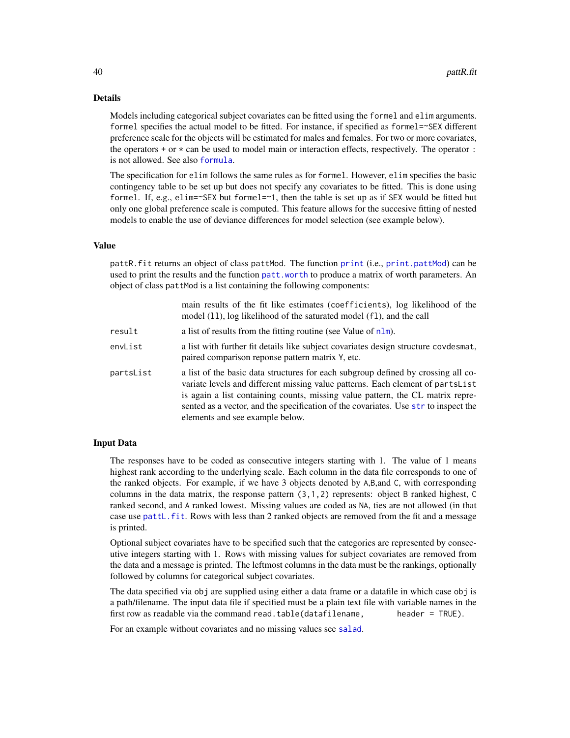### Details

Models including categorical subject covariates can be fitted using the `formel` and `elim` arguments. `formel` specifies the actual model to be fitted. For instance, if specified as `formel=~SEX` different preference scale for the objects will be estimated for males and females. For two or more covariates, the operators `+` or `*` can be used to model main or interaction effects, respectively. The operator `:` is not allowed. See also `formula`.

The specification for `elim` follows the same rules as for `formel`. However, `elim` specifies the basic contingency table to be set up but does not specify any covariates to be fitted. This is done using `formel`. If, e.g., `elim=~SEX` but `formel=~1`, then the table is set up as if `SEX` would be fitted but only one global preference scale is computed. This feature allows for the succesive fitting of nested models to enable the use of deviance differences for model selection (see example below).

### Value

`pattR.fit` returns an object of class `pattMod`. The function `print` (i.e., `print.pattMod`) can be used to print the results and the function `patt.worth` to produce a matrix of worth parameters. An object of class `pattMod` is a list containing the following components:

| | |
|---|---|
| | main results of the fit like estimates (`coefficients`), log likelihood of the model (`ll`), log likelihood of the saturated model (`fl`), and the call |
| `result` | a list of results from the fitting routine (see Value of `nlm`). |
| `envList` | a list with further fit details like subject covariates design structure `covdesmat`, paired comparison reponse pattern matrix `Y`, etc. |
| `partsList` | a list of the basic data structures for each subgroup defined by crossing all covariate levels and different missing value patterns. Each element of `partsList` is again a list containing counts, missing value pattern, the CL matrix represented as a vector, and the specification of the covariates. Use `str` to inspect the elements and see example below. |

### Input Data

The responses have to be coded as consecutive integers starting with 1. The value of 1 means highest rank according to the underlying scale. Each column in the data file corresponds to one of the ranked objects. For example, if we have 3 objects denoted by `A`,`B`,and `C`, with corresponding columns in the data matrix, the response pattern `(3,1,2)` represents: object `B` ranked highest, `C` ranked second, and `A` ranked lowest. Missing values are coded as `NA`, ties are not allowed (in that case use `pattL.fit`. Rows with less than 2 ranked objects are removed from the fit and a message is printed.

Optional subject covariates have to be specified such that the categories are represented by consecutive integers starting with 1. Rows with missing values for subject covariates are removed from the data and a message is printed. The leftmost columns in the data must be the rankings, optionally followed by columns for categorical subject covariates.

The data specified via `obj` are supplied using either a data frame or a datafile in which case `obj` is a path/filename. The input data file if specified must be a plain text file with variable names in the first row as readable via the command `read.table(datafilename, header = TRUE)`.

For an example without covariates and no missing values see `salad`.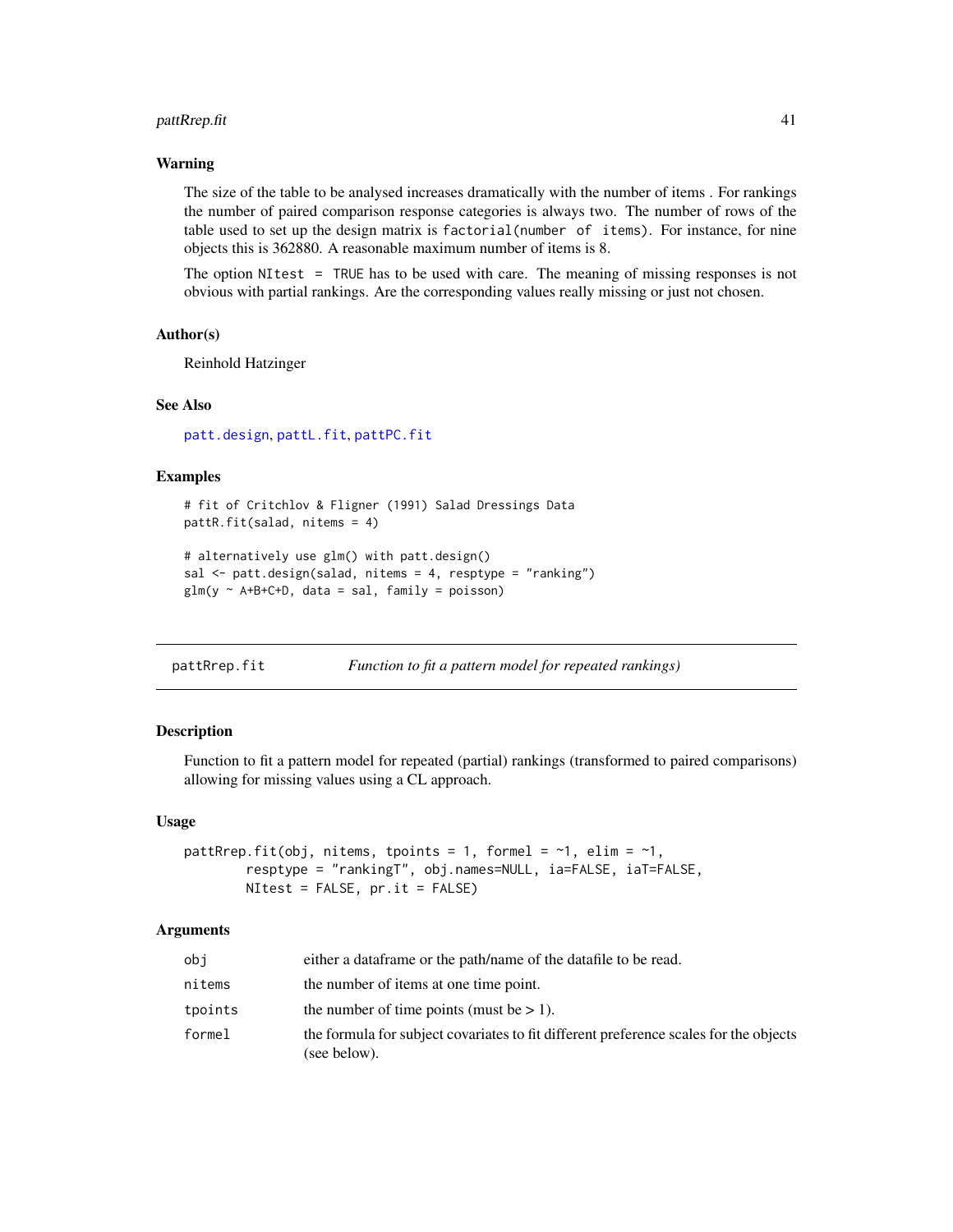### Warning

The size of the table to be analysed increases dramatically with the number of items . For rankings the number of paired comparison response categories is always two. The number of rows of the table used to set up the design matrix is `factorial(number of items)`. For instance, for nine objects this is 362880. A reasonable maximum number of items is 8.

The option `NItest = TRUE` has to be used with care. The meaning of missing responses is not obvious with partial rankings. Are the corresponding values really missing or just not chosen.

### Author(s)

Reinhold Hatzinger

### See Also

`patt.design`, `pattL.fit`, `pattPC.fit`

### Examples

```
# fit of Critchlov & Fligner (1991) Salad Dressings Data
pattR.fit(salad, nitems = 4)

# alternatively use glm() with patt.design()
sal <- patt.design(salad, nitems = 4, resptype = "ranking")
glm(y ~ A+B+C+D, data = sal, family = poisson)
```

---

## pattRep.fit *Function to fit a pattern model for repeated rankings)*

---

### Description

Function to fit a pattern model for repeated (partial) rankings (transformed to paired comparisons) allowing for missing values using a CL approach.

### Usage

```
pattRep.fit(obj, nitems, tpoints = 1, formel = ~1, elim = ~1,
        resptype = "rankingT", obj.names=NULL, ia=FALSE, iaT=FALSE,
        NItest = FALSE, pr.it = FALSE)
```

### Arguments

| | |
|---|---|
| `obj` | either a dataframe or the path/name of the datafile to be read. |
| `nitems` | the number of items at one time point. |
| `tpoints` | the number of time points (must be > 1). |
| `formel` | the formula for subject covariates to fit different preference scales for the objects (see below). |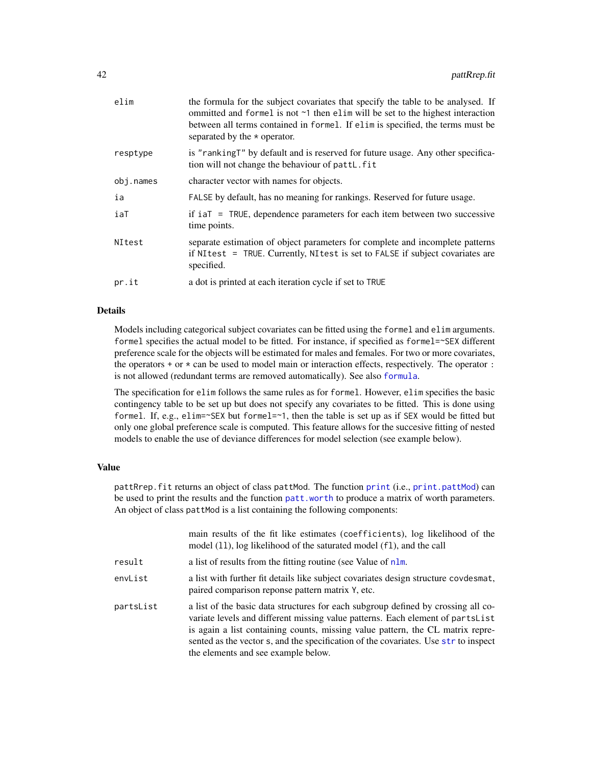| | |
|---|---|
| elim | the formula for the subject covariates that specify the table to be analysed. If ommitted and `formel` is not `~1` then `elim` will be set to the highest interaction between all terms contained in `formel`. If `elim` is specified, the terms must be separated by the `*` operator. |
| resptype | is `"rankingT"` by default and is reserved for future usage. Any other specification will not change the behaviour of `pattL.fit` |
| obj.names | character vector with names for objects. |
| ia | `FALSE` by default, has no meaning for rankings. Reserved for future usage. |
| iaT | if `iaT = TRUE`, dependence parameters for each item between two successive time points. |
| NItest | separate estimation of object parameters for complete and incomplete patterns if `NItest = TRUE`. Currently, `NItest` is set to `FALSE` if subject covariates are specified. |
| pr.it | a dot is printed at each iteration cycle if set to `TRUE` |

## Details

Models including categorical subject covariates can be fitted using the `formel` and `elim` arguments. `formel` specifies the actual model to be fitted. For instance, if specified as `formel=~SEX` different preference scale for the objects will be estimated for males and females. For two or more covariates, the operators `+` or `*` can be used to model main or interaction effects, respectively. The operator `:` is not allowed (redundant terms are removed automatically). See also `formula`.

The specification for `elim` follows the same rules as for `formel`. However, `elim` specifies the basic contingency table to be set up but does not specify any covariates to be fitted. This is done using `formel`. If, e.g., `elim=~SEX` but `formel=~1`, then the table is set up as if `SEX` would be fitted but only one global preference scale is computed. This feature allows for the succesive fitting of nested models to enable the use of deviance differences for model selection (see example below).

## Value

`pattRrep.fit` returns an object of class `pattMod`. The function `print` (i.e., `print.pattMod`) can be used to print the results and the function `patt.worth` to produce a matrix of worth parameters. An object of class `pattMod` is a list containing the following components:

| | |
|---|---|
| | main results of the fit like estimates (`coefficients`), log likelihood of the model (`ll`), log likelihood of the saturated model (`fl`), and the call |
| result | a list of results from the fitting routine (see Value of `nlm`. |
| envList | a list with further fit details like subject covariates design structure `covdesmat`, paired comparison reponse pattern matrix `Y`, etc. |
| partsList | a list of the basic data structures for each subgroup defined by crossing all covariate levels and different missing value patterns. Each element of `partsList` is again a list containing counts, missing value pattern, the CL matrix represented as the vector `s`, and the specification of the covariates. Use `str` to inspect the elements and see example below. |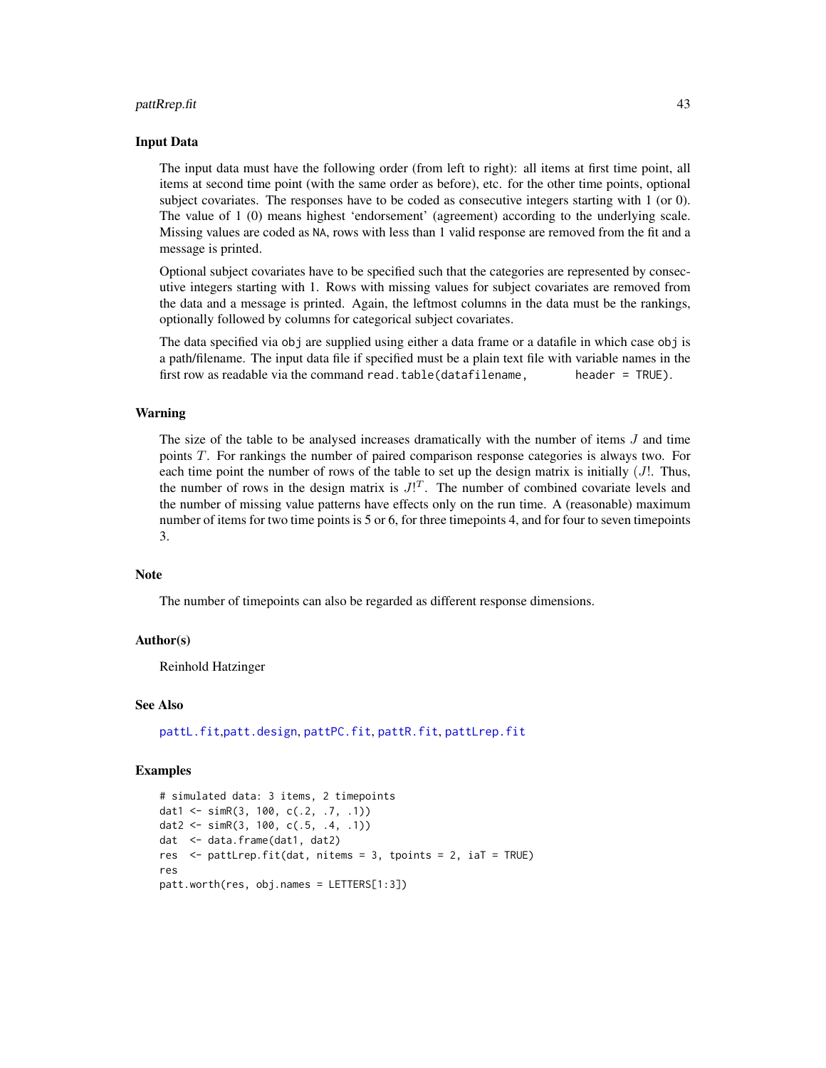### Input Data

The input data must have the following order (from left to right): all items at first time point, all items at second time point (with the same order as before), etc. for the other time points, optional subject covariates. The responses have to be coded as consecutive integers starting with 1 (or 0). The value of 1 (0) means highest 'endorsement' (agreement) according to the underlying scale. Missing values are coded as NA, rows with less than 1 valid response are removed from the fit and a message is printed.

Optional subject covariates have to be specified such that the categories are represented by consecutive integers starting with 1. Rows with missing values for subject covariates are removed from the data and a message is printed. Again, the leftmost columns in the data must be the rankings, optionally followed by columns for categorical subject covariates.

The data specified via `obj` are supplied using either a data frame or a datafile in which case `obj` is a path/filename. The input data file if specified must be a plain text file with variable names in the first row as readable via the command `read.table(datafilename, header = TRUE)`.

### Warning

The size of the table to be analysed increases dramatically with the number of items $J$ and time points $T$. For rankings the number of paired comparison response categories is always two. For each time point the number of rows of the table to set up the design matrix is initially $(J!$. Thus, the number of rows in the design matrix is $J!^T$. The number of combined covariate levels and the number of missing value patterns have effects only on the run time. A (reasonable) maximum number of items for two time points is 5 or 6, for three timepoints 4, and for four to seven timepoints 3.

### Note

The number of timepoints can also be regarded as different response dimensions.

### Author(s)

Reinhold Hatzinger

### See Also

`pattL.fit`, `patt.design`, `pattPC.fit`, `pattR.fit`, `pattLrep.fit`

### Examples

```
# simulated data: 3 items, 2 timepoints
dat1 <- simR(3, 100, c(.2, .7, .1))
dat2 <- simR(3, 100, c(.5, .4, .1))
dat  <- data.frame(dat1, dat2)
res  <- pattLrep.fit(dat, nitems = 3, tpoints = 2, iaT = TRUE)
res
patt.worth(res, obj.names = LETTERS[1:3])
```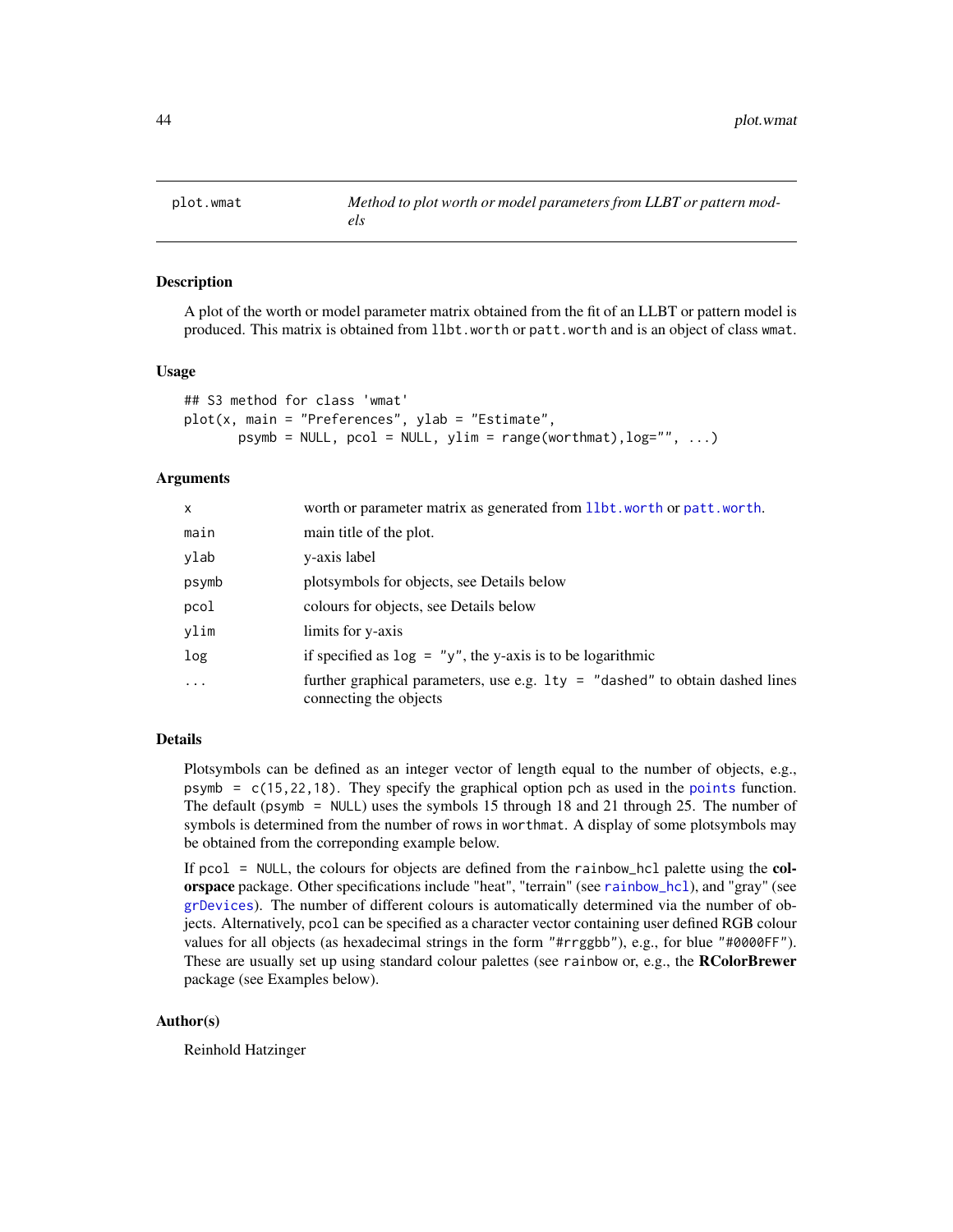# plot.wmat

*Method to plot worth or model parameters from LLBT or pattern models*

## Description

A plot of the worth or model parameter matrix obtained from the fit of an LLBT or pattern model is produced. This matrix is obtained from `llbt.worth` or `patt.worth` and is an object of class `wmat`.

## Usage

```
## S3 method for class 'wmat'
plot(x, main = "Preferences", ylab = "Estimate",
       psymb = NULL, pcol = NULL, ylim = range(worthmat),log="", ...)
```

## Arguments

| | |
|---|---|
| `x` | worth or parameter matrix as generated from `llbt.worth` or `patt.worth`. |
| `main` | main title of the plot. |
| `ylab` | y-axis label |
| `psymb` | plotsymbols for objects, see Details below |
| `pcol` | colours for objects, see Details below |
| `ylim` | limits for y-axis |
| `log` | if specified as `log = "y"`, the y-axis is to be logarithmic |
| `...` | further graphical parameters, use e.g. `lty = "dashed"` to obtain dashed lines connecting the objects |

## Details

Plotsymbols can be defined as an integer vector of length equal to the number of objects, e.g., `psymb = c(15,22,18)`. They specify the graphical option `pch` as used in the `points` function. The default (`psymb = NULL`) uses the symbols 15 through 18 and 21 through 25. The number of symbols is determined from the number of rows in `worthmat`. A display of some plotsymbols may be obtained from the correponding example below.

If `pcol = NULL`, the colours for objects are defined from the `rainbow_hcl` palette using the **colorspace** package. Other specifications include "heat", "terrain" (see `rainbow_hcl`), and "gray" (see `grDevices`). The number of different colours is automatically determined via the number of objects. Alternatively, `pcol` can be specified as a character vector containing user defined RGB colour values for all objects (as hexadecimal strings in the form `"#rrggbb"`), e.g., for blue `"#0000FF"`). These are usually set up using standard colour palettes (see `rainbow` or, e.g., the **RColorBrewer** package (see Examples below).

## Author(s)

Reinhold Hatzinger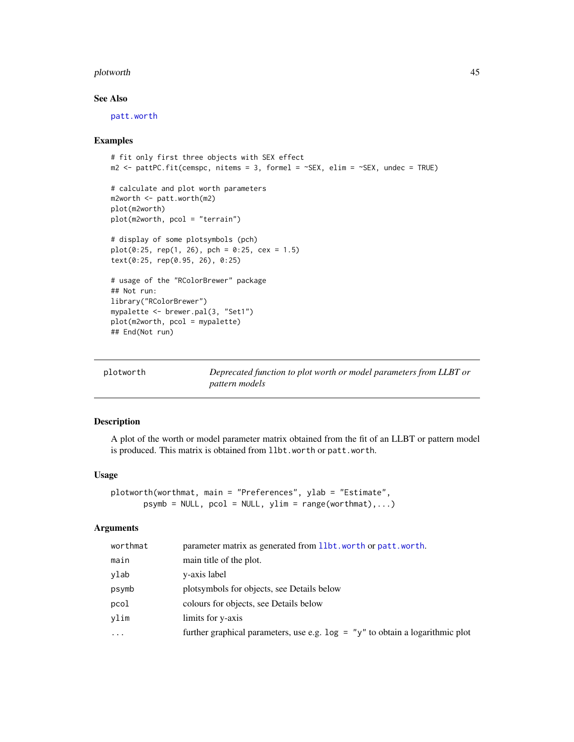### See Also

patt.worth

### Examples

```
# fit only first three objects with SEX effect
m2 <- pattPC.fit(cemspc, nitems = 3, formel = ~SEX, elim = ~SEX, undec = TRUE)

# calculate and plot worth parameters
m2worth <- patt.worth(m2)
plot(m2worth)
plot(m2worth, pcol = "terrain")

# display of some plotsymbols (pch)
plot(0:25, rep(1, 26), pch = 0:25, cex = 1.5)
text(0:25, rep(0.95, 26), 0:25)

# usage of the "RColorBrewer" package
## Not run:
library("RColorBrewer")
mypalette <- brewer.pal(3, "Set1")
plot(m2worth, pcol = mypalette)
## End(Not run)
```

---

## plotworth — *Deprecated function to plot worth or model parameters from LLBT or pattern models*

---

### Description

A plot of the worth or model parameter matrix obtained from the fit of an LLBT or pattern model is produced. This matrix is obtained from llbt.worth or patt.worth.

### Usage

```
plotworth(worthmat, main = "Preferences", ylab = "Estimate",
       psymb = NULL, pcol = NULL, ylim = range(worthmat),...)
```

### Arguments

| | |
|---|---|
| worthmat | parameter matrix as generated from llbt.worth or patt.worth. |
| main | main title of the plot. |
| ylab | y-axis label |
| psymb | plotsymbols for objects, see Details below |
| pcol | colours for objects, see Details below |
| ylim | limits for y-axis |
| ... | further graphical parameters, use e.g. log = "y" to obtain a logarithmic plot |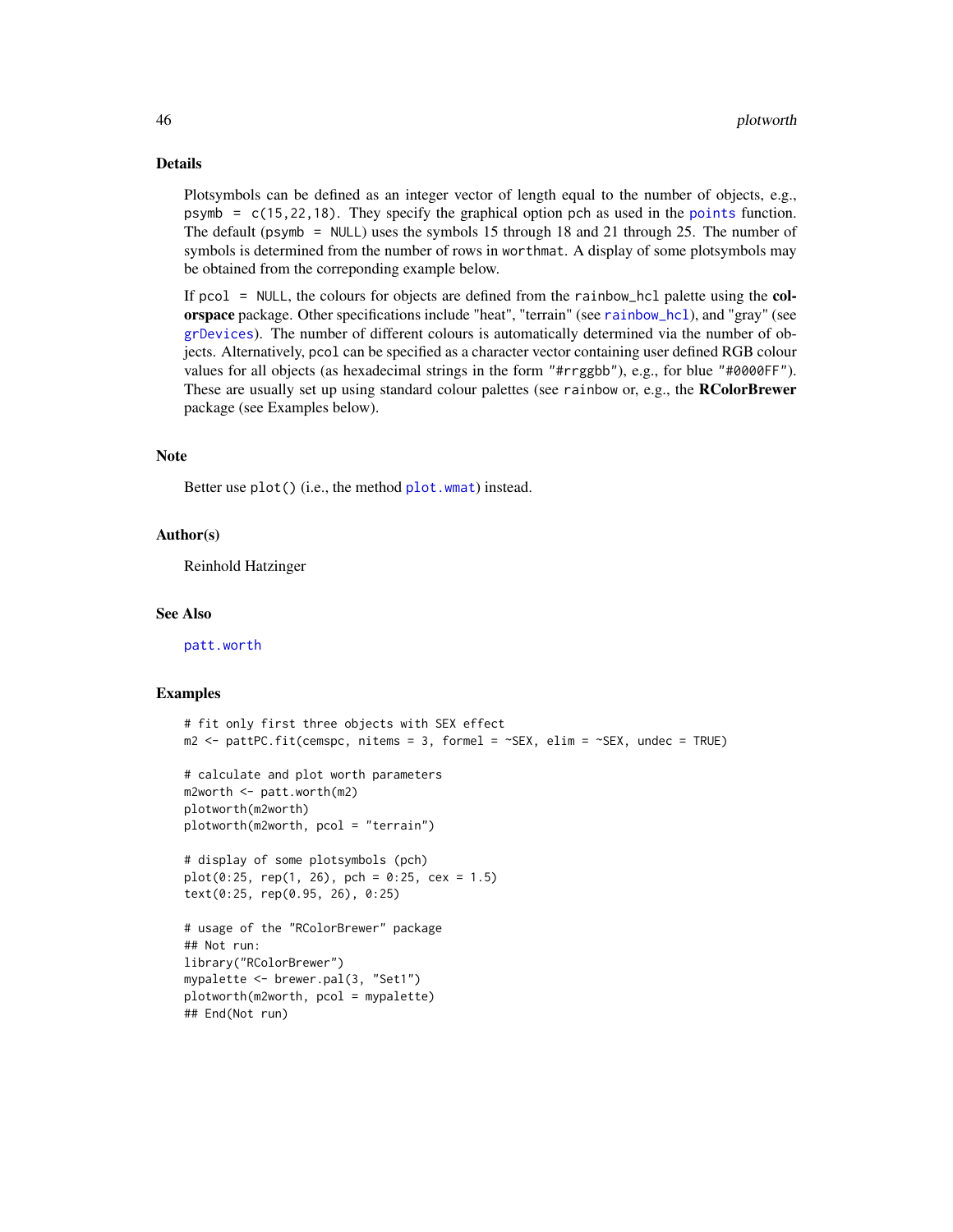## Details

Plotsymbols can be defined as an integer vector of length equal to the number of objects, e.g., `psymb = c(15,22,18)`. They specify the graphical option `pch` as used in the `points` function. The default (`psymb = NULL`) uses the symbols 15 through 18 and 21 through 25. The number of symbols is determined from the number of rows in `worthmat`. A display of some plotsymbols may be obtained from the correponding example below.

If `pcol = NULL`, the colours for objects are defined from the `rainbow_hcl` palette using the **colorspace** package. Other specifications include "heat", "terrain" (see `rainbow_hcl`), and "gray" (see `grDevices`). The number of different colours is automatically determined via the number of objects. Alternatively, `pcol` can be specified as a character vector containing user defined RGB colour values for all objects (as hexadecimal strings in the form `"#rrggbb"`), e.g., for blue `"#0000FF"`). These are usually set up using standard colour palettes (see `rainbow` or, e.g., the **RColorBrewer** package (see Examples below).

## Note

Better use `plot()` (i.e., the method `plot.wmat`) instead.

## Author(s)

Reinhold Hatzinger

## See Also

`patt.worth`

## Examples

```
# fit only first three objects with SEX effect
m2 <- pattPC.fit(cemspc, nitems = 3, formel = ~SEX, elim = ~SEX, undec = TRUE)

# calculate and plot worth parameters
m2worth <- patt.worth(m2)
plotworth(m2worth)
plotworth(m2worth, pcol = "terrain")

# display of some plotsymbols (pch)
plot(0:25, rep(1, 26), pch = 0:25, cex = 1.5)
text(0:25, rep(0.95, 26), 0:25)

# usage of the "RColorBrewer" package
## Not run:
library("RColorBrewer")
mypalette <- brewer.pal(3, "Set1")
plotworth(m2worth, pcol = mypalette)
## End(Not run)
```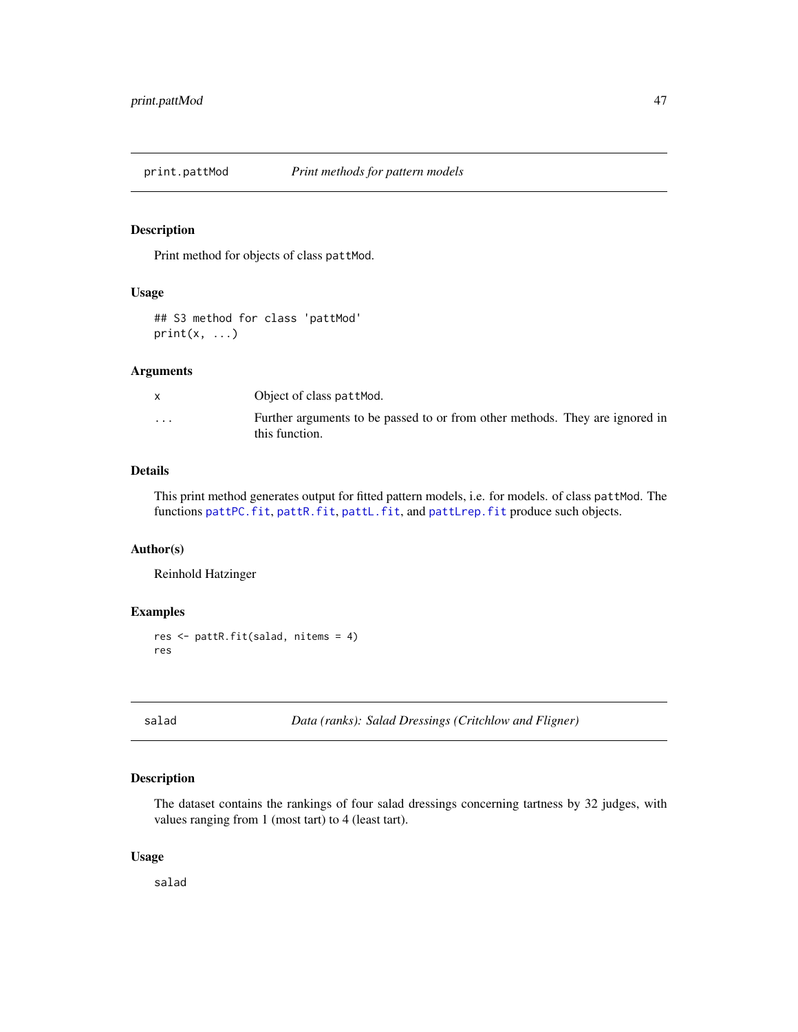## print.pattMod *Print methods for pattern models*

### Description

Print method for objects of class `pattMod`.

### Usage

```
## S3 method for class 'pattMod'
print(x, ...)
```

### Arguments

| | |
|---|---|
| `x` | Object of class `pattMod`. |
| `...` | Further arguments to be passed to or from other methods. They are ignored in this function. |

### Details

This print method generates output for fitted pattern models, i.e. for models. of class `pattMod`. The functions `pattPC.fit`, `pattR.fit`, `pattL.fit`, and `pattLrep.fit` produce such objects.

### Author(s)

Reinhold Hatzinger

### Examples

```
res <- pattR.fit(salad, nitems = 4)
res
```

## salad *Data (ranks): Salad Dressings (Critchlow and Fligner)*

### Description

The dataset contains the rankings of four salad dressings concerning tartness by 32 judges, with values ranging from 1 (most tart) to 4 (least tart).

### Usage

```
salad
```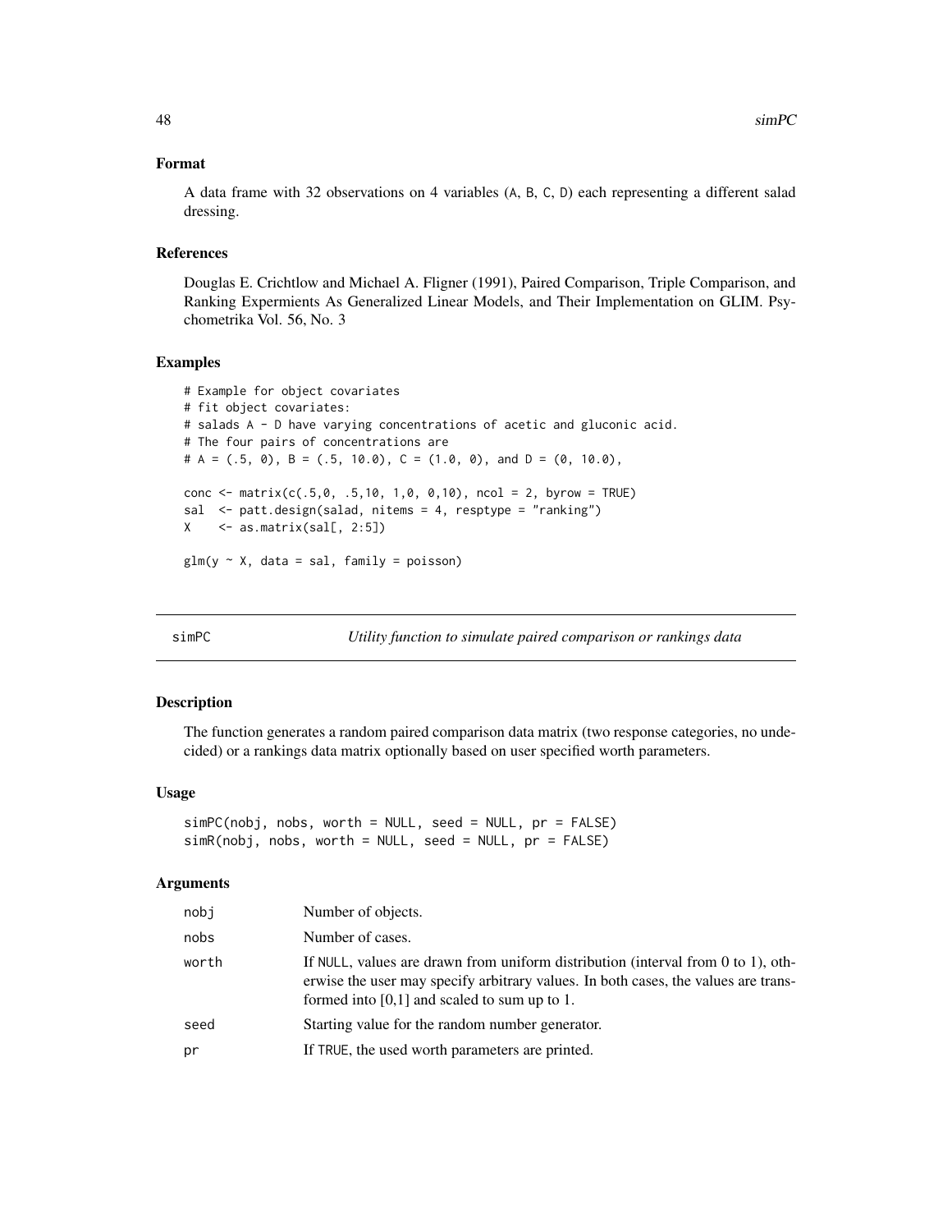### Format

A data frame with 32 observations on 4 variables (A, B, C, D) each representing a different salad dressing.

### References

Douglas E. Crichtlow and Michael A. Fligner (1991), Paired Comparison, Triple Comparison, and Ranking Expermients As Generalized Linear Models, and Their Implementation on GLIM. Psychometrika Vol. 56, No. 3

### Examples

```
# Example for object covariates
# fit object covariates:
# salads A - D have varying concentrations of acetic and gluconic acid.
# The four pairs of concentrations are
# A = (.5, 0), B = (.5, 10.0), C = (1.0, 0), and D = (0, 10.0),

conc <- matrix(c(.5,0, .5,10, 1,0, 0,10), ncol = 2, byrow = TRUE)
sal  <- patt.design(salad, nitems = 4, resptype = "ranking")
X    <- as.matrix(sal[, 2:5])

glm(y ~ X, data = sal, family = poisson)
```

---

## simPC — *Utility function to simulate paired comparison or rankings data*

### Description

The function generates a random paired comparison data matrix (two response categories, no undecided) or a rankings data matrix optionally based on user specified worth parameters.

### Usage

```
simPC(nobj, nobs, worth = NULL, seed = NULL, pr = FALSE)
simR(nobj, nobs, worth = NULL, seed = NULL, pr = FALSE)
```

### Arguments

| | |
|---|---|
| nobj | Number of objects. |
| nobs | Number of cases. |
| worth | If NULL, values are drawn from uniform distribution (interval from 0 to 1), otherwise the user may specify arbitrary values. In both cases, the values are transformed into [0,1] and scaled to sum up to 1. |
| seed | Starting value for the random number generator. |
| pr | If TRUE, the used worth parameters are printed. |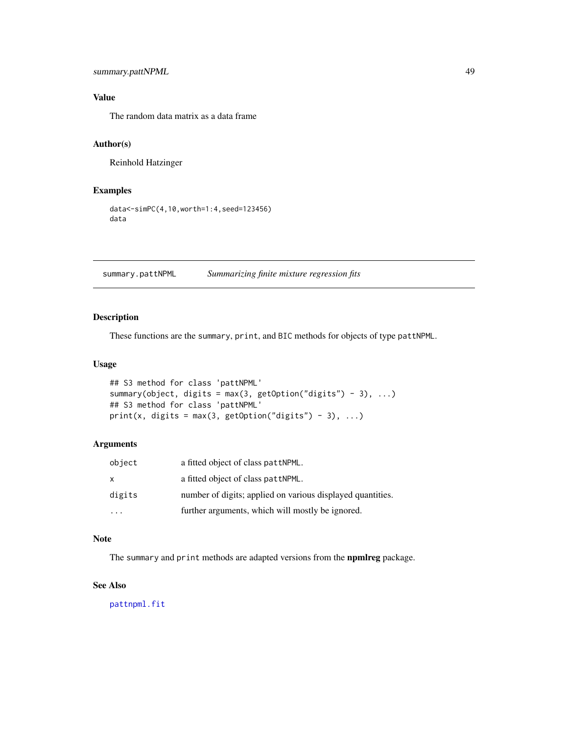### Value

The random data matrix as a data frame

### Author(s)

Reinhold Hatzinger

### Examples

```
data<-simPC(4,10,worth=1:4,seed=123456)
data
```

---

## summary.pattNPML — *Summarizing finite mixture regression fits*

---

### Description

These functions are the summary, print, and BIC methods for objects of type pattNPML.

### Usage

```
## S3 method for class 'pattNPML'
summary(object, digits = max(3, getOption("digits") - 3), ...)
## S3 method for class 'pattNPML'
print(x, digits = max(3, getOption("digits") - 3), ...)
```

### Arguments

| | |
|---|---|
| object | a fitted object of class pattNPML. |
| x | a fitted object of class pattNPML. |
| digits | number of digits; applied on various displayed quantities. |
| ... | further arguments, which will mostly be ignored. |

### Note

The summary and print methods are adapted versions from the **npmlreg** package.

### See Also

pattnpml.fit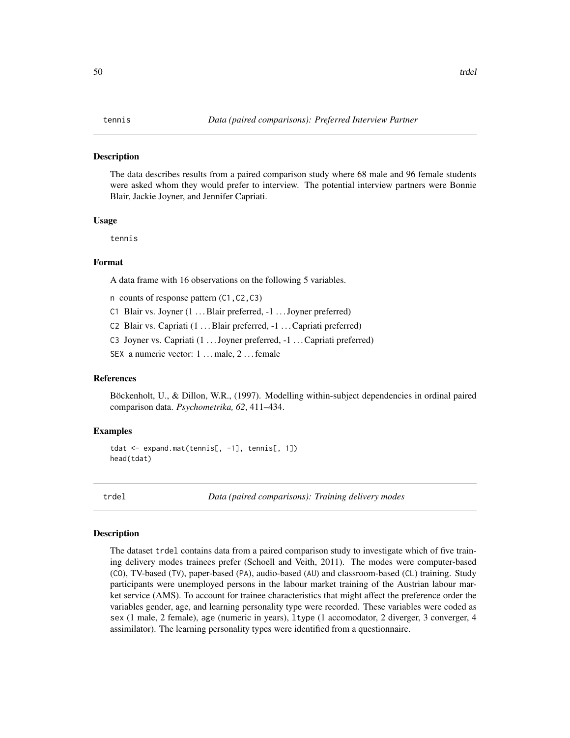## tennis — *Data (paired comparisons): Preferred Interview Partner*

### Description

The data describes results from a paired comparison study where 68 male and 96 female students were asked whom they would prefer to interview. The potential interview partners were Bonnie Blair, Jackie Joyner, and Jennifer Capriati.

### Usage

```
tennis
```

### Format

A data frame with 16 observations on the following 5 variables.

- `n` counts of response pattern (`C1,C2,C3`)
- `C1` Blair vs. Joyner (1 . . . Blair preferred, -1 . . . Joyner preferred)
- `C2` Blair vs. Capriati (1 . . . Blair preferred, -1 . . . Capriati preferred)
- `C3` Joyner vs. Capriati (1 . . . Joyner preferred, -1 . . . Capriati preferred)
- `SEX` a numeric vector: 1 . . . male, 2 . . . female

### References

Böckenholt, U., & Dillon, W.R., (1997). Modelling within-subject dependencies in ordinal paired comparison data. *Psychometrika, 62*, 411–434.

### Examples

```
tdat <- expand.mat(tennis[, -1], tennis[, 1])
head(tdat)
```

## trdel — *Data (paired comparisons): Training delivery modes*

### Description

The dataset `trdel` contains data from a paired comparison study to investigate which of five training delivery modes trainees prefer (Schoell and Veith, 2011). The modes were computer-based (`CO`), TV-based (`TV`), paper-based (`PA`), audio-based (`AU`) and classroom-based (`CL`) training. Study participants were unemployed persons in the labour market training of the Austrian labour market service (AMS). To account for trainee characteristics that might affect the preference order the variables gender, age, and learning personality type were recorded. These variables were coded as `sex` (1 male, 2 female), `age` (numeric in years), `ltype` (1 accomodator, 2 diverger, 3 converger, 4 assimilator). The learning personality types were identified from a questionnaire.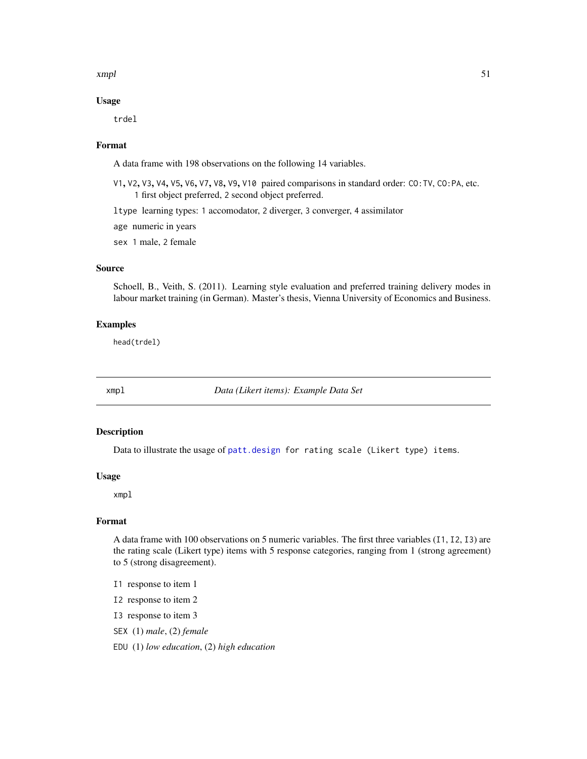### Usage

```
trdel
```

### Format

A data frame with 198 observations on the following 14 variables.

`V1`, `V2`, `V3`, `V4`, `V5`, `V6`, `V7`, `V8`, `V9`, `V10` paired comparisons in standard order: `CO:TV`, `CO:PA`, etc. `1` first object preferred, `2` second object preferred.

`ltype` learning types: `1` accomodator, `2` diverger, `3` converger, `4` assimilator

`age` numeric in years

`sex` `1` male, `2` female

### Source

Schoell, B., Veith, S. (2011). Learning style evaluation and preferred training delivery modes in labour market training (in German). Master's thesis, Vienna University of Economics and Business.

### Examples

```
head(trdel)
```

---

## xmpl — *Data (Likert items): Example Data Set*

### Description

Data to illustrate the usage of `patt.design` for rating scale (Likert type) items.

### Usage

```
xmpl
```

### Format

A data frame with 100 observations on 5 numeric variables. The first three variables (`I1`, `I2`, `I3`) are the rating scale (Likert type) items with 5 response categories, ranging from 1 (strong agreement) to 5 (strong disagreement).

`I1` response to item 1

`I2` response to item 2

`I3` response to item 3

`SEX` (1) *male*, (2) *female*

`EDU` (1) *low education*, (2) *high education*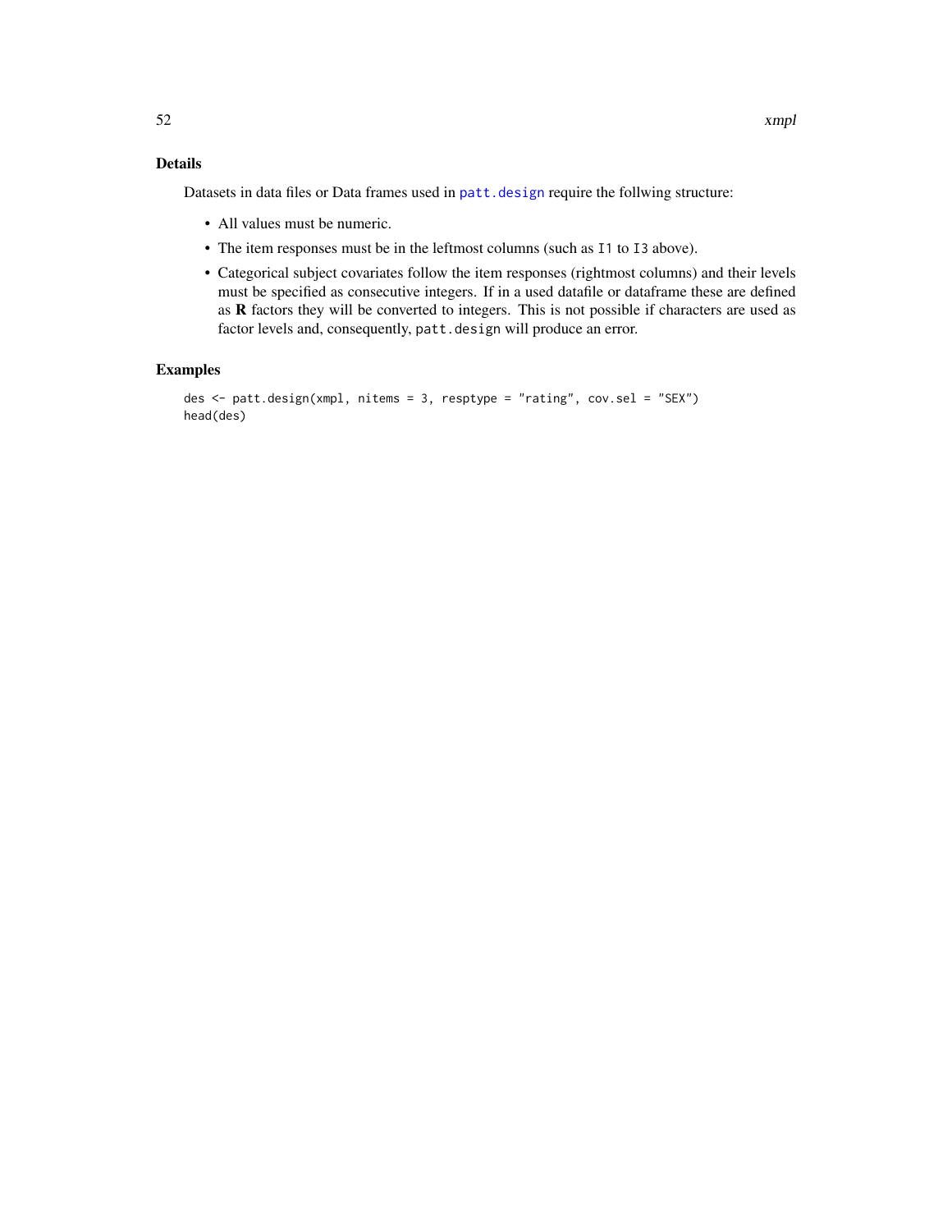## Details

Datasets in data files or Data frames used in `patt.design` require the follwing structure:

- All values must be numeric.
- The item responses must be in the leftmost columns (such as `I1` to `I3` above).
- Categorical subject covariates follow the item responses (rightmost columns) and their levels must be specified as consecutive integers. If in a used datafile or dataframe these are defined as **R** factors they will be converted to integers. This is not possible if characters are used as factor levels and, consequently, `patt.design` will produce an error.

## Examples

```
des <- patt.design(xmpl, nitems = 3, resptype = "rating", cov.sel = "SEX")
head(des)
```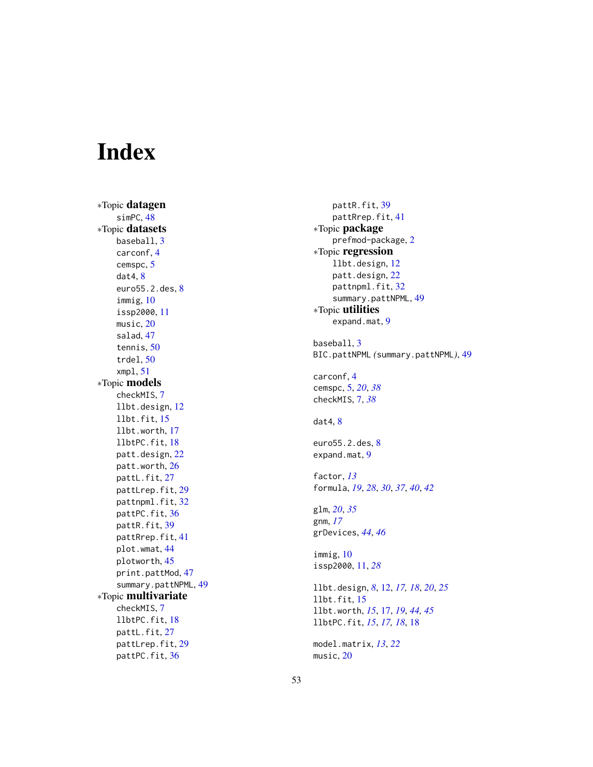# Index

*Topic **datagen**
  simPC, 48
*Topic **datasets**
  baseball, 3
  carconf, 4
  cemspc, 5
  dat4, 8
  euro55.2.des, 8
  immig, 10
  issp2000, 11
  music, 20
  salad, 47
  tennis, 50
  trdel, 50
  xmpl, 51
*Topic **models**
  checkMIS, 7
  llbt.design, 12
  llbt.fit, 15
  llbt.worth, 17
  llbtPC.fit, 18
  patt.design, 22
  patt.worth, 26
  pattL.fit, 27
  pattLrep.fit, 29
  pattnpml.fit, 32
  pattPC.fit, 36
  pattR.fit, 39
  pattRrep.fit, 41
  plot.wmat, 44
  plotworth, 45
  print.pattMod, 47
  summary.pattNPML, 49
*Topic **multivariate**
  checkMIS, 7
  llbtPC.fit, 18
  pattL.fit, 27
  pattLrep.fit, 29
  pattPC.fit, 36
  pattR.fit, 39
  pattRrep.fit, 41
*Topic **package**
  prefmod-package, 2
*Topic **regression**
  llbt.design, 12
  patt.design, 22
  pattnpml.fit, 32
  summary.pattNPML, 49
*Topic **utilities**
  expand.mat, 9

baseball, 3
BIC.pattNPML *(summary.pattNPML)*, 49

carconf, 4
cemspc, 5, *20*, *38*
checkMIS, 7, *38*

dat4, 8

euro55.2.des, 8
expand.mat, 9

factor, *13*
formula, *19*, *28*, *30*, *37*, *40*, *42*

glm, *20*, *35*
gnm, *17*
grDevices, *44*, *46*

immig, 10
issp2000, 11, *28*

llbt.design, *8*, 12, *17, 18*, *20*, *25*
llbt.fit, 15
llbt.worth, *15*, 17, *19*, *44, 45*
llbtPC.fit, *15*, *17, 18*, 18

model.matrix, *13*, *22*
music, 20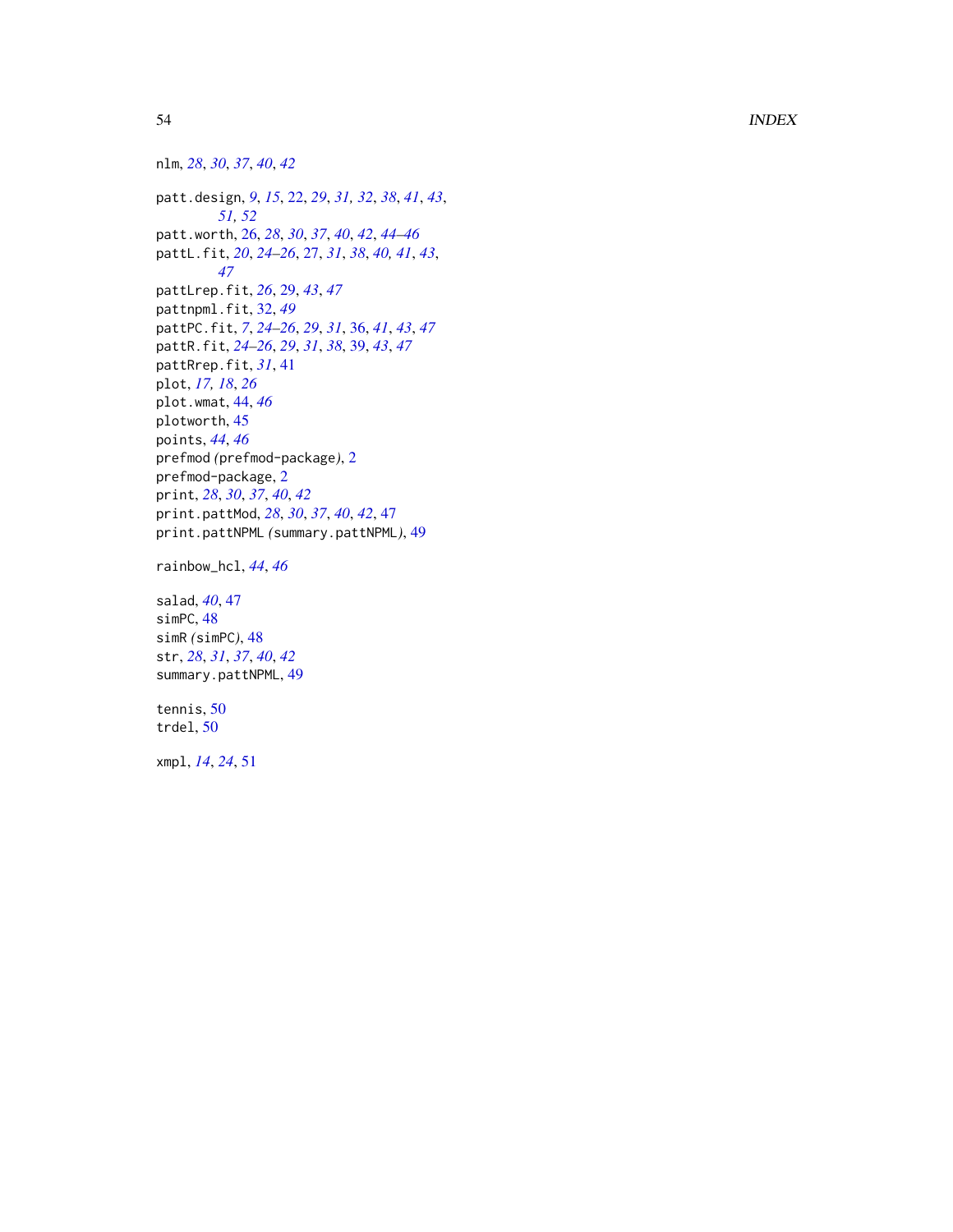nlm, *28*, *30*, *37*, *40*, *42*

patt.design, *9*, *15*, 22, *29*, *31, 32*, *38*, *41*, *43*, *51, 52*
patt.worth, 26, *28*, *30*, *37*, *40*, *42*, *44–46*
pattL.fit, *20*, *24–26*, 27, *31*, *38*, *40, 41*, *43*, *47*
pattLrep.fit, *26*, 29, *43*, *47*
pattnpml.fit, 32, *49*
pattPC.fit, *7*, *24–26*, *29*, *31*, 36, *41*, *43*, *47*
pattR.fit, *24–26*, *29*, *31*, *38*, 39, *43*, *47*
pattRrep.fit, *31*, 41
plot, *17, 18*, *26*
plot.wmat, 44, *46*
plotworth, 45
points, *44*, *46*
prefmod *(*prefmod-package*)*, 2
prefmod-package, 2
print, *28*, *30*, *37*, *40*, *42*
print.pattMod, *28*, *30*, *37*, *40*, *42*, 47
print.pattNPML *(*summary.pattNPML*)*, 49

rainbow_hcl, *44*, *46*

salad, *40*, 47
simPC, 48
simR *(*simPC*)*, 48
str, *28*, *31*, *37*, *40*, *42*
summary.pattNPML, 49

tennis, 50
trdel, 50

xmpl, *14*, *24*, 51